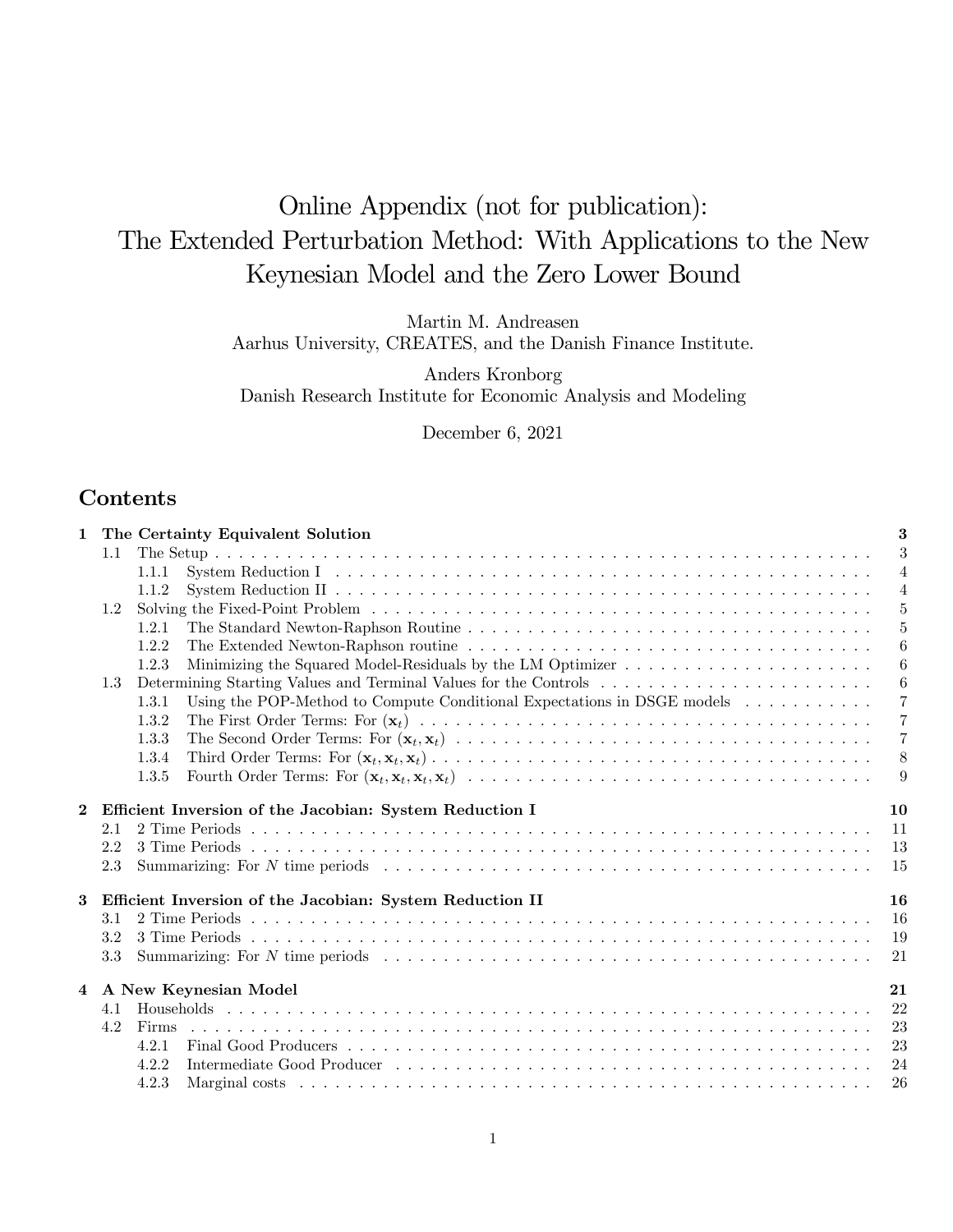# Online Appendix (not for publication): The Extended Perturbation Method: With Applications to the New Keynesian Model and the Zero Lower Bound

Martin M. Andreasen
Aarhus University, CREATES, and the Danish Finance Institute.

Anders Kronborg
Danish Research Institute for Economic Analysis and Modeling

December 6, 2021

## Contents

- **1 The Certainty Equivalent Solution** — 3
  - 1.1 The Setup — 3
    - 1.1.1 System Reduction I — 4
    - 1.1.2 System Reduction II — 4
  - 1.2 Solving the Fixed-Point Problem — 5
    - 1.2.1 The Standard Newton-Raphson Routine — 5
    - 1.2.2 The Extended Newton-Raphson routine — 6
    - 1.2.3 Minimizing the Squared Model-Residuals by the LM Optimizer — 6
  - 1.3 Determining Starting Values and Terminal Values for the Controls — 6
    - 1.3.1 Using the POP-Method to Compute Conditional Expectations in DSGE models — 7
    - 1.3.2 The First Order Terms: For $(\mathbf{x}_t)$ — 7
    - 1.3.3 The Second Order Terms: For $(\mathbf{x}_t, \mathbf{x}_t)$ — 7
    - 1.3.4 Third Order Terms: For $(\mathbf{x}_t, \mathbf{x}_t, \mathbf{x}_t)$ — 8
    - 1.3.5 Fourth Order Terms: For $(\mathbf{x}_t, \mathbf{x}_t, \mathbf{x}_t, \mathbf{x}_t)$ — 9
- **2 Efficient Inversion of the Jacobian: System Reduction I** — 10
  - 2.1 2 Time Periods — 11
  - 2.2 3 Time Periods — 13
  - 2.3 Summarizing: For $N$ time periods — 15
- **3 Efficient Inversion of the Jacobian: System Reduction II** — 16
  - 3.1 2 Time Periods — 16
  - 3.2 3 Time Periods — 19
  - 3.3 Summarizing: For $N$ time periods — 21
- **4 A New Keynesian Model** — 21
  - 4.1 Households — 22
  - 4.2 Firms — 23
    - 4.2.1 Final Good Producers — 23
    - 4.2.2 Intermediate Good Producer — 24
    - 4.2.3 Marginal costs — 26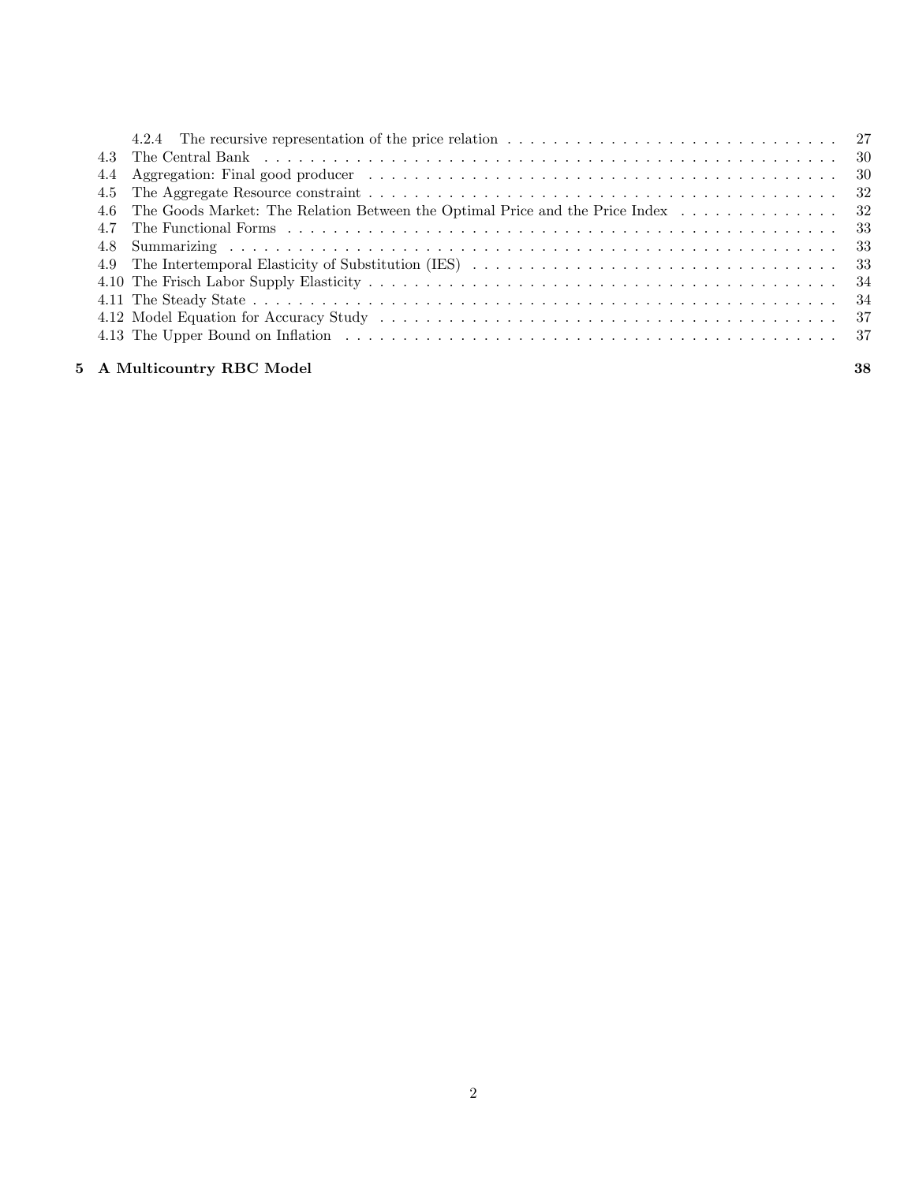4.2.4 The recursive representation of the price relation . . . . . . . . . . 27

4.3 The Central Bank . . . . . . . . . . 30

4.4 Aggregation: Final good producer . . . . . . . . . . 30

4.5 The Aggregate Resource constraint . . . . . . . . . . 32

4.6 The Goods Market: The Relation Between the Optimal Price and the Price Index . . . . . . . . . . 32

4.7 The Functional Forms . . . . . . . . . . 33

4.8 Summarizing . . . . . . . . . . 33

4.9 The Intertemporal Elasticity of Substitution (IES) . . . . . . . . . . 33

4.10 The Frisch Labor Supply Elasticity . . . . . . . . . . 34

4.11 The Steady State . . . . . . . . . . 34

4.12 Model Equation for Accuracy Study . . . . . . . . . . 37

4.13 The Upper Bound on Inflation . . . . . . . . . . 37

**5 A Multicountry RBC Model** **38**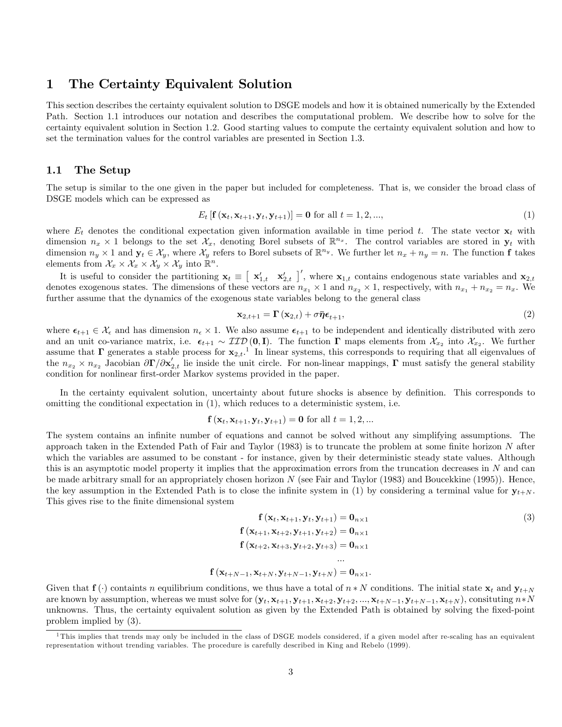# 1 The Certainty Equivalent Solution

This section describes the certainty equivalent solution to DSGE models and how it is obtained numerically by the Extended Path. Section 1.1 introduces our notation and describes the computational problem. We describe how to solve for the certainty equivalent solution in Section 1.2. Good starting values to compute the certainty equivalent solution and how to set the termination values for the control variables are presented in Section 1.3.

## 1.1 The Setup

The setup is similar to the one given in the paper but included for completeness. That is, we consider the broad class of DSGE models which can be expressed as

$$E_t \left[ \mathbf{f} \left( \mathbf{x}_t, \mathbf{x}_{t+1}, \mathbf{y}_t, \mathbf{y}_{t+1} \right) \right] = \mathbf{0} \text{ for all } t = 1, 2, ..., \tag{1}$$

where $E_t$ denotes the conditional expectation given information available in time period $t$. The state vector $\mathbf{x}_t$ with dimension $n_x \times 1$ belongs to the set $\mathcal{X}_x$, denoting Borel subsets of $\mathbb{R}^{n_x}$. The control variables are stored in $\mathbf{y}_t$ with dimension $n_y \times 1$ and $\mathbf{y}_t \in \mathcal{X}_y$, where $\mathcal{X}_y$ refers to Borel subsets of $\mathbb{R}^{n_y}$. We further let $n_x + n_y = n$. The function $\mathbf{f}$ takes elements from $\mathcal{X}_x \times \mathcal{X}_x \times \mathcal{X}_y \times \mathcal{X}_y$ into $\mathbb{R}^n$.

It is useful to consider the partitioning $\mathbf{x}_t \equiv \begin{bmatrix} \mathbf{x}_{1,t}' & \mathbf{x}_{2,t}' \end{bmatrix}'$, where $\mathbf{x}_{1,t}$ contains endogenous state variables and $\mathbf{x}_{2,t}$ denotes exogenous states. The dimensions of these vectors are $n_{x_1} \times 1$ and $n_{x_2} \times 1$, respectively, with $n_{x_1} + n_{x_2} = n_x$. We further assume that the dynamics of the exogenous state variables belong to the general class

$$\mathbf{x}_{2,t+1} = \mathbf{\Gamma} \left( \mathbf{x}_{2,t} \right) + \sigma \bar{\boldsymbol{\eta}} \boldsymbol{\epsilon}_{t+1}, \tag{2}$$

where $\boldsymbol{\epsilon}_{t+1} \in \mathcal{X}_\epsilon$ and has dimension $n_\epsilon \times 1$. We also assume $\boldsymbol{\epsilon}_{t+1}$ to be independent and identically distributed with zero and an unit co-variance matrix, i.e. $\boldsymbol{\epsilon}_{t+1} \sim \mathcal{IID} \left( \mathbf{0}, \mathbf{I} \right)$. The function $\mathbf{\Gamma}$ maps elements from $\mathcal{X}_{x_2}$ into $\mathcal{X}_{x_2}$. We further assume that $\mathbf{\Gamma}$ generates a stable process for $\mathbf{x}_{2,t}$.[1] In linear systems, this corresponds to requiring that all eigenvalues of the $n_{x_2} \times n_{x_2}$ Jacobian $\partial \mathbf{\Gamma} / \partial \mathbf{x}_{2,t}'$ lie inside the unit circle. For non-linear mappings, $\mathbf{\Gamma}$ must satisfy the general stability condition for nonlinear first-order Markov systems provided in the paper.

In the certainty equivalent solution, uncertainty about future shocks is absence by definition. This corresponds to omitting the conditional expectation in (1), which reduces to a deterministic system, i.e.

$$\mathbf{f} \left( \mathbf{x}_t, \mathbf{x}_{t+1}, \mathbf{y}_t, \mathbf{y}_{t+1} \right) = \mathbf{0} \text{ for all } t = 1, 2, ...$$

The system contains an infinite number of equations and cannot be solved without any simplifying assumptions. The approach taken in the Extended Path of Fair and Taylor (1983) is to truncate the problem at some finite horizon $N$ after which the variables are assumed to be constant - for instance, given by their deterministic steady state values. Although this is an asymptotic model property it implies that the approximation errors from the truncation decreases in $N$ and can be made arbitrary small for an appropriately chosen horizon $N$ (see Fair and Taylor (1983) and Boucekkine (1995)). Hence, the key assumption in the Extended Path is to close the infinite system in (1) by considering a terminal value for $\mathbf{y}_{t+N}$. This gives rise to the finite dimensional system

$$\begin{aligned}
\mathbf{f} \left( \mathbf{x}_t, \mathbf{x}_{t+1}, \mathbf{y}_t, \mathbf{y}_{t+1} \right) &= \mathbf{0}_{n \times 1} \\
\mathbf{f} \left( \mathbf{x}_{t+1}, \mathbf{x}_{t+2}, \mathbf{y}_{t+1}, \mathbf{y}_{t+2} \right) &= \mathbf{0}_{n \times 1} \\
\mathbf{f} \left( \mathbf{x}_{t+2}, \mathbf{x}_{t+3}, \mathbf{y}_{t+2}, \mathbf{y}_{t+3} \right) &= \mathbf{0}_{n \times 1} \\
&... \\
\mathbf{f} \left( \mathbf{x}_{t+N-1}, \mathbf{x}_{t+N}, \mathbf{y}_{t+N-1}, \mathbf{y}_{t+N} \right) &= \mathbf{0}_{n \times 1}.
\end{aligned} \tag{3}$$

Given that $\mathbf{f}(\cdot)$ containts $n$ equilibrium conditions, we thus have a total of $n * N$ conditions. The initial state $\mathbf{x}_t$ and $\mathbf{y}_{t+N}$ are known by assumption, whereas we must solve for $(\mathbf{y}_t, \mathbf{x}_{t+1}, \mathbf{y}_{t+1}, \mathbf{x}_{t+2}, \mathbf{y}_{t+2}, ..., \mathbf{x}_{t+N-1}, \mathbf{y}_{t+N-1}, \mathbf{x}_{t+N})$, consituting $n * N$ unknowns. Thus, the certainty equivalent solution as given by the Extended Path is obtained by solving the fixed-point problem implied by (3).

[1] This implies that trends may only be included in the class of DSGE models considered, if a given model after re-scaling has an equivalent representation without trending variables. The procedure is carefully described in King and Rebelo (1999).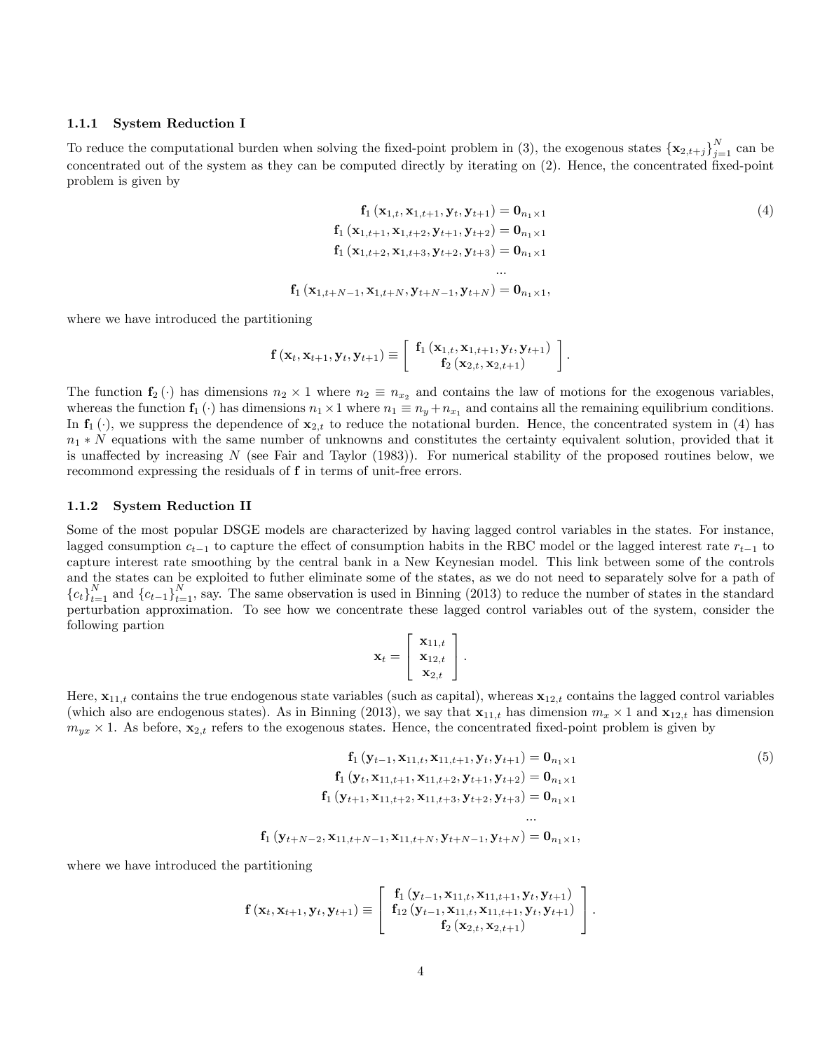### 1.1.1 System Reduction I

To reduce the computational burden when solving the fixed-point problem in (3), the exogenous states $\{\mathbf{x}_{2,t+j}\}_{j=1}^{N}$ can be concentrated out of the system as they can be computed directly by iterating on (2). Hence, the concentrated fixed-point problem is given by

$$
\begin{aligned}
\mathbf{f}_1\left(\mathbf{x}_{1,t},\mathbf{x}_{1,t+1},\mathbf{y}_t,\mathbf{y}_{t+1}\right) &= \mathbf{0}_{n_1\times 1} \\
\mathbf{f}_1\left(\mathbf{x}_{1,t+1},\mathbf{x}_{1,t+2},\mathbf{y}_{t+1},\mathbf{y}_{t+2}\right) &= \mathbf{0}_{n_1\times 1} \\
\mathbf{f}_1\left(\mathbf{x}_{1,t+2},\mathbf{x}_{1,t+3},\mathbf{y}_{t+2},\mathbf{y}_{t+3}\right) &= \mathbf{0}_{n_1\times 1} \\
&\ldots \\
\mathbf{f}_1\left(\mathbf{x}_{1,t+N-1},\mathbf{x}_{1,t+N},\mathbf{y}_{t+N-1},\mathbf{y}_{t+N}\right) &= \mathbf{0}_{n_1\times 1},
\end{aligned}
\tag{4}
$$

where we have introduced the partitioning

$$
\mathbf{f}\left(\mathbf{x}_t,\mathbf{x}_{t+1},\mathbf{y}_t,\mathbf{y}_{t+1}\right) \equiv \left[\begin{array}{c} \mathbf{f}_1\left(\mathbf{x}_{1,t},\mathbf{x}_{1,t+1},\mathbf{y}_t,\mathbf{y}_{t+1}\right) \\ \mathbf{f}_2\left(\mathbf{x}_{2,t},\mathbf{x}_{2,t+1}\right) \end{array}\right].
$$

The function $\mathbf{f}_2(\cdot)$ has dimensions $n_2 \times 1$ where $n_2 \equiv n_{x_2}$ and contains the law of motions for the exogenous variables, whereas the function $\mathbf{f}_1(\cdot)$ has dimensions $n_1 \times 1$ where $n_1 \equiv n_y + n_{x_1}$ and contains all the remaining equilibrium conditions. In $\mathbf{f}_1(\cdot)$, we suppress the dependence of $\mathbf{x}_{2,t}$ to reduce the notational burden. Hence, the concentrated system in (4) has $n_1 * N$ equations with the same number of unknowns and constitutes the certainty equivalent solution, provided that it is unaffected by increasing $N$ (see Fair and Taylor (1983)). For numerical stability of the proposed routines below, we recommond expressing the residuals of $\mathbf{f}$ in terms of unit-free errors.

### 1.1.2 System Reduction II

Some of the most popular DSGE models are characterized by having lagged control variables in the states. For instance, lagged consumption $c_{t-1}$ to capture the effect of consumption habits in the RBC model or the lagged interest rate $r_{t-1}$ to capture interest rate smoothing by the central bank in a New Keynesian model. This link between some of the controls and the states can be exploited to futher eliminate some of the states, as we do not need to separately solve for a path of $\{c_t\}_{t=1}^{N}$ and $\{c_{t-1}\}_{t=1}^{N}$, say. The same observation is used in Binning (2013) to reduce the number of states in the standard perturbation approximation. To see how we concentrate these lagged control variables out of the system, consider the following partion

$$
\mathbf{x}_t = \left[\begin{array}{c} \mathbf{x}_{11,t} \\ \mathbf{x}_{12,t} \\ \mathbf{x}_{2,t} \end{array}\right].
$$

Here, $\mathbf{x}_{11,t}$ contains the true endogenous state variables (such as capital), whereas $\mathbf{x}_{12,t}$ contains the lagged control variables (which also are endogenous states). As in Binning (2013), we say that $\mathbf{x}_{11,t}$ has dimension $m_x \times 1$ and $\mathbf{x}_{12,t}$ has dimension $m_{yx} \times 1$. As before, $\mathbf{x}_{2,t}$ refers to the exogenous states. Hence, the concentrated fixed-point problem is given by

$$
\begin{aligned}
\mathbf{f}_1\left(\mathbf{y}_{t-1},\mathbf{x}_{11,t},\mathbf{x}_{11,t+1},\mathbf{y}_t,\mathbf{y}_{t+1}\right) &= \mathbf{0}_{n_1\times 1} \\
\mathbf{f}_1\left(\mathbf{y}_{t},\mathbf{x}_{11,t+1},\mathbf{x}_{11,t+2},\mathbf{y}_{t+1},\mathbf{y}_{t+2}\right) &= \mathbf{0}_{n_1\times 1} \\
\mathbf{f}_1\left(\mathbf{y}_{t+1},\mathbf{x}_{11,t+2},\mathbf{x}_{11,t+3},\mathbf{y}_{t+2},\mathbf{y}_{t+3}\right) &= \mathbf{0}_{n_1\times 1} \\
&\ldots \\
\mathbf{f}_1\left(\mathbf{y}_{t+N-2},\mathbf{x}_{11,t+N-1},\mathbf{x}_{11,t+N},\mathbf{y}_{t+N-1},\mathbf{y}_{t+N}\right) &= \mathbf{0}_{n_1\times 1},
\end{aligned}
\tag{5}
$$

where we have introduced the partitioning

$$
\mathbf{f}\left(\mathbf{x}_t,\mathbf{x}_{t+1},\mathbf{y}_t,\mathbf{y}_{t+1}\right) \equiv \left[\begin{array}{c} \mathbf{f}_1\left(\mathbf{y}_{t-1},\mathbf{x}_{11,t},\mathbf{x}_{11,t+1},\mathbf{y}_t,\mathbf{y}_{t+1}\right) \\ \mathbf{f}_{12}\left(\mathbf{y}_{t-1},\mathbf{x}_{11,t},\mathbf{x}_{11,t+1},\mathbf{y}_t,\mathbf{y}_{t+1}\right) \\ \mathbf{f}_2\left(\mathbf{x}_{2,t},\mathbf{x}_{2,t+1}\right) \end{array}\right].
$$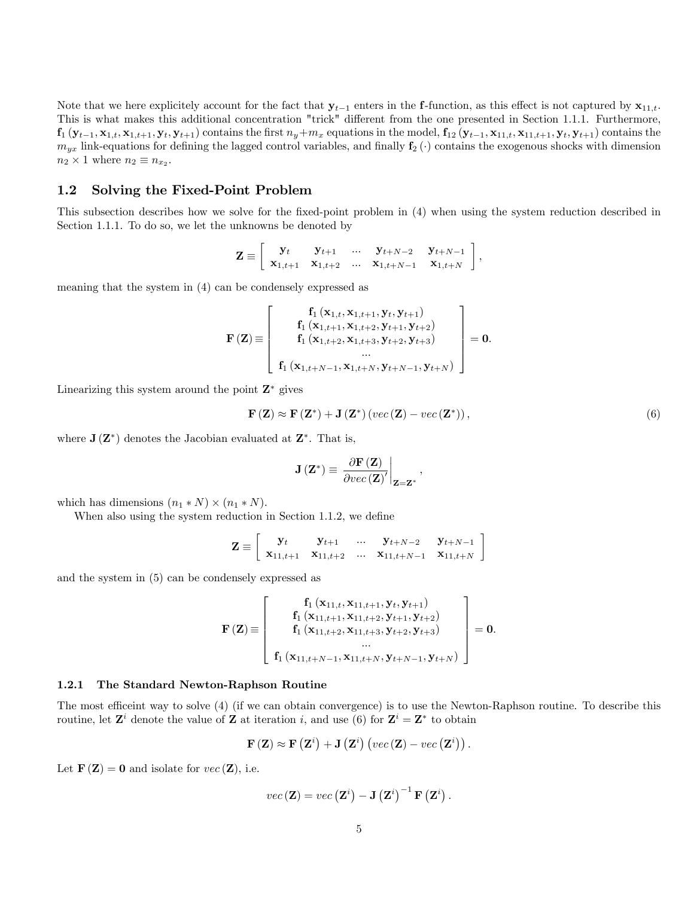Note that we here explicitely account for the fact that $\mathbf{y}_{t-1}$ enters in the $\mathbf{f}$-function, as this effect is not captured by $\mathbf{x}_{11,t}$. This is what makes this additional concentration "trick" different from the one presented in Section 1.1.1. Furthermore, $\mathbf{f}_1(\mathbf{y}_{t-1}, \mathbf{x}_{1,t}, \mathbf{x}_{1,t+1}, \mathbf{y}_t, \mathbf{y}_{t+1})$ contains the first $n_y + m_x$ equations in the model, $\mathbf{f}_{12}(\mathbf{y}_{t-1}, \mathbf{x}_{11,t}, \mathbf{x}_{11,t+1}, \mathbf{y}_t, \mathbf{y}_{t+1})$ contains the $m_{yx}$ link-equations for defining the lagged control variables, and finally $\mathbf{f}_2(\cdot)$ contains the exogenous shocks with dimension $n_2 \times 1$ where $n_2 \equiv n_{x_2}$.

## 1.2 Solving the Fixed-Point Problem

This subsection describes how we solve for the fixed-point problem in (4) when using the system reduction described in Section 1.1.1. To do so, we let the unknowns be denoted by

$$\mathbf{Z} \equiv \begin{bmatrix} \mathbf{y}_t & \mathbf{y}_{t+1} & \dots & \mathbf{y}_{t+N-2} & \mathbf{y}_{t+N-1} \\ \mathbf{x}_{1,t+1} & \mathbf{x}_{1,t+2} & \dots & \mathbf{x}_{1,t+N-1} & \mathbf{x}_{1,t+N} \end{bmatrix},$$

meaning that the system in (4) can be condensely expressed as

$$\mathbf{F}(\mathbf{Z}) \equiv \begin{bmatrix} \mathbf{f}_1(\mathbf{x}_{1,t}, \mathbf{x}_{1,t+1}, \mathbf{y}_t, \mathbf{y}_{t+1}) \\ \mathbf{f}_1(\mathbf{x}_{1,t+1}, \mathbf{x}_{1,t+2}, \mathbf{y}_{t+1}, \mathbf{y}_{t+2}) \\ \mathbf{f}_1(\mathbf{x}_{1,t+2}, \mathbf{x}_{1,t+3}, \mathbf{y}_{t+2}, \mathbf{y}_{t+3}) \\ \dots \\ \mathbf{f}_1(\mathbf{x}_{1,t+N-1}, \mathbf{x}_{1,t+N}, \mathbf{y}_{t+N-1}, \mathbf{y}_{t+N}) \end{bmatrix} = \mathbf{0}.$$

Linearizing this system around the point $\mathbf{Z}^*$ gives

$$\mathbf{F}(\mathbf{Z}) \approx \mathbf{F}(\mathbf{Z}^*) + \mathbf{J}(\mathbf{Z}^*)(vec(\mathbf{Z}) - vec(\mathbf{Z}^*)), \tag{6}$$

where $\mathbf{J}(\mathbf{Z}^*)$ denotes the Jacobian evaluated at $\mathbf{Z}^*$. That is,

$$\mathbf{J}(\mathbf{Z}^*) \equiv \left. \frac{\partial \mathbf{F}(\mathbf{Z})}{\partial vec(\mathbf{Z})'} \right|_{\mathbf{Z}=\mathbf{Z}^*},$$

which has dimensions $(n_1 * N) \times (n_1 * N)$.

When also using the system reduction in Section 1.1.2, we define

$$\mathbf{Z} \equiv \begin{bmatrix} \mathbf{y}_t & \mathbf{y}_{t+1} & \dots & \mathbf{y}_{t+N-2} & \mathbf{y}_{t+N-1} \\ \mathbf{x}_{11,t+1} & \mathbf{x}_{11,t+2} & \dots & \mathbf{x}_{11,t+N-1} & \mathbf{x}_{11,t+N} \end{bmatrix}$$

and the system in (5) can be condensely expressed as

$$\mathbf{F}(\mathbf{Z}) \equiv \begin{bmatrix} \mathbf{f}_1(\mathbf{x}_{11,t}, \mathbf{x}_{11,t+1}, \mathbf{y}_t, \mathbf{y}_{t+1}) \\ \mathbf{f}_1(\mathbf{x}_{11,t+1}, \mathbf{x}_{11,t+2}, \mathbf{y}_{t+1}, \mathbf{y}_{t+2}) \\ \mathbf{f}_1(\mathbf{x}_{11,t+2}, \mathbf{x}_{11,t+3}, \mathbf{y}_{t+2}, \mathbf{y}_{t+3}) \\ \dots \\ \mathbf{f}_1(\mathbf{x}_{11,t+N-1}, \mathbf{x}_{11,t+N}, \mathbf{y}_{t+N-1}, \mathbf{y}_{t+N}) \end{bmatrix} = \mathbf{0}.$$

### 1.2.1 The Standard Newton-Raphson Routine

The most efficeint way to solve (4) (if we can obtain convergence) is to use the Newton-Raphson routine. To describe this routine, let $\mathbf{Z}^i$ denote the value of $\mathbf{Z}$ at iteration $i$, and use (6) for $\mathbf{Z}^i = \mathbf{Z}^*$ to obtain

$$\mathbf{F}(\mathbf{Z}) \approx \mathbf{F}(\mathbf{Z}^i) + \mathbf{J}(\mathbf{Z}^i)(vec(\mathbf{Z}) - vec(\mathbf{Z}^i)).$$

Let $\mathbf{F}(\mathbf{Z}) = \mathbf{0}$ and isolate for $vec(\mathbf{Z})$, i.e.

$$vec(\mathbf{Z}) = vec(\mathbf{Z}^i) - \mathbf{J}(\mathbf{Z}^i)^{-1} \mathbf{F}(\mathbf{Z}^i).$$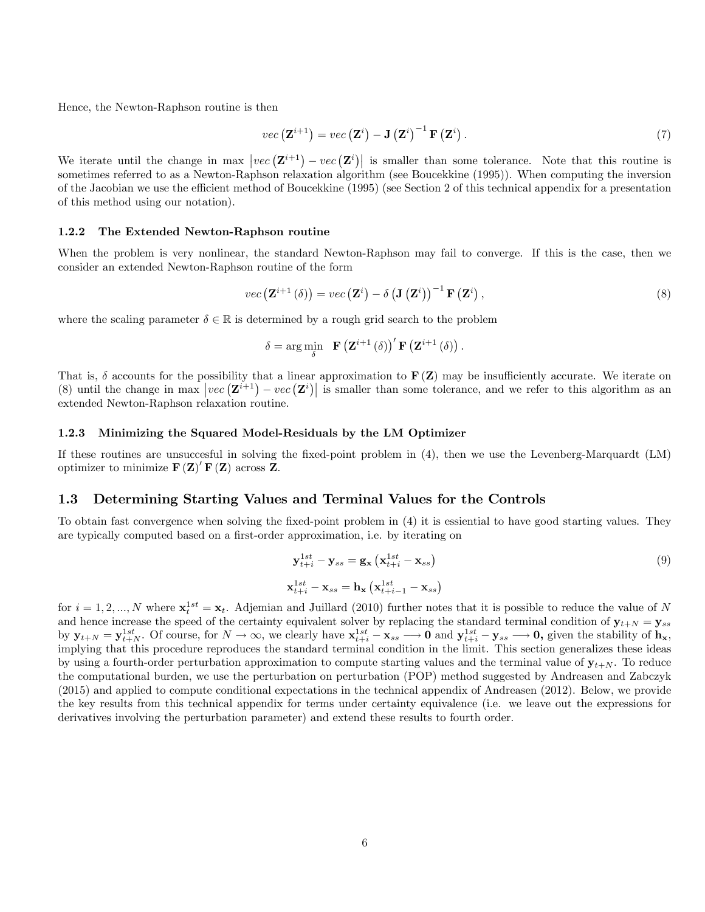Hence, the Newton-Raphson routine is then

$$
vec\left(\mathbf{Z}^{i+1}\right) = vec\left(\mathbf{Z}^{i}\right) - \mathbf{J}\left(\mathbf{Z}^{i}\right)^{-1}\mathbf{F}\left(\mathbf{Z}^{i}\right). \tag{7}
$$

We iterate until the change in max $\left|vec\left(\mathbf{Z}^{i+1}\right) - vec\left(\mathbf{Z}^{i}\right)\right|$ is smaller than some tolerance. Note that this routine is sometimes referred to as a Newton-Raphson relaxation algorithm (see Boucekkine (1995)). When computing the inversion of the Jacobian we use the efficient method of Boucekkine (1995) (see Section 2 of this technical appendix for a presentation of this method using our notation).

#### 1.2.2 The Extended Newton-Raphson routine

When the problem is very nonlinear, the standard Newton-Raphson may fail to converge. If this is the case, then we consider an extended Newton-Raphson routine of the form

$$
vec\left(\mathbf{Z}^{i+1}\left(\delta\right)\right) = vec\left(\mathbf{Z}^{i}\right) - \delta\left(\mathbf{J}\left(\mathbf{Z}^{i}\right)\right)^{-1}\mathbf{F}\left(\mathbf{Z}^{i}\right), \tag{8}
$$

where the scaling parameter $\delta \in \mathbb{R}$ is determined by a rough grid search to the problem

$$
\delta = \arg\min_{\delta} \quad \mathbf{F}\left(\mathbf{Z}^{i+1}\left(\delta\right)\right)'\mathbf{F}\left(\mathbf{Z}^{i+1}\left(\delta\right)\right).
$$

That is, $\delta$ accounts for the possibility that a linear approximation to $\mathbf{F}\left(\mathbf{Z}\right)$ may be insufficiently accurate. We iterate on (8) until the change in max $\left|vec\left(\mathbf{Z}^{i+1}\right) - vec\left(\mathbf{Z}^{i}\right)\right|$ is smaller than some tolerance, and we refer to this algorithm as an extended Newton-Raphson relaxation routine.

#### 1.2.3 Minimizing the Squared Model-Residuals by the LM Optimizer

If these routines are unsuccesful in solving the fixed-point problem in (4), then we use the Levenberg-Marquardt (LM) optimizer to minimize $\mathbf{F}\left(\mathbf{Z}\right)'\mathbf{F}\left(\mathbf{Z}\right)$ across $\mathbf{Z}$.

### 1.3 Determining Starting Values and Terminal Values for the Controls

To obtain fast convergence when solving the fixed-point problem in (4) it is essential to have good starting values. They are typically computed based on a first-order approximation, i.e. by iterating on

$$
\mathbf{y}_{t+i}^{1st} - \mathbf{y}_{ss} = \mathbf{g}_{\mathbf{x}}\left(\mathbf{x}_{t+i}^{1st} - \mathbf{x}_{ss}\right) \tag{9}
$$

$$
\mathbf{x}_{t+i}^{1st} - \mathbf{x}_{ss} = \mathbf{h}_{\mathbf{x}}\left(\mathbf{x}_{t+i-1}^{1st} - \mathbf{x}_{ss}\right)
$$

for $i = 1, 2, ..., N$ where $\mathbf{x}_{t}^{1st} = \mathbf{x}_{t}$. Adjemian and Juillard (2010) further notes that it is possible to reduce the value of $N$ and hence increase the speed of the certainty equivalent solver by replacing the standard terminal condition of $\mathbf{y}_{t+N} = \mathbf{y}_{ss}$ by $\mathbf{y}_{t+N} = \mathbf{y}_{t+N}^{1st}$. Of course, for $N \rightarrow \infty$, we clearly have $\mathbf{x}_{t+i}^{1st} - \mathbf{x}_{ss} \longrightarrow \mathbf{0}$ and $\mathbf{y}_{t+i}^{1st} - \mathbf{y}_{ss} \longrightarrow \mathbf{0}$, given the stability of $\mathbf{h}_{\mathbf{x}}$, implying that this procedure reproduces the standard terminal condition in the limit. This section generalizes these ideas by using a fourth-order perturbation approximation to compute starting values and the terminal value of $\mathbf{y}_{t+N}$. To reduce the computational burden, we use the perturbation on perturbation (POP) method suggested by Andreasen and Zabczyk (2015) and applied to compute conditional expectations in the technical appendix of Andreasen (2012). Below, we provide the key results from this technical appendix for terms under certainty equivalence (i.e. we leave out the expressions for derivatives involving the perturbation parameter) and extend these results to fourth order.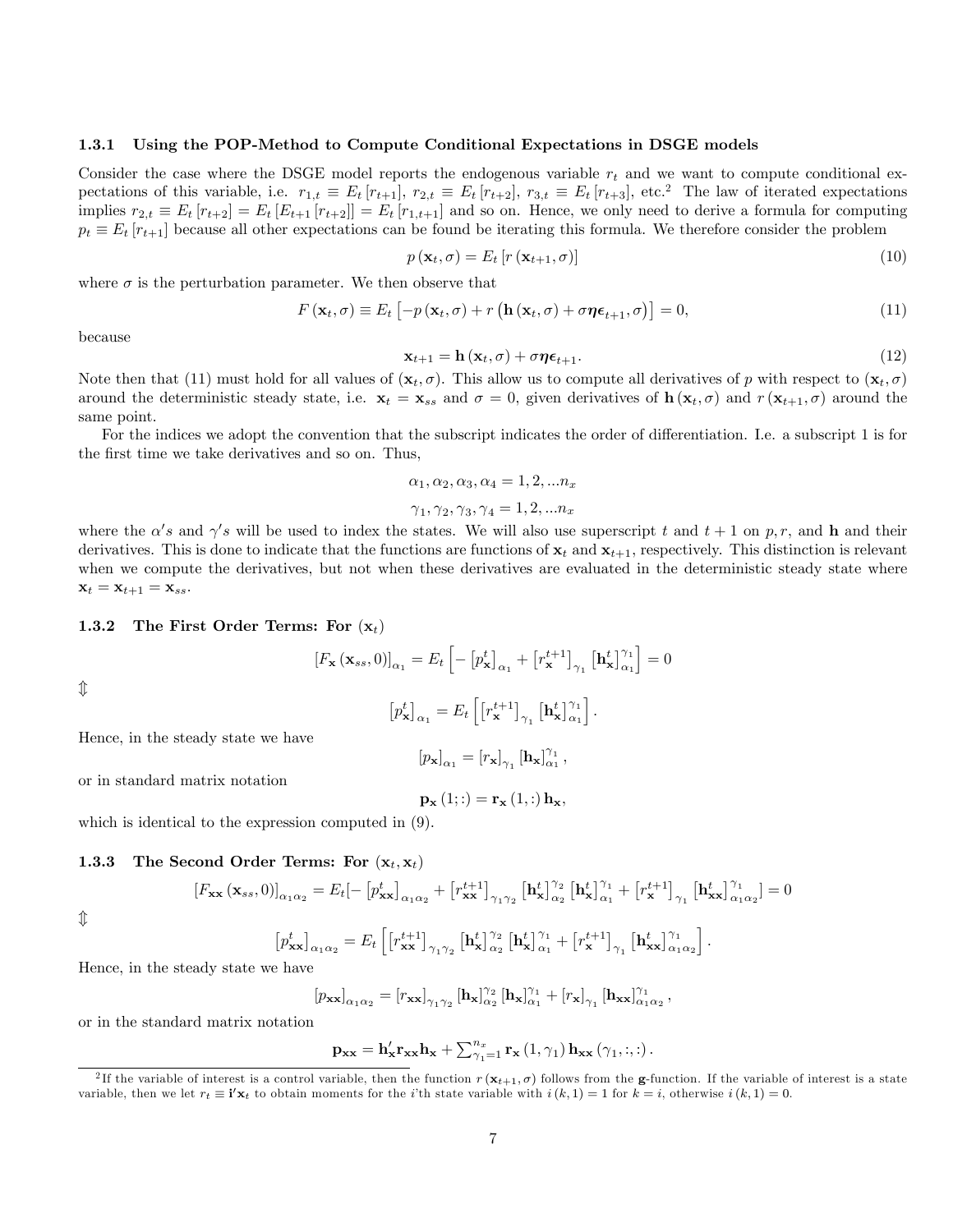### 1.3.1 Using the POP-Method to Compute Conditional Expectations in DSGE models

Consider the case where the DSGE model reports the endogenous variable $r_t$ and we want to compute conditional expectations of this variable, i.e. $r_{1,t} \equiv E_t[r_{t+1}]$, $r_{2,t} \equiv E_t[r_{t+2}]$, $r_{3,t} \equiv E_t[r_{t+3}]$, etc.[2] The law of iterated expectations implies $r_{2,t} \equiv E_t[r_{t+2}] = E_t[E_{t+1}[r_{t+2}]] = E_t[r_{1,t+1}]$ and so on. Hence, we only need to derive a formula for computing $p_t \equiv E_t[r_{t+1}]$ because all other expectations can be found be iterating this formula. We therefore consider the problem

$$p(\mathbf{x}_t, \sigma) = E_t[r(\mathbf{x}_{t+1}, \sigma)] \tag{10}$$

where $\sigma$ is the perturbation parameter. We then observe that

$$F(\mathbf{x}_t, \sigma) \equiv E_t\left[-p(\mathbf{x}_t, \sigma) + r\left(\mathbf{h}(\mathbf{x}_t, \sigma) + \sigma\boldsymbol{\eta}\boldsymbol{\epsilon}_{t+1}, \sigma\right)\right] = 0, \tag{11}$$

because

$$\mathbf{x}_{t+1} = \mathbf{h}(\mathbf{x}_t, \sigma) + \sigma\boldsymbol{\eta}\boldsymbol{\epsilon}_{t+1}. \tag{12}$$

Note then that (11) must hold for all values of $(\mathbf{x}_t, \sigma)$. This allow us to compute all derivatives of $p$ with respect to $(\mathbf{x}_t, \sigma)$ around the deterministic steady state, i.e. $\mathbf{x}_t = \mathbf{x}_{ss}$ and $\sigma = 0$, given derivatives of $\mathbf{h}(\mathbf{x}_t, \sigma)$ and $r(\mathbf{x}_{t+1}, \sigma)$ around the same point.

For the indices we adopt the convention that the subscript indicates the order of differentiation. I.e. a subscript 1 is for the first time we take derivatives and so on. Thus,

$$\alpha_1, \alpha_2, \alpha_3, \alpha_4 = 1, 2, \ldots n_x$$

$$\gamma_1, \gamma_2, \gamma_3, \gamma_4 = 1, 2, \ldots n_x$$

where the $\alpha's$ and $\gamma's$ will be used to index the states. We will also use superscript $t$ and $t+1$ on $p, r$, and $\mathbf{h}$ and their derivatives. This is done to indicate that the functions are functions of $\mathbf{x}_t$ and $\mathbf{x}_{t+1}$, respectively. This distinction is relevant when we compute the derivatives, but not when these derivatives are evaluated in the deterministic steady state where $\mathbf{x}_t = \mathbf{x}_{t+1} = \mathbf{x}_{ss}$.

### 1.3.2 The First Order Terms: For $(\mathbf{x}_t)$

$$[F_{\mathbf{x}}(\mathbf{x}_{ss}, 0)]_{\alpha_1} = E_t\left[-\left[p_{\mathbf{x}}^t\right]_{\alpha_1} + \left[r_{\mathbf{x}}^{t+1}\right]_{\gamma_1}\left[\mathbf{h}_{\mathbf{x}}^t\right]_{\alpha_1}^{\gamma_1}\right] = 0$$

$\Updownarrow$

$$\left[p_{\mathbf{x}}^t\right]_{\alpha_1} = E_t\left[\left[r_{\mathbf{x}}^{t+1}\right]_{\gamma_1}\left[\mathbf{h}_{\mathbf{x}}^t\right]_{\alpha_1}^{\gamma_1}\right].$$

Hence, in the steady state we have

$$[p_{\mathbf{x}}]_{\alpha_1} = [r_{\mathbf{x}}]_{\gamma_1}[\mathbf{h}_{\mathbf{x}}]_{\alpha_1}^{\gamma_1},$$

or in standard matrix notation

$$\mathbf{p}_{\mathbf{x}}(1;:) = \mathbf{r}_{\mathbf{x}}(1,:)\,\mathbf{h}_{\mathbf{x}},$$

which is identical to the expression computed in (9).

### 1.3.3 The Second Order Terms: For $(\mathbf{x}_t, \mathbf{x}_t)$

$$[F_{\mathbf{xx}}(\mathbf{x}_{ss}, 0)]_{\alpha_1\alpha_2} = E_t[-\left[p_{\mathbf{xx}}^t\right]_{\alpha_1\alpha_2} + \left[r_{\mathbf{xx}}^{t+1}\right]_{\gamma_1\gamma_2}\left[\mathbf{h}_{\mathbf{x}}^t\right]_{\alpha_2}^{\gamma_2}\left[\mathbf{h}_{\mathbf{x}}^t\right]_{\alpha_1}^{\gamma_1} + \left[r_{\mathbf{x}}^{t+1}\right]_{\gamma_1}\left[\mathbf{h}_{\mathbf{xx}}^t\right]_{\alpha_1\alpha_2}^{\gamma_1}] = 0$$

$\Updownarrow$

$$\left[p_{\mathbf{xx}}^t\right]_{\alpha_1\alpha_2} = E_t\left[\left[r_{\mathbf{xx}}^{t+1}\right]_{\gamma_1\gamma_2}\left[\mathbf{h}_{\mathbf{x}}^t\right]_{\alpha_2}^{\gamma_2}\left[\mathbf{h}_{\mathbf{x}}^t\right]_{\alpha_1}^{\gamma_1} + \left[r_{\mathbf{x}}^{t+1}\right]_{\gamma_1}\left[\mathbf{h}_{\mathbf{xx}}^t\right]_{\alpha_1\alpha_2}^{\gamma_1}\right].$$

Hence, in the steady state we have

$$[p_{\mathbf{xx}}]_{\alpha_1\alpha_2} = [r_{\mathbf{xx}}]_{\gamma_1\gamma_2}[\mathbf{h}_{\mathbf{x}}]_{\alpha_2}^{\gamma_2}[\mathbf{h}_{\mathbf{x}}]_{\alpha_1}^{\gamma_1} + [r_{\mathbf{x}}]_{\gamma_1}[\mathbf{h}_{\mathbf{xx}}]_{\alpha_1\alpha_2}^{\gamma_1},$$

or in the standard matrix notation

$$\mathbf{p}_{\mathbf{xx}} = \mathbf{h}_{\mathbf{x}}'\mathbf{r}_{\mathbf{xx}}\mathbf{h}_{\mathbf{x}} + \sum_{\gamma_1=1}^{n_x}\mathbf{r}_{\mathbf{x}}(1, \gamma_1)\,\mathbf{h}_{\mathbf{xx}}(\gamma_1, :, :).$$

---

[2] If the variable of interest is a control variable, then the function $r(\mathbf{x}_{t+1}, \sigma)$ follows from the $\mathbf{g}$-function. If the variable of interest is a state variable, then we let $r_t \equiv \mathbf{i}'\mathbf{x}_t$ to obtain moments for the $i$'th state variable with $i(k, 1) = 1$ for $k = i$, otherwise $i(k, 1) = 0$.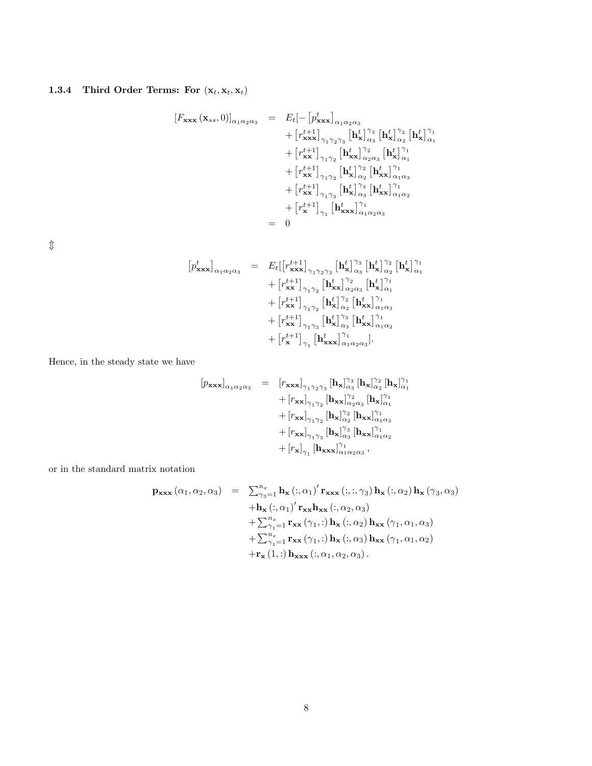### 1.3.4 Third Order Terms: For $(\mathbf{x}_t, \mathbf{x}_t, \mathbf{x}_t)$

$$
\begin{aligned}
\left[F_{\mathbf{xxx}}\left(\mathbf{x}_{ss},0\right)\right]_{\alpha_1\alpha_2\alpha_3} &= E_t[-\left[p^t_{\mathbf{xxx}}\right]_{\alpha_1\alpha_2\alpha_3} \\
&\quad + \left[r^{t+1}_{\mathbf{xxx}}\right]_{\gamma_1\gamma_2\gamma_3}\left[\mathbf{h}^t_{\mathbf{x}}\right]^{\gamma_3}_{\alpha_3}\left[\mathbf{h}^t_{\mathbf{x}}\right]^{\gamma_2}_{\alpha_2}\left[\mathbf{h}^t_{\mathbf{x}}\right]^{\gamma_1}_{\alpha_1} \\
&\quad + \left[r^{t+1}_{\mathbf{xx}}\right]_{\gamma_1\gamma_2}\left[\mathbf{h}^t_{\mathbf{xx}}\right]^{\gamma_2}_{\alpha_2\alpha_3}\left[\mathbf{h}^t_{\mathbf{x}}\right]^{\gamma_1}_{\alpha_1} \\
&\quad + \left[r^{t+1}_{\mathbf{xx}}\right]_{\gamma_1\gamma_2}\left[\mathbf{h}^t_{\mathbf{x}}\right]^{\gamma_2}_{\alpha_2}\left[\mathbf{h}^t_{\mathbf{xx}}\right]^{\gamma_1}_{\alpha_1\alpha_3} \\
&\quad + \left[r^{t+1}_{\mathbf{xx}}\right]_{\gamma_1\gamma_3}\left[\mathbf{h}^t_{\mathbf{x}}\right]^{\gamma_3}_{\alpha_3}\left[\mathbf{h}^t_{\mathbf{xx}}\right]^{\gamma_1}_{\alpha_1\alpha_2} \\
&\quad + \left[r^{t+1}_{\mathbf{x}}\right]_{\gamma_1}\left[\mathbf{h}^t_{\mathbf{xxx}}\right]^{\gamma_1}_{\alpha_1\alpha_2\alpha_3} \\
&= 0
\end{aligned}
$$

$\Updownarrow$

$$
\begin{aligned}
\left[p^t_{\mathbf{xxx}}\right]_{\alpha_1\alpha_2\alpha_3} &= E_t[\left[r^{t+1}_{\mathbf{xxx}}\right]_{\gamma_1\gamma_2\gamma_3}\left[\mathbf{h}^t_{\mathbf{x}}\right]^{\gamma_3}_{\alpha_3}\left[\mathbf{h}^t_{\mathbf{x}}\right]^{\gamma_2}_{\alpha_2}\left[\mathbf{h}^t_{\mathbf{x}}\right]^{\gamma_1}_{\alpha_1} \\
&\quad + \left[r^{t+1}_{\mathbf{xx}}\right]_{\gamma_1\gamma_2}\left[\mathbf{h}^t_{\mathbf{xx}}\right]^{\gamma_2}_{\alpha_2\alpha_3}\left[\mathbf{h}^t_{\mathbf{x}}\right]^{\gamma_1}_{\alpha_1} \\
&\quad + \left[r^{t+1}_{\mathbf{xx}}\right]_{\gamma_1\gamma_2}\left[\mathbf{h}^t_{\mathbf{x}}\right]^{\gamma_2}_{\alpha_2}\left[\mathbf{h}^t_{\mathbf{xx}}\right]^{\gamma_1}_{\alpha_1\alpha_3} \\
&\quad + \left[r^{t+1}_{\mathbf{xx}}\right]_{\gamma_1\gamma_3}\left[\mathbf{h}^t_{\mathbf{x}}\right]^{\gamma_3}_{\alpha_3}\left[\mathbf{h}^t_{\mathbf{xx}}\right]^{\gamma_1}_{\alpha_1\alpha_2} \\
&\quad + \left[r^{t+1}_{\mathbf{x}}\right]_{\gamma_1}\left[\mathbf{h}^t_{\mathbf{xxx}}\right]^{\gamma_1}_{\alpha_1\alpha_2\alpha_3}].
\end{aligned}
$$

Hence, in the steady state we have

$$
\begin{aligned}
\left[p_{\mathbf{xxx}}\right]_{\alpha_1\alpha_2\alpha_3} &= \left[r_{\mathbf{xxx}}\right]_{\gamma_1\gamma_2\gamma_3}\left[\mathbf{h}_{\mathbf{x}}\right]^{\gamma_3}_{\alpha_3}\left[\mathbf{h}_{\mathbf{x}}\right]^{\gamma_2}_{\alpha_2}\left[\mathbf{h}_{\mathbf{x}}\right]^{\gamma_1}_{\alpha_1} \\
&\quad + \left[r_{\mathbf{xx}}\right]_{\gamma_1\gamma_2}\left[\mathbf{h}_{\mathbf{xx}}\right]^{\gamma_2}_{\alpha_2\alpha_3}\left[\mathbf{h}_{\mathbf{x}}\right]^{\gamma_1}_{\alpha_1} \\
&\quad + \left[r_{\mathbf{xx}}\right]_{\gamma_1\gamma_2}\left[\mathbf{h}_{\mathbf{x}}\right]^{\gamma_2}_{\alpha_2}\left[\mathbf{h}_{\mathbf{xx}}\right]^{\gamma_1}_{\alpha_1\alpha_3} \\
&\quad + \left[r_{\mathbf{xx}}\right]_{\gamma_1\gamma_3}\left[\mathbf{h}_{\mathbf{x}}\right]^{\gamma_3}_{\alpha_3}\left[\mathbf{h}_{\mathbf{xx}}\right]^{\gamma_1}_{\alpha_1\alpha_2} \\
&\quad + \left[r_{\mathbf{x}}\right]_{\gamma_1}\left[\mathbf{h}_{\mathbf{xxx}}\right]^{\gamma_1}_{\alpha_1\alpha_2\alpha_3},
\end{aligned}
$$

or in the standard matrix notation

$$
\begin{aligned}
\mathbf{p}_{\mathbf{xxx}}\left(\alpha_1,\alpha_2,\alpha_3\right) &= \textstyle\sum_{\gamma_3=1}^{n_x}\mathbf{h}_{\mathbf{x}}\left(:,\alpha_1\right)'\mathbf{r}_{\mathbf{xxx}}\left(:,:,\gamma_3\right)\mathbf{h}_{\mathbf{x}}\left(:,\alpha_2\right)\mathbf{h}_{\mathbf{x}}\left(\gamma_3,\alpha_3\right) \\
&\quad + \mathbf{h}_{\mathbf{x}}\left(:,\alpha_1\right)'\mathbf{r}_{\mathbf{xx}}\mathbf{h}_{\mathbf{xx}}\left(:,\alpha_2,\alpha_3\right) \\
&\quad + \textstyle\sum_{\gamma_1=1}^{n_x}\mathbf{r}_{\mathbf{xx}}\left(\gamma_1,:\right)\mathbf{h}_{\mathbf{x}}\left(:,\alpha_2\right)\mathbf{h}_{\mathbf{xx}}\left(\gamma_1,\alpha_1,\alpha_3\right) \\
&\quad + \textstyle\sum_{\gamma_1=1}^{n_x}\mathbf{r}_{\mathbf{xx}}\left(\gamma_1,:\right)\mathbf{h}_{\mathbf{x}}\left(:,\alpha_3\right)\mathbf{h}_{\mathbf{xx}}\left(\gamma_1,\alpha_1,\alpha_2\right) \\
&\quad + \mathbf{r}_{\mathbf{x}}\left(1,:\right)\mathbf{h}_{\mathbf{xxx}}\left(:,\alpha_1,\alpha_2,\alpha_3\right).
\end{aligned}
$$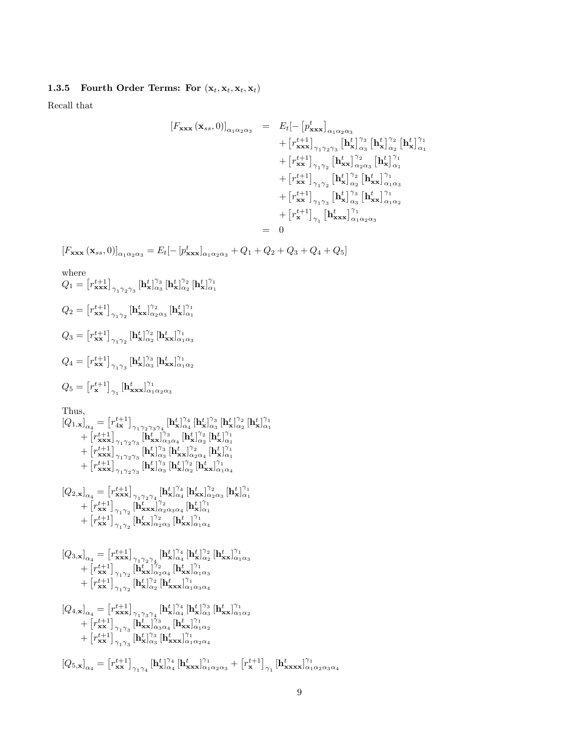### 1.3.5 Fourth Order Terms: For $(\mathbf{x}_t, \mathbf{x}_t, \mathbf{x}_t, \mathbf{x}_t)$

Recall that

$$
\begin{aligned}
\left[F_{\mathbf{xxx}}\left(\mathbf{x}_{ss},0\right)\right]_{\alpha_1\alpha_2\alpha_3} &= E_t[-\left[p^t_{\mathbf{xxx}}\right]_{\alpha_1\alpha_2\alpha_3} \\
&\quad + \left[r^{t+1}_{\mathbf{xxx}}\right]_{\gamma_1\gamma_2\gamma_3}\left[\mathbf{h}^t_{\mathbf{x}}\right]^{\gamma_3}_{\alpha_3}\left[\mathbf{h}^t_{\mathbf{x}}\right]^{\gamma_2}_{\alpha_2}\left[\mathbf{h}^t_{\mathbf{x}}\right]^{\gamma_1}_{\alpha_1} \\
&\quad + \left[r^{t+1}_{\mathbf{xx}}\right]_{\gamma_1\gamma_2}\left[\mathbf{h}^t_{\mathbf{xx}}\right]^{\gamma_2}_{\alpha_2\alpha_3}\left[\mathbf{h}^t_{\mathbf{x}}\right]^{\gamma_1}_{\alpha_1} \\
&\quad + \left[r^{t+1}_{\mathbf{xx}}\right]_{\gamma_1\gamma_2}\left[\mathbf{h}^t_{\mathbf{x}}\right]^{\gamma_2}_{\alpha_2}\left[\mathbf{h}^t_{\mathbf{xx}}\right]^{\gamma_1}_{\alpha_1\alpha_3} \\
&\quad + \left[r^{t+1}_{\mathbf{xx}}\right]_{\gamma_1\gamma_3}\left[\mathbf{h}^t_{\mathbf{x}}\right]^{\gamma_3}_{\alpha_3}\left[\mathbf{h}^t_{\mathbf{xx}}\right]^{\gamma_1}_{\alpha_1\alpha_2} \\
&\quad + \left[r^{t+1}_{\mathbf{x}}\right]_{\gamma_1}\left[\mathbf{h}^t_{\mathbf{xxx}}\right]^{\gamma_1}_{\alpha_1\alpha_2\alpha_3} \\
&= 0
\end{aligned}
$$

$$
\left[F_{\mathbf{xxx}}\left(\mathbf{x}_{ss},0\right)\right]_{\alpha_1\alpha_2\alpha_3} = E_t[-\left[p^t_{\mathbf{xxx}}\right]_{\alpha_1\alpha_2\alpha_3} + Q_1 + Q_2 + Q_3 + Q_4 + Q_5]
$$

where

$Q_1 = \left[r^{t+1}_{\mathbf{xxx}}\right]_{\gamma_1\gamma_2\gamma_3}\left[\mathbf{h}^t_{\mathbf{x}}\right]^{\gamma_3}_{\alpha_3}\left[\mathbf{h}^t_{\mathbf{x}}\right]^{\gamma_2}_{\alpha_2}\left[\mathbf{h}^t_{\mathbf{x}}\right]^{\gamma_1}_{\alpha_1}$

$Q_2 = \left[r^{t+1}_{\mathbf{xx}}\right]_{\gamma_1\gamma_2}\left[\mathbf{h}^t_{\mathbf{xx}}\right]^{\gamma_2}_{\alpha_2\alpha_3}\left[\mathbf{h}^t_{\mathbf{x}}\right]^{\gamma_1}_{\alpha_1}$

$Q_3 = \left[r^{t+1}_{\mathbf{xx}}\right]_{\gamma_1\gamma_2}\left[\mathbf{h}^t_{\mathbf{x}}\right]^{\gamma_2}_{\alpha_2}\left[\mathbf{h}^t_{\mathbf{xx}}\right]^{\gamma_1}_{\alpha_1\alpha_3}$

$Q_4 = \left[r^{t+1}_{\mathbf{xx}}\right]_{\gamma_1\gamma_3}\left[\mathbf{h}^t_{\mathbf{x}}\right]^{\gamma_3}_{\alpha_3}\left[\mathbf{h}^t_{\mathbf{xx}}\right]^{\gamma_1}_{\alpha_1\alpha_2}$

$Q_5 = \left[r^{t+1}_{\mathbf{x}}\right]_{\gamma_1}\left[\mathbf{h}^t_{\mathbf{xxx}}\right]^{\gamma_1}_{\alpha_1\alpha_2\alpha_3}$

Thus,

$$
\begin{aligned}
\left[Q_{1,\mathbf{x}}\right]_{\alpha_4} &= \left[r^{t+1}_{4\mathbf{x}}\right]_{\gamma_1\gamma_2\gamma_3\gamma_4}\left[\mathbf{h}^t_{\mathbf{x}}\right]^{\gamma_4}_{\alpha_4}\left[\mathbf{h}^t_{\mathbf{x}}\right]^{\gamma_3}_{\alpha_3}\left[\mathbf{h}^t_{\mathbf{x}}\right]^{\gamma_2}_{\alpha_2}\left[\mathbf{h}^t_{\mathbf{x}}\right]^{\gamma_1}_{\alpha_1} \\
&\quad + \left[r^{t+1}_{\mathbf{xxx}}\right]_{\gamma_1\gamma_2\gamma_3}\left[\mathbf{h}^t_{\mathbf{xx}}\right]^{\gamma_3}_{\alpha_3\alpha_4}\left[\mathbf{h}^t_{\mathbf{x}}\right]^{\gamma_2}_{\alpha_2}\left[\mathbf{h}^t_{\mathbf{x}}\right]^{\gamma_1}_{\alpha_1} \\
&\quad + \left[r^{t+1}_{\mathbf{xxx}}\right]_{\gamma_1\gamma_2\gamma_3}\left[\mathbf{h}^t_{\mathbf{x}}\right]^{\gamma_3}_{\alpha_3}\left[\mathbf{h}^t_{\mathbf{xx}}\right]^{\gamma_2}_{\alpha_2\alpha_4}\left[\mathbf{h}^t_{\mathbf{x}}\right]^{\gamma_1}_{\alpha_1} \\
&\quad + \left[r^{t+1}_{\mathbf{xxx}}\right]_{\gamma_1\gamma_2\gamma_3}\left[\mathbf{h}^t_{\mathbf{x}}\right]^{\gamma_3}_{\alpha_3}\left[\mathbf{h}^t_{\mathbf{x}}\right]^{\gamma_2}_{\alpha_2}\left[\mathbf{h}^t_{\mathbf{xx}}\right]^{\gamma_1}_{\alpha_1\alpha_4}
\end{aligned}
$$

$$
\begin{aligned}
\left[Q_{2,\mathbf{x}}\right]_{\alpha_4} &= \left[r^{t+1}_{\mathbf{xxx}}\right]_{\gamma_1\gamma_2\gamma_4}\left[\mathbf{h}^t_{\mathbf{x}}\right]^{\gamma_4}_{\alpha_4}\left[\mathbf{h}^t_{\mathbf{xx}}\right]^{\gamma_2}_{\alpha_2\alpha_3}\left[\mathbf{h}^t_{\mathbf{x}}\right]^{\gamma_1}_{\alpha_1} \\
&\quad + \left[r^{t+1}_{\mathbf{xx}}\right]_{\gamma_1\gamma_2}\left[\mathbf{h}^t_{\mathbf{xxx}}\right]^{\gamma_2}_{\alpha_2\alpha_3\alpha_4}\left[\mathbf{h}^t_{\mathbf{x}}\right]^{\gamma_1}_{\alpha_1} \\
&\quad + \left[r^{t+1}_{\mathbf{xx}}\right]_{\gamma_1\gamma_2}\left[\mathbf{h}^t_{\mathbf{xx}}\right]^{\gamma_2}_{\alpha_2\alpha_3}\left[\mathbf{h}^t_{\mathbf{xx}}\right]^{\gamma_1}_{\alpha_1\alpha_4}
\end{aligned}
$$

$$
\begin{aligned}
\left[Q_{3,\mathbf{x}}\right]_{\alpha_4} &= \left[r^{t+1}_{\mathbf{xxx}}\right]_{\gamma_1\gamma_2\gamma_4}\left[\mathbf{h}^t_{\mathbf{x}}\right]^{\gamma_4}_{\alpha_4}\left[\mathbf{h}^t_{\mathbf{x}}\right]^{\gamma_2}_{\alpha_2}\left[\mathbf{h}^t_{\mathbf{xx}}\right]^{\gamma_1}_{\alpha_1\alpha_3} \\
&\quad + \left[r^{t+1}_{\mathbf{xx}}\right]_{\gamma_1\gamma_2}\left[\mathbf{h}^t_{\mathbf{xx}}\right]^{\gamma_2}_{\alpha_2\alpha_4}\left[\mathbf{h}^t_{\mathbf{xx}}\right]^{\gamma_1}_{\alpha_1\alpha_3} \\
&\quad + \left[r^{t+1}_{\mathbf{xx}}\right]_{\gamma_1\gamma_2}\left[\mathbf{h}^t_{\mathbf{x}}\right]^{\gamma_2}_{\alpha_2}\left[\mathbf{h}^t_{\mathbf{xxx}}\right]^{\gamma_1}_{\alpha_1\alpha_3\alpha_4}
\end{aligned}
$$

$$
\begin{aligned}
\left[Q_{4,\mathbf{x}}\right]_{\alpha_4} &= \left[r^{t+1}_{\mathbf{xxx}}\right]_{\gamma_1\gamma_3\gamma_4}\left[\mathbf{h}^t_{\mathbf{x}}\right]^{\gamma_4}_{\alpha_4}\left[\mathbf{h}^t_{\mathbf{x}}\right]^{\gamma_3}_{\alpha_3}\left[\mathbf{h}^t_{\mathbf{xx}}\right]^{\gamma_1}_{\alpha_1\alpha_2} \\
&\quad + \left[r^{t+1}_{\mathbf{xx}}\right]_{\gamma_1\gamma_3}\left[\mathbf{h}^t_{\mathbf{xx}}\right]^{\gamma_3}_{\alpha_3\alpha_4}\left[\mathbf{h}^t_{\mathbf{xx}}\right]^{\gamma_1}_{\alpha_1\alpha_2} \\
&\quad + \left[r^{t+1}_{\mathbf{xx}}\right]_{\gamma_1\gamma_3}\left[\mathbf{h}^t_{\mathbf{x}}\right]^{\gamma_3}_{\alpha_3}\left[\mathbf{h}^t_{\mathbf{xxx}}\right]^{\gamma_1}_{\alpha_1\alpha_2\alpha_4}
\end{aligned}
$$

$$
\left[Q_{5,\mathbf{x}}\right]_{\alpha_4} = \left[r^{t+1}_{\mathbf{xx}}\right]_{\gamma_1\gamma_4}\left[\mathbf{h}^t_{\mathbf{x}}\right]^{\gamma_4}_{\alpha_4}\left[\mathbf{h}^t_{\mathbf{xxx}}\right]^{\gamma_1}_{\alpha_1\alpha_2\alpha_3} + \left[r^{t+1}_{\mathbf{x}}\right]_{\gamma_1}\left[\mathbf{h}^t_{\mathbf{xxxx}}\right]^{\gamma_1}_{\alpha_1\alpha_2\alpha_3\alpha_4}
$$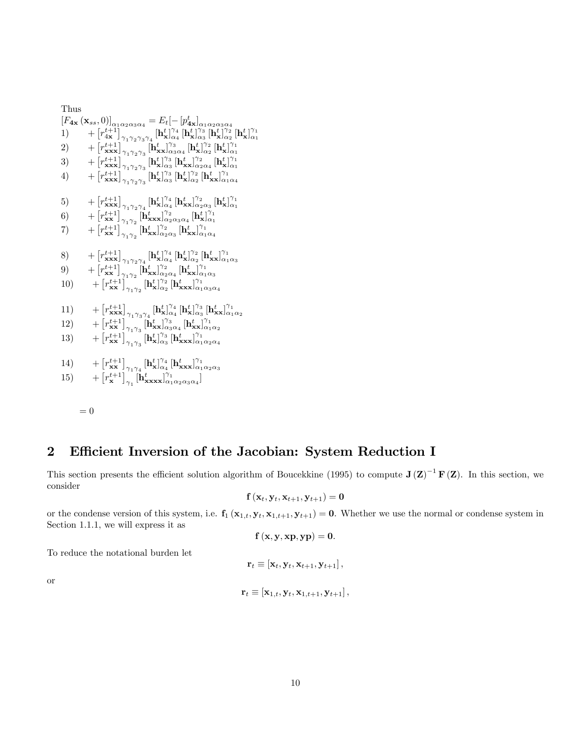Thus

$$
\begin{aligned}
&\left[F_{\mathbf{4x}}\left(\mathbf{x}_{ss},0\right)\right]_{\alpha_1\alpha_2\alpha_3\alpha_4} = E_t[-\left[p^t_{\mathbf{4x}}\right]_{\alpha_1\alpha_2\alpha_3\alpha_4} \\
&1) \quad + \left[r^{t+1}_{\mathbf{4x}}\right]_{\gamma_1\gamma_2\gamma_3\gamma_4}\left[\mathbf{h}^t_{\mathbf{x}}\right]^{\gamma_4}_{\alpha_4}\left[\mathbf{h}^t_{\mathbf{x}}\right]^{\gamma_3}_{\alpha_3}\left[\mathbf{h}^t_{\mathbf{x}}\right]^{\gamma_2}_{\alpha_2}\left[\mathbf{h}^t_{\mathbf{x}}\right]^{\gamma_1}_{\alpha_1} \\
&2) \quad + \left[r^{t+1}_{\mathbf{xxx}}\right]_{\gamma_1\gamma_2\gamma_3}\left[\mathbf{h}^t_{\mathbf{xx}}\right]^{\gamma_3}_{\alpha_3\alpha_4}\left[\mathbf{h}^t_{\mathbf{x}}\right]^{\gamma_2}_{\alpha_2}\left[\mathbf{h}^t_{\mathbf{x}}\right]^{\gamma_1}_{\alpha_1} \\
&3) \quad + \left[r^{t+1}_{\mathbf{xxx}}\right]_{\gamma_1\gamma_2\gamma_3}\left[\mathbf{h}^t_{\mathbf{x}}\right]^{\gamma_3}_{\alpha_3}\left[\mathbf{h}^t_{\mathbf{xx}}\right]^{\gamma_2}_{\alpha_2\alpha_4}\left[\mathbf{h}^t_{\mathbf{x}}\right]^{\gamma_1}_{\alpha_1} \\
&4) \quad + \left[r^{t+1}_{\mathbf{xxx}}\right]_{\gamma_1\gamma_2\gamma_3}\left[\mathbf{h}^t_{\mathbf{x}}\right]^{\gamma_3}_{\alpha_3}\left[\mathbf{h}^t_{\mathbf{x}}\right]^{\gamma_2}_{\alpha_2}\left[\mathbf{h}^t_{\mathbf{xx}}\right]^{\gamma_1}_{\alpha_1\alpha_4} \\
&5) \quad + \left[r^{t+1}_{\mathbf{xxx}}\right]_{\gamma_1\gamma_2\gamma_4}\left[\mathbf{h}^t_{\mathbf{x}}\right]^{\gamma_4}_{\alpha_4}\left[\mathbf{h}^t_{\mathbf{xx}}\right]^{\gamma_2}_{\alpha_2\alpha_3}\left[\mathbf{h}^t_{\mathbf{x}}\right]^{\gamma_1}_{\alpha_1} \\
&6) \quad + \left[r^{t+1}_{\mathbf{xx}}\right]_{\gamma_1\gamma_2}\left[\mathbf{h}^t_{\mathbf{xxx}}\right]^{\gamma_2}_{\alpha_2\alpha_3\alpha_4}\left[\mathbf{h}^t_{\mathbf{x}}\right]^{\gamma_1}_{\alpha_1} \\
&7) \quad + \left[r^{t+1}_{\mathbf{xx}}\right]_{\gamma_1\gamma_2}\left[\mathbf{h}^t_{\mathbf{xx}}\right]^{\gamma_2}_{\alpha_2\alpha_3}\left[\mathbf{h}^t_{\mathbf{xx}}\right]^{\gamma_1}_{\alpha_1\alpha_4} \\
&8) \quad + \left[r^{t+1}_{\mathbf{xxx}}\right]_{\gamma_1\gamma_2\gamma_4}\left[\mathbf{h}^t_{\mathbf{x}}\right]^{\gamma_4}_{\alpha_4}\left[\mathbf{h}^t_{\mathbf{x}}\right]^{\gamma_2}_{\alpha_2}\left[\mathbf{h}^t_{\mathbf{xx}}\right]^{\gamma_1}_{\alpha_1\alpha_3} \\
&9) \quad + \left[r^{t+1}_{\mathbf{xx}}\right]_{\gamma_1\gamma_2}\left[\mathbf{h}^t_{\mathbf{xx}}\right]^{\gamma_2}_{\alpha_2\alpha_4}\left[\mathbf{h}^t_{\mathbf{xx}}\right]^{\gamma_1}_{\alpha_1\alpha_3} \\
&10) \quad + \left[r^{t+1}_{\mathbf{xx}}\right]_{\gamma_1\gamma_2}\left[\mathbf{h}^t_{\mathbf{x}}\right]^{\gamma_2}_{\alpha_2}\left[\mathbf{h}^t_{\mathbf{xxx}}\right]^{\gamma_1}_{\alpha_1\alpha_3\alpha_4} \\
&11) \quad + \left[r^{t+1}_{\mathbf{xxx}}\right]_{\gamma_1\gamma_3\gamma_4}\left[\mathbf{h}^t_{\mathbf{x}}\right]^{\gamma_4}_{\alpha_4}\left[\mathbf{h}^t_{\mathbf{x}}\right]^{\gamma_3}_{\alpha_3}\left[\mathbf{h}^t_{\mathbf{xx}}\right]^{\gamma_1}_{\alpha_1\alpha_2} \\
&12) \quad + \left[r^{t+1}_{\mathbf{xx}}\right]_{\gamma_1\gamma_3}\left[\mathbf{h}^t_{\mathbf{xx}}\right]^{\gamma_3}_{\alpha_3\alpha_4}\left[\mathbf{h}^t_{\mathbf{xx}}\right]^{\gamma_1}_{\alpha_1\alpha_2} \\
&13) \quad + \left[r^{t+1}_{\mathbf{xx}}\right]_{\gamma_1\gamma_3}\left[\mathbf{h}^t_{\mathbf{x}}\right]^{\gamma_3}_{\alpha_3}\left[\mathbf{h}^t_{\mathbf{xxx}}\right]^{\gamma_1}_{\alpha_1\alpha_2\alpha_4} \\
&14) \quad + \left[r^{t+1}_{\mathbf{xx}}\right]_{\gamma_1\gamma_4}\left[\mathbf{h}^t_{\mathbf{x}}\right]^{\gamma_4}_{\alpha_4}\left[\mathbf{h}^t_{\mathbf{xxx}}\right]^{\gamma_1}_{\alpha_1\alpha_2\alpha_3} \\
&15) \quad + \left[r^{t+1}_{\mathbf{x}}\right]_{\gamma_1}\left[\mathbf{h}^t_{\mathbf{xxxx}}\right]^{\gamma_1}_{\alpha_1\alpha_2\alpha_3\alpha_4}] \\
&= 0
\end{aligned}
$$

## 2 Efficient Inversion of the Jacobian: System Reduction I

This section presents the efficient solution algorithm of Boucekkine (1995) to compute $\mathbf{J}(\mathbf{Z})^{-1}\mathbf{F}(\mathbf{Z})$. In this section, we consider

$$\mathbf{f}\left(\mathbf{x}_t, \mathbf{y}_t, \mathbf{x}_{t+1}, \mathbf{y}_{t+1}\right) = \mathbf{0}$$

or the condense version of this system, i.e. $\mathbf{f}_1\left(\mathbf{x}_{1,t}, \mathbf{y}_t, \mathbf{x}_{1,t+1}, \mathbf{y}_{t+1}\right) = \mathbf{0}$. Whether we use the normal or condense system in Section 1.1.1, we will express it as

$$\mathbf{f}\left(\mathbf{x}, \mathbf{y}, \mathbf{xp}, \mathbf{yp}\right) = \mathbf{0}.$$

To reduce the notational burden let

$$\mathbf{r}_t \equiv \left[\mathbf{x}_t, \mathbf{y}_t, \mathbf{x}_{t+1}, \mathbf{y}_{t+1}\right],$$

or

$$\mathbf{r}_t \equiv \left[\mathbf{x}_{1,t}, \mathbf{y}_t, \mathbf{x}_{1,t+1}, \mathbf{y}_{t+1}\right],$$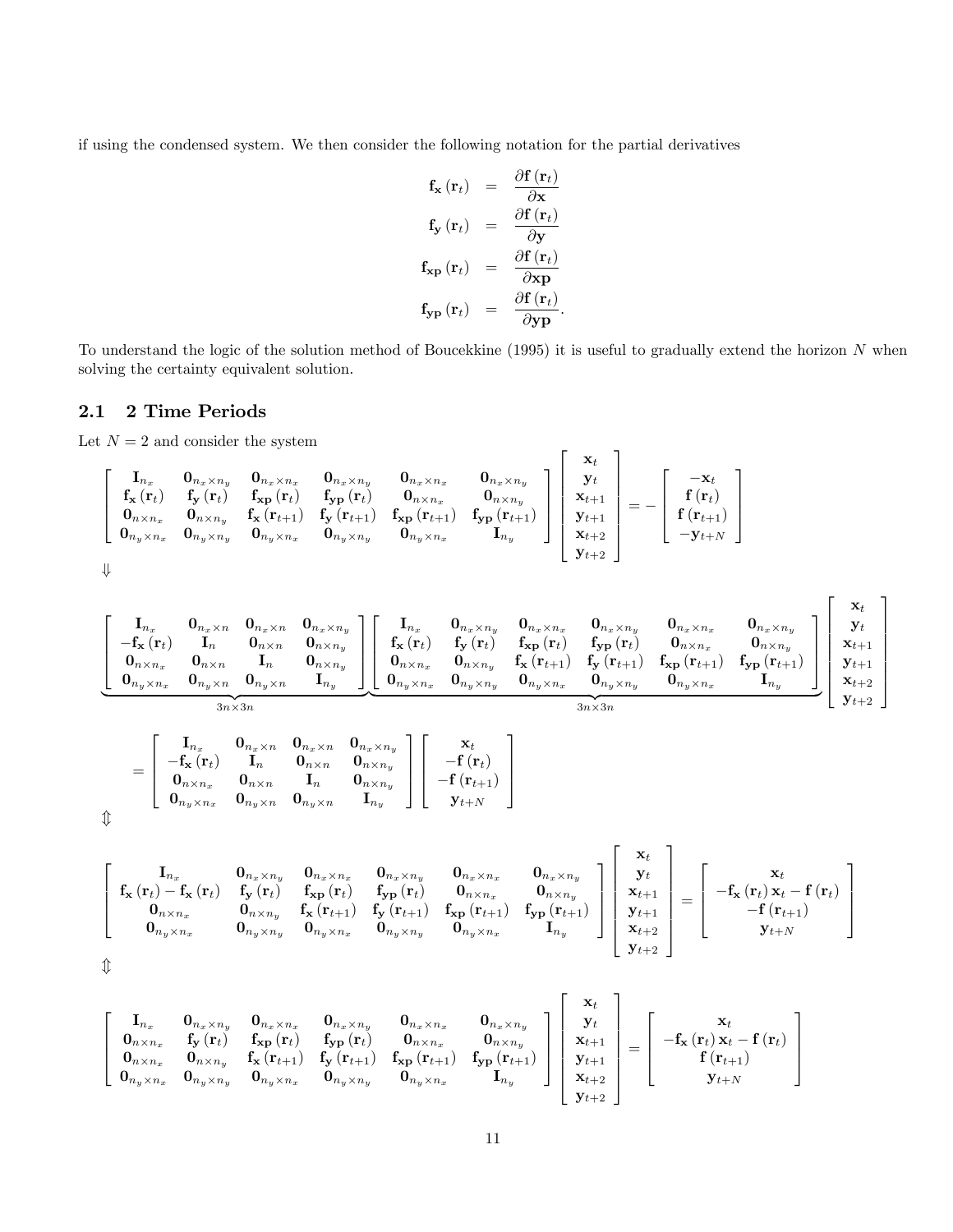if using the condensed system. We then consider the following notation for the partial derivatives

$$
\begin{aligned}
\mathbf{f}_{\mathbf{x}}\left(\mathbf{r}_t\right) &= \frac{\partial \mathbf{f}\left(\mathbf{r}_t\right)}{\partial \mathbf{x}} \\
\mathbf{f}_{\mathbf{y}}\left(\mathbf{r}_t\right) &= \frac{\partial \mathbf{f}\left(\mathbf{r}_t\right)}{\partial \mathbf{y}} \\
\mathbf{f}_{\mathbf{xp}}\left(\mathbf{r}_t\right) &= \frac{\partial \mathbf{f}\left(\mathbf{r}_t\right)}{\partial \mathbf{xp}} \\
\mathbf{f}_{\mathbf{yp}}\left(\mathbf{r}_t\right) &= \frac{\partial \mathbf{f}\left(\mathbf{r}_t\right)}{\partial \mathbf{yp}}.
\end{aligned}
$$

To understand the logic of the solution method of Boucekkine (1995) it is useful to gradually extend the horizon $N$ when solving the certainty equivalent solution.

## 2.1 2 Time Periods

Let $N = 2$ and consider the system

$$
\begin{bmatrix}
\mathbf{I}_{n_x} & \mathbf{0}_{n_x \times n_y} & \mathbf{0}_{n_x \times n_x} & \mathbf{0}_{n_x \times n_y} & \mathbf{0}_{n_x \times n_x} & \mathbf{0}_{n_x \times n_y} \\
\mathbf{f}_{\mathbf{x}}\left(\mathbf{r}_t\right) & \mathbf{f}_{\mathbf{y}}\left(\mathbf{r}_t\right) & \mathbf{f}_{\mathbf{xp}}\left(\mathbf{r}_t\right) & \mathbf{f}_{\mathbf{yp}}\left(\mathbf{r}_t\right) & \mathbf{0}_{n \times n_x} & \mathbf{0}_{n \times n_y} \\
\mathbf{0}_{n \times n_x} & \mathbf{0}_{n \times n_y} & \mathbf{f}_{\mathbf{x}}\left(\mathbf{r}_{t+1}\right) & \mathbf{f}_{\mathbf{y}}\left(\mathbf{r}_{t+1}\right) & \mathbf{f}_{\mathbf{xp}}\left(\mathbf{r}_{t+1}\right) & \mathbf{f}_{\mathbf{yp}}\left(\mathbf{r}_{t+1}\right) \\
\mathbf{0}_{n_y \times n_x} & \mathbf{0}_{n_y \times n_y} & \mathbf{0}_{n_y \times n_x} & \mathbf{0}_{n_y \times n_y} & \mathbf{0}_{n_y \times n_x} & \mathbf{I}_{n_y}
\end{bmatrix}
\begin{bmatrix}
\mathbf{x}_t \\ \mathbf{y}_t \\ \mathbf{x}_{t+1} \\ \mathbf{y}_{t+1} \\ \mathbf{x}_{t+2} \\ \mathbf{y}_{t+2}
\end{bmatrix}
= -
\begin{bmatrix}
-\mathbf{x}_t \\ \mathbf{f}\left(\mathbf{r}_t\right) \\ \mathbf{f}\left(\mathbf{r}_{t+1}\right) \\ -\mathbf{y}_{t+N}
\end{bmatrix}
$$

$\Downarrow$

$$
\underbrace{\begin{bmatrix}
\mathbf{I}_{n_x} & \mathbf{0}_{n_x \times n} & \mathbf{0}_{n_x \times n} & \mathbf{0}_{n_x \times n_y} \\
-\mathbf{f}_{\mathbf{x}}\left(\mathbf{r}_t\right) & \mathbf{I}_n & \mathbf{0}_{n \times n} & \mathbf{0}_{n \times n_y} \\
\mathbf{0}_{n \times n_x} & \mathbf{0}_{n \times n} & \mathbf{I}_n & \mathbf{0}_{n \times n_y} \\
\mathbf{0}_{n_y \times n_x} & \mathbf{0}_{n_y \times n} & \mathbf{0}_{n_y \times n} & \mathbf{I}_{n_y}
\end{bmatrix}}_{3n \times 3n}
\underbrace{\begin{bmatrix}
\mathbf{I}_{n_x} & \mathbf{0}_{n_x \times n_y} & \mathbf{0}_{n_x \times n_x} & \mathbf{0}_{n_x \times n_y} & \mathbf{0}_{n_x \times n_x} & \mathbf{0}_{n_x \times n_y} \\
\mathbf{f}_{\mathbf{x}}\left(\mathbf{r}_t\right) & \mathbf{f}_{\mathbf{y}}\left(\mathbf{r}_t\right) & \mathbf{f}_{\mathbf{xp}}\left(\mathbf{r}_t\right) & \mathbf{f}_{\mathbf{yp}}\left(\mathbf{r}_t\right) & \mathbf{0}_{n \times n_x} & \mathbf{0}_{n \times n_y} \\
\mathbf{0}_{n \times n_x} & \mathbf{0}_{n \times n_y} & \mathbf{f}_{\mathbf{x}}\left(\mathbf{r}_{t+1}\right) & \mathbf{f}_{\mathbf{y}}\left(\mathbf{r}_{t+1}\right) & \mathbf{f}_{\mathbf{xp}}\left(\mathbf{r}_{t+1}\right) & \mathbf{f}_{\mathbf{yp}}\left(\mathbf{r}_{t+1}\right) \\
\mathbf{0}_{n_y \times n_x} & \mathbf{0}_{n_y \times n_y} & \mathbf{0}_{n_y \times n_x} & \mathbf{0}_{n_y \times n_y} & \mathbf{0}_{n_y \times n_x} & \mathbf{I}_{n_y}
\end{bmatrix}}_{3n \times 3n}
\begin{bmatrix}
\mathbf{x}_t \\ \mathbf{y}_t \\ \mathbf{x}_{t+1} \\ \mathbf{y}_{t+1} \\ \mathbf{x}_{t+2} \\ \mathbf{y}_{t+2}
\end{bmatrix}
$$

$$
=
\begin{bmatrix}
\mathbf{I}_{n_x} & \mathbf{0}_{n_x \times n} & \mathbf{0}_{n_x \times n} & \mathbf{0}_{n_x \times n_y} \\
-\mathbf{f}_{\mathbf{x}}\left(\mathbf{r}_t\right) & \mathbf{I}_n & \mathbf{0}_{n \times n} & \mathbf{0}_{n \times n_y} \\
\mathbf{0}_{n \times n_x} & \mathbf{0}_{n \times n} & \mathbf{I}_n & \mathbf{0}_{n \times n_y} \\
\mathbf{0}_{n_y \times n_x} & \mathbf{0}_{n_y \times n} & \mathbf{0}_{n_y \times n} & \mathbf{I}_{n_y}
\end{bmatrix}
\begin{bmatrix}
\mathbf{x}_t \\ -\mathbf{f}\left(\mathbf{r}_t\right) \\ -\mathbf{f}\left(\mathbf{r}_{t+1}\right) \\ \mathbf{y}_{t+N}
\end{bmatrix}
$$

$\Updownarrow$

$$
\begin{bmatrix}
\mathbf{I}_{n_x} & \mathbf{0}_{n_x \times n_y} & \mathbf{0}_{n_x \times n_x} & \mathbf{0}_{n_x \times n_y} & \mathbf{0}_{n_x \times n_x} & \mathbf{0}_{n_x \times n_y} \\
\mathbf{f}_{\mathbf{x}}\left(\mathbf{r}_t\right) - \mathbf{f}_{\mathbf{x}}\left(\mathbf{r}_t\right) & \mathbf{f}_{\mathbf{y}}\left(\mathbf{r}_t\right) & \mathbf{f}_{\mathbf{xp}}\left(\mathbf{r}_t\right) & \mathbf{f}_{\mathbf{yp}}\left(\mathbf{r}_t\right) & \mathbf{0}_{n \times n_x} & \mathbf{0}_{n \times n_y} \\
\mathbf{0}_{n \times n_x} & \mathbf{0}_{n \times n_y} & \mathbf{f}_{\mathbf{x}}\left(\mathbf{r}_{t+1}\right) & \mathbf{f}_{\mathbf{y}}\left(\mathbf{r}_{t+1}\right) & \mathbf{f}_{\mathbf{xp}}\left(\mathbf{r}_{t+1}\right) & \mathbf{f}_{\mathbf{yp}}\left(\mathbf{r}_{t+1}\right) \\
\mathbf{0}_{n_y \times n_x} & \mathbf{0}_{n_y \times n_y} & \mathbf{0}_{n_y \times n_x} & \mathbf{0}_{n_y \times n_y} & \mathbf{0}_{n_y \times n_x} & \mathbf{I}_{n_y}
\end{bmatrix}
\begin{bmatrix}
\mathbf{x}_t \\ \mathbf{y}_t \\ \mathbf{x}_{t+1} \\ \mathbf{y}_{t+1} \\ \mathbf{x}_{t+2} \\ \mathbf{y}_{t+2}
\end{bmatrix}
=
\begin{bmatrix}
\mathbf{x}_t \\ -\mathbf{f}_{\mathbf{x}}\left(\mathbf{r}_t\right)\mathbf{x}_t - \mathbf{f}\left(\mathbf{r}_t\right) \\ -\mathbf{f}\left(\mathbf{r}_{t+1}\right) \\ \mathbf{y}_{t+N}
\end{bmatrix}
$$

$\Updownarrow$

$$
\begin{bmatrix}
\mathbf{I}_{n_x} & \mathbf{0}_{n_x \times n_y} & \mathbf{0}_{n_x \times n_x} & \mathbf{0}_{n_x \times n_y} & \mathbf{0}_{n_x \times n_x} & \mathbf{0}_{n_x \times n_y} \\
\mathbf{0}_{n \times n_x} & \mathbf{f}_{\mathbf{y}}\left(\mathbf{r}_t\right) & \mathbf{f}_{\mathbf{xp}}\left(\mathbf{r}_t\right) & \mathbf{f}_{\mathbf{yp}}\left(\mathbf{r}_t\right) & \mathbf{0}_{n \times n_x} & \mathbf{0}_{n \times n_y} \\
\mathbf{0}_{n \times n_x} & \mathbf{0}_{n \times n_y} & \mathbf{f}_{\mathbf{x}}\left(\mathbf{r}_{t+1}\right) & \mathbf{f}_{\mathbf{y}}\left(\mathbf{r}_{t+1}\right) & \mathbf{f}_{\mathbf{xp}}\left(\mathbf{r}_{t+1}\right) & \mathbf{f}_{\mathbf{yp}}\left(\mathbf{r}_{t+1}\right) \\
\mathbf{0}_{n_y \times n_x} & \mathbf{0}_{n_y \times n_y} & \mathbf{0}_{n_y \times n_x} & \mathbf{0}_{n_y \times n_y} & \mathbf{0}_{n_y \times n_x} & \mathbf{I}_{n_y}
\end{bmatrix}
\begin{bmatrix}
\mathbf{x}_t \\ \mathbf{y}_t \\ \mathbf{x}_{t+1} \\ \mathbf{y}_{t+1} \\ \mathbf{x}_{t+2} \\ \mathbf{y}_{t+2}
\end{bmatrix}
=
\begin{bmatrix}
\mathbf{x}_t \\ -\mathbf{f}_{\mathbf{x}}\left(\mathbf{r}_t\right)\mathbf{x}_t - \mathbf{f}\left(\mathbf{r}_t\right) \\ \mathbf{f}\left(\mathbf{r}_{t+1}\right) \\ \mathbf{y}_{t+N}
\end{bmatrix}
$$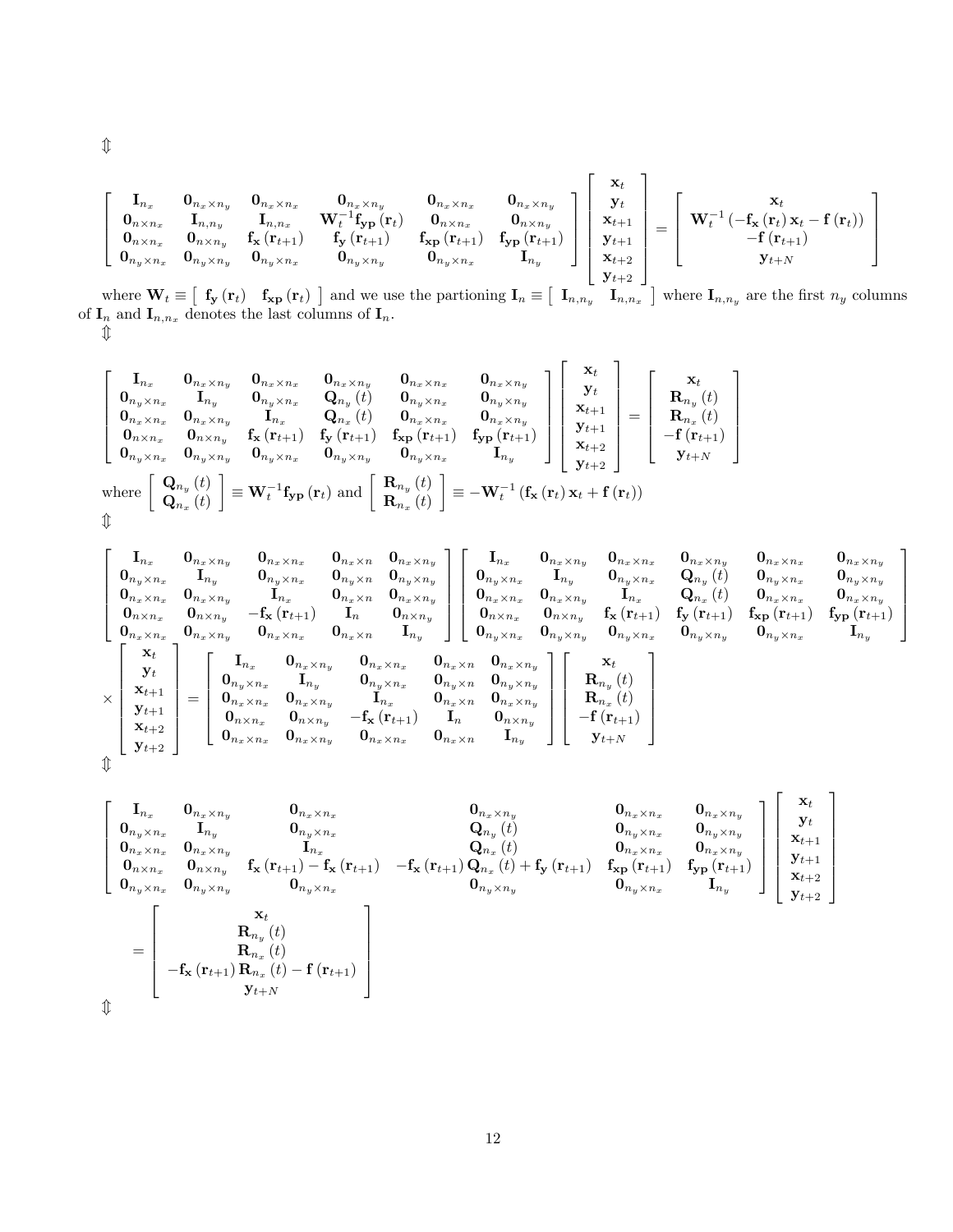$\Updownarrow$

$$\begin{bmatrix} \mathbf{I}_{n_x} & \mathbf{0}_{n_x \times n_y} & \mathbf{0}_{n_x \times n_x} & \mathbf{0}_{n_x \times n_y} & \mathbf{0}_{n_x \times n_x} & \mathbf{0}_{n_x \times n_y} \\ \mathbf{0}_{n \times n_x} & \mathbf{I}_{n,n_y} & \mathbf{I}_{n,n_x} & \mathbf{W}_t^{-1}\mathbf{f_{yp}}(\mathbf{r}_t) & \mathbf{0}_{n \times n_x} & \mathbf{0}_{n \times n_y} \\ \mathbf{0}_{n \times n_x} & \mathbf{0}_{n \times n_y} & \mathbf{f_x}(\mathbf{r}_{t+1}) & \mathbf{f_y}(\mathbf{r}_{t+1}) & \mathbf{f_{xp}}(\mathbf{r}_{t+1}) & \mathbf{f_{yp}}(\mathbf{r}_{t+1}) \\ \mathbf{0}_{n_y \times n_x} & \mathbf{0}_{n_y \times n_y} & \mathbf{0}_{n_y \times n_x} & \mathbf{0}_{n_y \times n_y} & \mathbf{0}_{n_y \times n_x} & \mathbf{I}_{n_y} \end{bmatrix} \begin{bmatrix} \mathbf{x}_t \\ \mathbf{y}_t \\ \mathbf{x}_{t+1} \\ \mathbf{y}_{t+1} \\ \mathbf{x}_{t+2} \\ \mathbf{y}_{t+2} \end{bmatrix} = \begin{bmatrix} \mathbf{x}_t \\ \mathbf{W}_t^{-1}\left(-\mathbf{f_x}(\mathbf{r}_t)\mathbf{x}_t - \mathbf{f}(\mathbf{r}_t)\right) \\ -\mathbf{f}(\mathbf{r}_{t+1}) \\ \mathbf{y}_{t+N} \end{bmatrix}$$

where $\mathbf{W}_t \equiv \begin{bmatrix} \mathbf{f_y}(\mathbf{r}_t) & \mathbf{f_{xp}}(\mathbf{r}_t) \end{bmatrix}$ and we use the partioning $\mathbf{I}_n \equiv \begin{bmatrix} \mathbf{I}_{n,n_y} & \mathbf{I}_{n,n_x} \end{bmatrix}$ where $\mathbf{I}_{n,n_y}$ are the first $n_y$ columns of $\mathbf{I}_n$ and $\mathbf{I}_{n,n_x}$ denotes the last columns of $\mathbf{I}_n$.

$\Updownarrow$

$$\begin{bmatrix} \mathbf{I}_{n_x} & \mathbf{0}_{n_x \times n_y} & \mathbf{0}_{n_x \times n_x} & \mathbf{0}_{n_x \times n_y} & \mathbf{0}_{n_x \times n_x} & \mathbf{0}_{n_x \times n_y} \\ \mathbf{0}_{n_y \times n_x} & \mathbf{I}_{n_y} & \mathbf{0}_{n_y \times n_x} & \mathbf{Q}_{n_y}(t) & \mathbf{0}_{n_y \times n_x} & \mathbf{0}_{n_y \times n_y} \\ \mathbf{0}_{n_x \times n_x} & \mathbf{0}_{n_x \times n_y} & \mathbf{I}_{n_x} & \mathbf{Q}_{n_x}(t) & \mathbf{0}_{n_x \times n_x} & \mathbf{0}_{n_x \times n_y} \\ \mathbf{0}_{n \times n_x} & \mathbf{0}_{n \times n_y} & \mathbf{f_x}(\mathbf{r}_{t+1}) & \mathbf{f_y}(\mathbf{r}_{t+1}) & \mathbf{f_{xp}}(\mathbf{r}_{t+1}) & \mathbf{f_{yp}}(\mathbf{r}_{t+1}) \\ \mathbf{0}_{n_y \times n_x} & \mathbf{0}_{n_y \times n_y} & \mathbf{0}_{n_y \times n_x} & \mathbf{0}_{n_y \times n_y} & \mathbf{0}_{n_y \times n_x} & \mathbf{I}_{n_y} \end{bmatrix} \begin{bmatrix} \mathbf{x}_t \\ \mathbf{y}_t \\ \mathbf{x}_{t+1} \\ \mathbf{y}_{t+1} \\ \mathbf{x}_{t+2} \\ \mathbf{y}_{t+2} \end{bmatrix} = \begin{bmatrix} \mathbf{x}_t \\ \mathbf{R}_{n_y}(t) \\ \mathbf{R}_{n_x}(t) \\ -\mathbf{f}(\mathbf{r}_{t+1}) \\ \mathbf{y}_{t+N} \end{bmatrix}$$

where $\begin{bmatrix} \mathbf{Q}_{n_y}(t) \\ \mathbf{Q}_{n_x}(t) \end{bmatrix} \equiv \mathbf{W}_t^{-1}\mathbf{f_{yp}}(\mathbf{r}_t)$ and $\begin{bmatrix} \mathbf{R}_{n_y}(t) \\ \mathbf{R}_{n_x}(t) \end{bmatrix} \equiv -\mathbf{W}_t^{-1}\left(\mathbf{f_x}(\mathbf{r}_t)\mathbf{x}_t + \mathbf{f}(\mathbf{r}_t)\right)$

$\Updownarrow$

$$\begin{bmatrix} \mathbf{I}_{n_x} & \mathbf{0}_{n_x \times n_y} & \mathbf{0}_{n_x \times n_x} & \mathbf{0}_{n_x \times n} & \mathbf{0}_{n_x \times n_y} \\ \mathbf{0}_{n_y \times n_x} & \mathbf{I}_{n_y} & \mathbf{0}_{n_y \times n_x} & \mathbf{0}_{n_y \times n} & \mathbf{0}_{n_y \times n_y} \\ \mathbf{0}_{n_x \times n_x} & \mathbf{0}_{n_x \times n_y} & \mathbf{I}_{n_x} & \mathbf{0}_{n_x \times n} & \mathbf{0}_{n_x \times n_y} \\ \mathbf{0}_{n \times n_x} & \mathbf{0}_{n \times n_y} & -\mathbf{f_x}(\mathbf{r}_{t+1}) & \mathbf{I}_n & \mathbf{0}_{n \times n_y} \\ \mathbf{0}_{n_x \times n_x} & \mathbf{0}_{n_x \times n_y} & \mathbf{0}_{n_x \times n_x} & \mathbf{0}_{n_x \times n} & \mathbf{I}_{n_y} \end{bmatrix} \begin{bmatrix} \mathbf{I}_{n_x} & \mathbf{0}_{n_x \times n_y} & \mathbf{0}_{n_x \times n_x} & \mathbf{0}_{n_x \times n_y} & \mathbf{0}_{n_x \times n_x} & \mathbf{0}_{n_x \times n_y} \\ \mathbf{0}_{n_y \times n_x} & \mathbf{I}_{n_y} & \mathbf{0}_{n_y \times n_x} & \mathbf{Q}_{n_y}(t) & \mathbf{0}_{n_y \times n_x} & \mathbf{0}_{n_y \times n_y} \\ \mathbf{0}_{n_x \times n_x} & \mathbf{0}_{n_x \times n_y} & \mathbf{I}_{n_x} & \mathbf{Q}_{n_x}(t) & \mathbf{0}_{n_x \times n_x} & \mathbf{0}_{n_x \times n_y} \\ \mathbf{0}_{n \times n_x} & \mathbf{0}_{n \times n_y} & \mathbf{f_x}(\mathbf{r}_{t+1}) & \mathbf{f_y}(\mathbf{r}_{t+1}) & \mathbf{f_{xp}}(\mathbf{r}_{t+1}) & \mathbf{f_{yp}}(\mathbf{r}_{t+1}) \\ \mathbf{0}_{n_y \times n_x} & \mathbf{0}_{n_y \times n_y} & \mathbf{0}_{n_y \times n_x} & \mathbf{0}_{n_y \times n_y} & \mathbf{0}_{n_y \times n_x} & \mathbf{I}_{n_y} \end{bmatrix}$$

$$\times \begin{bmatrix} \mathbf{x}_t \\ \mathbf{y}_t \\ \mathbf{x}_{t+1} \\ \mathbf{y}_{t+1} \\ \mathbf{x}_{t+2} \\ \mathbf{y}_{t+2} \end{bmatrix} = \begin{bmatrix} \mathbf{I}_{n_x} & \mathbf{0}_{n_x \times n_y} & \mathbf{0}_{n_x \times n_x} & \mathbf{0}_{n_x \times n} & \mathbf{0}_{n_x \times n_y} \\ \mathbf{0}_{n_y \times n_x} & \mathbf{I}_{n_y} & \mathbf{0}_{n_y \times n_x} & \mathbf{0}_{n_y \times n} & \mathbf{0}_{n_y \times n_y} \\ \mathbf{0}_{n_x \times n_x} & \mathbf{0}_{n_x \times n_y} & \mathbf{I}_{n_x} & \mathbf{0}_{n_x \times n} & \mathbf{0}_{n_x \times n_y} \\ \mathbf{0}_{n \times n_x} & \mathbf{0}_{n \times n_y} & -\mathbf{f_x}(\mathbf{r}_{t+1}) & \mathbf{I}_n & \mathbf{0}_{n \times n_y} \\ \mathbf{0}_{n_x \times n_x} & \mathbf{0}_{n_x \times n_y} & \mathbf{0}_{n_x \times n_x} & \mathbf{0}_{n_x \times n} & \mathbf{I}_{n_y} \end{bmatrix} \begin{bmatrix} \mathbf{x}_t \\ \mathbf{R}_{n_y}(t) \\ \mathbf{R}_{n_x}(t) \\ -\mathbf{f}(\mathbf{r}_{t+1}) \\ \mathbf{y}_{t+N} \end{bmatrix}$$

$\Updownarrow$

$$\begin{bmatrix} \mathbf{I}_{n_x} & \mathbf{0}_{n_x \times n_y} & \mathbf{0}_{n_x \times n_x} & \mathbf{0}_{n_x \times n_y} & \mathbf{0}_{n_x \times n_x} & \mathbf{0}_{n_x \times n_y} \\ \mathbf{0}_{n_y \times n_x} & \mathbf{I}_{n_y} & \mathbf{0}_{n_y \times n_x} & \mathbf{Q}_{n_y}(t) & \mathbf{0}_{n_y \times n_x} & \mathbf{0}_{n_y \times n_y} \\ \mathbf{0}_{n_x \times n_x} & \mathbf{0}_{n_x \times n_y} & \mathbf{I}_{n_x} & \mathbf{Q}_{n_x}(t) & \mathbf{0}_{n_x \times n_x} & \mathbf{0}_{n_x \times n_y} \\ \mathbf{0}_{n \times n_x} & \mathbf{0}_{n \times n_y} & \mathbf{f_x}(\mathbf{r}_{t+1}) - \mathbf{f_x}(\mathbf{r}_{t+1}) & -\mathbf{f_x}(\mathbf{r}_{t+1})\mathbf{Q}_{n_x}(t) + \mathbf{f_y}(\mathbf{r}_{t+1}) & \mathbf{f_{xp}}(\mathbf{r}_{t+1}) & \mathbf{f_{yp}}(\mathbf{r}_{t+1}) \\ \mathbf{0}_{n_y \times n_x} & \mathbf{0}_{n_y \times n_y} & \mathbf{0}_{n_y \times n_x} & \mathbf{0}_{n_y \times n_y} & \mathbf{0}_{n_y \times n_x} & \mathbf{I}_{n_y} \end{bmatrix} \begin{bmatrix} \mathbf{x}_t \\ \mathbf{y}_t \\ \mathbf{x}_{t+1} \\ \mathbf{y}_{t+1} \\ \mathbf{x}_{t+2} \\ \mathbf{y}_{t+2} \end{bmatrix}$$

$$= \begin{bmatrix} \mathbf{x}_t \\ \mathbf{R}_{n_y}(t) \\ \mathbf{R}_{n_x}(t) \\ -\mathbf{f_x}(\mathbf{r}_{t+1})\mathbf{R}_{n_x}(t) - \mathbf{f}(\mathbf{r}_{t+1}) \\ \mathbf{y}_{t+N} \end{bmatrix}$$

$\Updownarrow$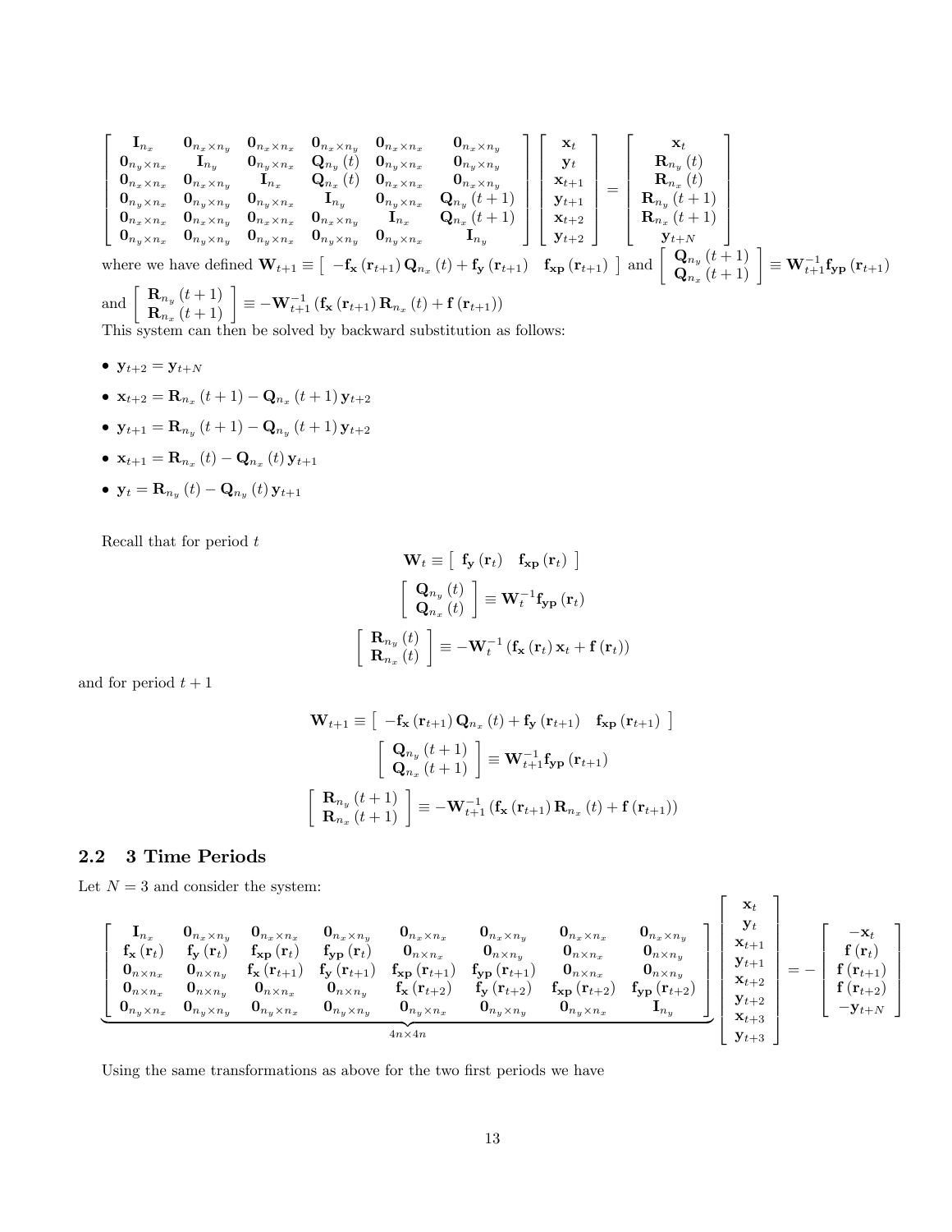$$
\begin{bmatrix}
\mathbf{I}_{n_x} & \mathbf{0}_{n_x \times n_y} & \mathbf{0}_{n_x \times n_x} & \mathbf{0}_{n_x \times n_y} & \mathbf{0}_{n_x \times n_x} & \mathbf{0}_{n_x \times n_y} \\
\mathbf{0}_{n_y \times n_x} & \mathbf{I}_{n_y} & \mathbf{0}_{n_y \times n_x} & \mathbf{Q}_{n_y}(t) & \mathbf{0}_{n_y \times n_x} & \mathbf{0}_{n_y \times n_y} \\
\mathbf{0}_{n_x \times n_x} & \mathbf{0}_{n_x \times n_y} & \mathbf{I}_{n_x} & \mathbf{Q}_{n_x}(t) & \mathbf{0}_{n_x \times n_x} & \mathbf{0}_{n_x \times n_y} \\
\mathbf{0}_{n_y \times n_x} & \mathbf{0}_{n_y \times n_y} & \mathbf{0}_{n_y \times n_x} & \mathbf{I}_{n_y} & \mathbf{0}_{n_y \times n_x} & \mathbf{Q}_{n_y}(t+1) \\
\mathbf{0}_{n_x \times n_x} & \mathbf{0}_{n_x \times n_y} & \mathbf{0}_{n_x \times n_x} & \mathbf{0}_{n_x \times n_y} & \mathbf{I}_{n_x} & \mathbf{Q}_{n_x}(t+1) \\
\mathbf{0}_{n_y \times n_x} & \mathbf{0}_{n_y \times n_y} & \mathbf{0}_{n_y \times n_x} & \mathbf{0}_{n_y \times n_y} & \mathbf{0}_{n_y \times n_x} & \mathbf{I}_{n_y}
\end{bmatrix}
\begin{bmatrix}
\mathbf{x}_t \\ \mathbf{y}_t \\ \mathbf{x}_{t+1} \\ \mathbf{y}_{t+1} \\ \mathbf{x}_{t+2} \\ \mathbf{y}_{t+2}
\end{bmatrix}
=
\begin{bmatrix}
\mathbf{x}_t \\ \mathbf{R}_{n_y}(t) \\ \mathbf{R}_{n_x}(t) \\ \mathbf{R}_{n_y}(t+1) \\ \mathbf{R}_{n_x}(t+1) \\ \mathbf{y}_{t+N}
\end{bmatrix}
$$

where we have defined $\mathbf{W}_{t+1} \equiv \begin{bmatrix} -\mathbf{f_x}(\mathbf{r}_{t+1})\mathbf{Q}_{n_x}(t) + \mathbf{f_y}(\mathbf{r}_{t+1}) & \mathbf{f_{xp}}(\mathbf{r}_{t+1}) \end{bmatrix}$ and $\begin{bmatrix} \mathbf{Q}_{n_y}(t+1) \\ \mathbf{Q}_{n_x}(t+1) \end{bmatrix} \equiv \mathbf{W}_{t+1}^{-1}\mathbf{f_{yp}}(\mathbf{r}_{t+1})$ and $\begin{bmatrix} \mathbf{R}_{n_y}(t+1) \\ \mathbf{R}_{n_x}(t+1) \end{bmatrix} \equiv -\mathbf{W}_{t+1}^{-1}\left(\mathbf{f_x}(\mathbf{r}_{t+1})\mathbf{R}_{n_x}(t) + \mathbf{f}(\mathbf{r}_{t+1})\right)$

This system can then be solved by backward substitution as follows:

- $\mathbf{y}_{t+2} = \mathbf{y}_{t+N}$
- $\mathbf{x}_{t+2} = \mathbf{R}_{n_x}(t+1) - \mathbf{Q}_{n_x}(t+1)\mathbf{y}_{t+2}$
- $\mathbf{y}_{t+1} = \mathbf{R}_{n_y}(t+1) - \mathbf{Q}_{n_y}(t+1)\mathbf{y}_{t+2}$
- $\mathbf{x}_{t+1} = \mathbf{R}_{n_x}(t) - \mathbf{Q}_{n_x}(t)\mathbf{y}_{t+1}$
- $\mathbf{y}_t = \mathbf{R}_{n_y}(t) - \mathbf{Q}_{n_y}(t)\mathbf{y}_{t+1}$

Recall that for period $t$

$$
\mathbf{W}_t \equiv \begin{bmatrix} \mathbf{f_y}(\mathbf{r}_t) & \mathbf{f_{xp}}(\mathbf{r}_t) \end{bmatrix}
$$

$$
\begin{bmatrix} \mathbf{Q}_{n_y}(t) \\ \mathbf{Q}_{n_x}(t) \end{bmatrix} \equiv \mathbf{W}_t^{-1}\mathbf{f_{yp}}(\mathbf{r}_t)
$$

$$
\begin{bmatrix} \mathbf{R}_{n_y}(t) \\ \mathbf{R}_{n_x}(t) \end{bmatrix} \equiv -\mathbf{W}_t^{-1}\left(\mathbf{f_x}(\mathbf{r}_t)\mathbf{x}_t + \mathbf{f}(\mathbf{r}_t)\right)
$$

and for period $t+1$

$$
\mathbf{W}_{t+1} \equiv \begin{bmatrix} -\mathbf{f_x}(\mathbf{r}_{t+1})\mathbf{Q}_{n_x}(t) + \mathbf{f_y}(\mathbf{r}_{t+1}) & \mathbf{f_{xp}}(\mathbf{r}_{t+1}) \end{bmatrix}
$$

$$
\begin{bmatrix} \mathbf{Q}_{n_y}(t+1) \\ \mathbf{Q}_{n_x}(t+1) \end{bmatrix} \equiv \mathbf{W}_{t+1}^{-1}\mathbf{f_{yp}}(\mathbf{r}_{t+1})
$$

$$
\begin{bmatrix} \mathbf{R}_{n_y}(t+1) \\ \mathbf{R}_{n_x}(t+1) \end{bmatrix} \equiv -\mathbf{W}_{t+1}^{-1}\left(\mathbf{f_x}(\mathbf{r}_{t+1})\mathbf{R}_{n_x}(t) + \mathbf{f}(\mathbf{r}_{t+1})\right)
$$

## 2.2 3 Time Periods

Let $N = 3$ and consider the system:

$$
\underbrace{\begin{bmatrix}
\mathbf{I}_{n_x} & \mathbf{0}_{n_x \times n_y} & \mathbf{0}_{n_x \times n_x} & \mathbf{0}_{n_x \times n_y} & \mathbf{0}_{n_x \times n_x} & \mathbf{0}_{n_x \times n_y} & \mathbf{0}_{n_x \times n_x} & \mathbf{0}_{n_x \times n_y} \\
\mathbf{f_x}(\mathbf{r}_t) & \mathbf{f_y}(\mathbf{r}_t) & \mathbf{f_{xp}}(\mathbf{r}_t) & \mathbf{f_{yp}}(\mathbf{r}_t) & \mathbf{0}_{n \times n_x} & \mathbf{0}_{n \times n_y} & \mathbf{0}_{n \times n_x} & \mathbf{0}_{n \times n_y} \\
\mathbf{0}_{n \times n_x} & \mathbf{0}_{n \times n_y} & \mathbf{f_x}(\mathbf{r}_{t+1}) & \mathbf{f_y}(\mathbf{r}_{t+1}) & \mathbf{f_{xp}}(\mathbf{r}_{t+1}) & \mathbf{f_{yp}}(\mathbf{r}_{t+1}) & \mathbf{0}_{n \times n_x} & \mathbf{0}_{n \times n_y} \\
\mathbf{0}_{n \times n_x} & \mathbf{0}_{n \times n_y} & \mathbf{0}_{n \times n_x} & \mathbf{0}_{n \times n_y} & \mathbf{f_x}(\mathbf{r}_{t+2}) & \mathbf{f_y}(\mathbf{r}_{t+2}) & \mathbf{f_{xp}}(\mathbf{r}_{t+2}) & \mathbf{f_{yp}}(\mathbf{r}_{t+2}) \\
\mathbf{0}_{n_y \times n_x} & \mathbf{0}_{n_y \times n_y} & \mathbf{0}_{n_y \times n_x} & \mathbf{0}_{n_y \times n_y} & \mathbf{0}_{n_y \times n_x} & \mathbf{0}_{n_y \times n_y} & \mathbf{0}_{n_y \times n_x} & \mathbf{I}_{n_y}
\end{bmatrix}}_{4n \times 4n}
\begin{bmatrix}
\mathbf{x}_t \\ \mathbf{y}_t \\ \mathbf{x}_{t+1} \\ \mathbf{y}_{t+1} \\ \mathbf{x}_{t+2} \\ \mathbf{y}_{t+2} \\ \mathbf{x}_{t+3} \\ \mathbf{y}_{t+3}
\end{bmatrix}
= -
\begin{bmatrix}
-\mathbf{x}_t \\ \mathbf{f}(\mathbf{r}_t) \\ \mathbf{f}(\mathbf{r}_{t+1}) \\ \mathbf{f}(\mathbf{r}_{t+2}) \\ -\mathbf{y}_{t+N}
\end{bmatrix}
$$

Using the same transformations as above for the two first periods we have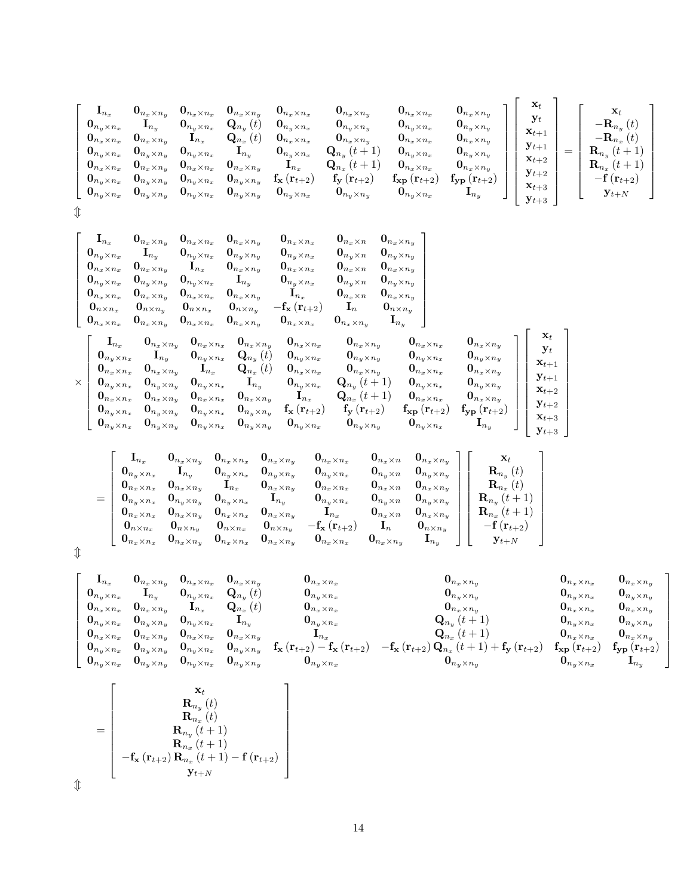$$
\left[\begin{array}{cccccccc}
\mathbf{I}_{n_x} & \mathbf{0}_{n_x\times n_y} & \mathbf{0}_{n_x\times n_x} & \mathbf{0}_{n_x\times n_y} & \mathbf{0}_{n_x\times n_x} & \mathbf{0}_{n_x\times n_y} & \mathbf{0}_{n_x\times n_x} & \mathbf{0}_{n_x\times n_y} \\
\mathbf{0}_{n_y\times n_x} & \mathbf{I}_{n_y} & \mathbf{0}_{n_y\times n_x} & \mathbf{Q}_{n_y}(t) & \mathbf{0}_{n_y\times n_x} & \mathbf{0}_{n_y\times n_y} & \mathbf{0}_{n_y\times n_x} & \mathbf{0}_{n_y\times n_y} \\
\mathbf{0}_{n_x\times n_x} & \mathbf{0}_{n_x\times n_y} & \mathbf{I}_{n_x} & \mathbf{Q}_{n_x}(t) & \mathbf{0}_{n_x\times n_x} & \mathbf{0}_{n_x\times n_y} & \mathbf{0}_{n_x\times n_x} & \mathbf{0}_{n_x\times n_y} \\
\mathbf{0}_{n_y\times n_x} & \mathbf{0}_{n_y\times n_y} & \mathbf{0}_{n_y\times n_x} & \mathbf{I}_{n_y} & \mathbf{0}_{n_y\times n_x} & \mathbf{Q}_{n_y}(t+1) & \mathbf{0}_{n_y\times n_x} & \mathbf{0}_{n_y\times n_y} \\
\mathbf{0}_{n_x\times n_x} & \mathbf{0}_{n_x\times n_y} & \mathbf{0}_{n_x\times n_x} & \mathbf{0}_{n_x\times n_y} & \mathbf{I}_{n_x} & \mathbf{Q}_{n_x}(t+1) & \mathbf{0}_{n_x\times n_x} & \mathbf{0}_{n_x\times n_y} \\
\mathbf{0}_{n_y\times n_x} & \mathbf{0}_{n_y\times n_y} & \mathbf{0}_{n_y\times n_x} & \mathbf{0}_{n_y\times n_y} & \mathbf{f}_{\mathbf{x}}(\mathbf{r}_{t+2}) & \mathbf{f}_{\mathbf{y}}(\mathbf{r}_{t+2}) & \mathbf{f}_{\mathbf{xp}}(\mathbf{r}_{t+2}) & \mathbf{f}_{\mathbf{yp}}(\mathbf{r}_{t+2}) \\
\mathbf{0}_{n_y\times n_x} & \mathbf{0}_{n_y\times n_y} & \mathbf{0}_{n_y\times n_x} & \mathbf{0}_{n_y\times n_y} & \mathbf{0}_{n_y\times n_x} & \mathbf{0}_{n_y\times n_y} & \mathbf{0}_{n_y\times n_x} & \mathbf{I}_{n_y}
\end{array}\right]
\left[\begin{array}{c}
\mathbf{x}_t \\ \mathbf{y}_t \\ \mathbf{x}_{t+1} \\ \mathbf{y}_{t+1} \\ \mathbf{x}_{t+2} \\ \mathbf{y}_{t+2} \\ \mathbf{x}_{t+3} \\ \mathbf{y}_{t+3}
\end{array}\right]
=
\left[\begin{array}{c}
\mathbf{x}_t \\ -\mathbf{R}_{n_y}(t) \\ -\mathbf{R}_{n_x}(t) \\ \mathbf{R}_{n_y}(t+1) \\ \mathbf{R}_{n_x}(t+1) \\ -\mathbf{f}(\mathbf{r}_{t+2}) \\ \mathbf{y}_{t+N}
\end{array}\right]
$$

$$\Updownarrow$$

$$
\left[\begin{array}{ccccccc}
\mathbf{I}_{n_x} & \mathbf{0}_{n_x\times n_y} & \mathbf{0}_{n_x\times n_x} & \mathbf{0}_{n_x\times n_y} & \mathbf{0}_{n_x\times n_x} & \mathbf{0}_{n_x\times n} & \mathbf{0}_{n_x\times n_y} \\
\mathbf{0}_{n_y\times n_x} & \mathbf{I}_{n_y} & \mathbf{0}_{n_y\times n_x} & \mathbf{0}_{n_y\times n_y} & \mathbf{0}_{n_y\times n_x} & \mathbf{0}_{n_y\times n} & \mathbf{0}_{n_y\times n_y} \\
\mathbf{0}_{n_x\times n_x} & \mathbf{0}_{n_x\times n_y} & \mathbf{I}_{n_x} & \mathbf{0}_{n_x\times n_y} & \mathbf{0}_{n_x\times n_x} & \mathbf{0}_{n_x\times n} & \mathbf{0}_{n_x\times n_y} \\
\mathbf{0}_{n_y\times n_x} & \mathbf{0}_{n_y\times n_y} & \mathbf{0}_{n_y\times n_x} & \mathbf{I}_{n_y} & \mathbf{0}_{n_y\times n_x} & \mathbf{0}_{n_y\times n} & \mathbf{0}_{n_y\times n_y} \\
\mathbf{0}_{n_x\times n_x} & \mathbf{0}_{n_x\times n_y} & \mathbf{0}_{n_x\times n_x} & \mathbf{0}_{n_x\times n_y} & \mathbf{I}_{n_x} & \mathbf{0}_{n_x\times n} & \mathbf{0}_{n_x\times n_y} \\
\mathbf{0}_{n\times n_x} & \mathbf{0}_{n\times n_y} & \mathbf{0}_{n\times n_x} & \mathbf{0}_{n\times n_y} & -\mathbf{f}_{\mathbf{x}}(\mathbf{r}_{t+2}) & \mathbf{I}_{n} & \mathbf{0}_{n\times n_y} \\
\mathbf{0}_{n_x\times n_x} & \mathbf{0}_{n_x\times n_y} & \mathbf{0}_{n_x\times n_x} & \mathbf{0}_{n_x\times n_y} & \mathbf{0}_{n_x\times n_x} & \mathbf{0}_{n_x\times n_y} & \mathbf{I}_{n_y}
\end{array}\right]
$$

$$
\times
\left[\begin{array}{cccccccc}
\mathbf{I}_{n_x} & \mathbf{0}_{n_x\times n_y} & \mathbf{0}_{n_x\times n_x} & \mathbf{0}_{n_x\times n_y} & \mathbf{0}_{n_x\times n_x} & \mathbf{0}_{n_x\times n_y} & \mathbf{0}_{n_x\times n_x} & \mathbf{0}_{n_x\times n_y} \\
\mathbf{0}_{n_y\times n_x} & \mathbf{I}_{n_y} & \mathbf{0}_{n_y\times n_x} & \mathbf{Q}_{n_y}(t) & \mathbf{0}_{n_y\times n_x} & \mathbf{0}_{n_y\times n_y} & \mathbf{0}_{n_y\times n_x} & \mathbf{0}_{n_y\times n_y} \\
\mathbf{0}_{n_x\times n_x} & \mathbf{0}_{n_x\times n_y} & \mathbf{I}_{n_x} & \mathbf{Q}_{n_x}(t) & \mathbf{0}_{n_x\times n_x} & \mathbf{0}_{n_x\times n_y} & \mathbf{0}_{n_x\times n_x} & \mathbf{0}_{n_x\times n_y} \\
\mathbf{0}_{n_y\times n_x} & \mathbf{0}_{n_y\times n_y} & \mathbf{0}_{n_y\times n_x} & \mathbf{I}_{n_y} & \mathbf{0}_{n_y\times n_x} & \mathbf{Q}_{n_y}(t+1) & \mathbf{0}_{n_y\times n_x} & \mathbf{0}_{n_y\times n_y} \\
\mathbf{0}_{n_x\times n_x} & \mathbf{0}_{n_x\times n_y} & \mathbf{0}_{n_x\times n_x} & \mathbf{0}_{n_x\times n_y} & \mathbf{I}_{n_x} & \mathbf{Q}_{n_x}(t+1) & \mathbf{0}_{n_x\times n_x} & \mathbf{0}_{n_x\times n_y} \\
\mathbf{0}_{n_y\times n_x} & \mathbf{0}_{n_y\times n_y} & \mathbf{0}_{n_y\times n_x} & \mathbf{0}_{n_y\times n_y} & \mathbf{f}_{\mathbf{x}}(\mathbf{r}_{t+2}) & \mathbf{f}_{\mathbf{y}}(\mathbf{r}_{t+2}) & \mathbf{f}_{\mathbf{xp}}(\mathbf{r}_{t+2}) & \mathbf{f}_{\mathbf{yp}}(\mathbf{r}_{t+2}) \\
\mathbf{0}_{n_y\times n_x} & \mathbf{0}_{n_y\times n_y} & \mathbf{0}_{n_y\times n_x} & \mathbf{0}_{n_y\times n_y} & \mathbf{0}_{n_y\times n_x} & \mathbf{0}_{n_y\times n_y} & \mathbf{0}_{n_y\times n_x} & \mathbf{I}_{n_y}
\end{array}\right]
\left[\begin{array}{c}
\mathbf{x}_t \\ \mathbf{y}_t \\ \mathbf{x}_{t+1} \\ \mathbf{y}_{t+1} \\ \mathbf{x}_{t+2} \\ \mathbf{y}_{t+2} \\ \mathbf{x}_{t+3} \\ \mathbf{y}_{t+3}
\end{array}\right]
$$

$$
=
\left[\begin{array}{ccccccc}
\mathbf{I}_{n_x} & \mathbf{0}_{n_x\times n_y} & \mathbf{0}_{n_x\times n_x} & \mathbf{0}_{n_x\times n_y} & \mathbf{0}_{n_x\times n_x} & \mathbf{0}_{n_x\times n} & \mathbf{0}_{n_x\times n_y} \\
\mathbf{0}_{n_y\times n_x} & \mathbf{I}_{n_y} & \mathbf{0}_{n_y\times n_x} & \mathbf{0}_{n_y\times n_y} & \mathbf{0}_{n_y\times n_x} & \mathbf{0}_{n_y\times n} & \mathbf{0}_{n_y\times n_y} \\
\mathbf{0}_{n_x\times n_x} & \mathbf{0}_{n_x\times n_y} & \mathbf{I}_{n_x} & \mathbf{0}_{n_x\times n_y} & \mathbf{0}_{n_x\times n_x} & \mathbf{0}_{n_x\times n} & \mathbf{0}_{n_x\times n_y} \\
\mathbf{0}_{n_y\times n_x} & \mathbf{0}_{n_y\times n_y} & \mathbf{0}_{n_y\times n_x} & \mathbf{I}_{n_y} & \mathbf{0}_{n_y\times n_x} & \mathbf{0}_{n_y\times n} & \mathbf{0}_{n_y\times n_y} \\
\mathbf{0}_{n_x\times n_x} & \mathbf{0}_{n_x\times n_y} & \mathbf{0}_{n_x\times n_x} & \mathbf{0}_{n_x\times n_y} & \mathbf{I}_{n_x} & \mathbf{0}_{n_x\times n} & \mathbf{0}_{n_x\times n_y} \\
\mathbf{0}_{n\times n_x} & \mathbf{0}_{n\times n_y} & \mathbf{0}_{n\times n_x} & \mathbf{0}_{n\times n_y} & -\mathbf{f}_{\mathbf{x}}(\mathbf{r}_{t+2}) & \mathbf{I}_{n} & \mathbf{0}_{n\times n_y} \\
\mathbf{0}_{n_x\times n_x} & \mathbf{0}_{n_x\times n_y} & \mathbf{0}_{n_x\times n_x} & \mathbf{0}_{n_x\times n_y} & \mathbf{0}_{n_x\times n_x} & \mathbf{0}_{n_x\times n_y} & \mathbf{I}_{n_y}
\end{array}\right]
\left[\begin{array}{c}
\mathbf{x}_t \\ \mathbf{R}_{n_y}(t) \\ \mathbf{R}_{n_x}(t) \\ \mathbf{R}_{n_y}(t+1) \\ \mathbf{R}_{n_x}(t+1) \\ -\mathbf{f}(\mathbf{r}_{t+2}) \\ \mathbf{y}_{t+N}
\end{array}\right]
$$

$$\Updownarrow$$

$$
\left[\begin{array}{cccccccc}
\mathbf{I}_{n_x} & \mathbf{0}_{n_x\times n_y} & \mathbf{0}_{n_x\times n_x} & \mathbf{0}_{n_x\times n_y} & \mathbf{0}_{n_x\times n_x} & \mathbf{0}_{n_x\times n_y} & \mathbf{0}_{n_x\times n_x} & \mathbf{0}_{n_x\times n_y} \\
\mathbf{0}_{n_y\times n_x} & \mathbf{I}_{n_y} & \mathbf{0}_{n_y\times n_x} & \mathbf{Q}_{n_y}(t) & \mathbf{0}_{n_y\times n_x} & \mathbf{0}_{n_y\times n_y} & \mathbf{0}_{n_y\times n_x} & \mathbf{0}_{n_y\times n_y} \\
\mathbf{0}_{n_x\times n_x} & \mathbf{0}_{n_x\times n_y} & \mathbf{I}_{n_x} & \mathbf{Q}_{n_x}(t) & \mathbf{0}_{n_x\times n_x} & \mathbf{0}_{n_x\times n_y} & \mathbf{0}_{n_x\times n_x} & \mathbf{0}_{n_x\times n_y} \\
\mathbf{0}_{n_y\times n_x} & \mathbf{0}_{n_y\times n_y} & \mathbf{0}_{n_y\times n_x} & \mathbf{I}_{n_y} & \mathbf{0}_{n_y\times n_x} & \mathbf{Q}_{n_y}(t+1) & \mathbf{0}_{n_y\times n_x} & \mathbf{0}_{n_y\times n_y} \\
\mathbf{0}_{n_x\times n_x} & \mathbf{0}_{n_x\times n_y} & \mathbf{0}_{n_x\times n_x} & \mathbf{0}_{n_x\times n_y} & \mathbf{I}_{n_x} & \mathbf{Q}_{n_x}(t+1) & \mathbf{0}_{n_x\times n_x} & \mathbf{0}_{n_x\times n_y} \\
\mathbf{0}_{n_y\times n_x} & \mathbf{0}_{n_y\times n_y} & \mathbf{0}_{n_y\times n_x} & \mathbf{0}_{n_y\times n_y} & \mathbf{f}_{\mathbf{x}}(\mathbf{r}_{t+2}) - \mathbf{f}_{\mathbf{x}}(\mathbf{r}_{t+2}) & -\mathbf{f}_{\mathbf{x}}(\mathbf{r}_{t+2})\,\mathbf{Q}_{n_x}(t+1) + \mathbf{f}_{\mathbf{y}}(\mathbf{r}_{t+2}) & \mathbf{f}_{\mathbf{xp}}(\mathbf{r}_{t+2}) & \mathbf{f}_{\mathbf{yp}}(\mathbf{r}_{t+2}) \\
\mathbf{0}_{n_y\times n_x} & \mathbf{0}_{n_y\times n_y} & \mathbf{0}_{n_y\times n_x} & \mathbf{0}_{n_y\times n_y} & \mathbf{0}_{n_y\times n_x} & \mathbf{0}_{n_y\times n_y} & \mathbf{0}_{n_y\times n_x} & \mathbf{I}_{n_y}
\end{array}\right]
$$

$$
=
\left[\begin{array}{c}
\mathbf{x}_t \\ \mathbf{R}_{n_y}(t) \\ \mathbf{R}_{n_x}(t) \\ \mathbf{R}_{n_y}(t+1) \\ \mathbf{R}_{n_x}(t+1) \\ -\mathbf{f}_{\mathbf{x}}(\mathbf{r}_{t+2})\,\mathbf{R}_{n_x}(t+1) - \mathbf{f}(\mathbf{r}_{t+2}) \\ \mathbf{y}_{t+N}
\end{array}\right]
$$

$$\Updownarrow$$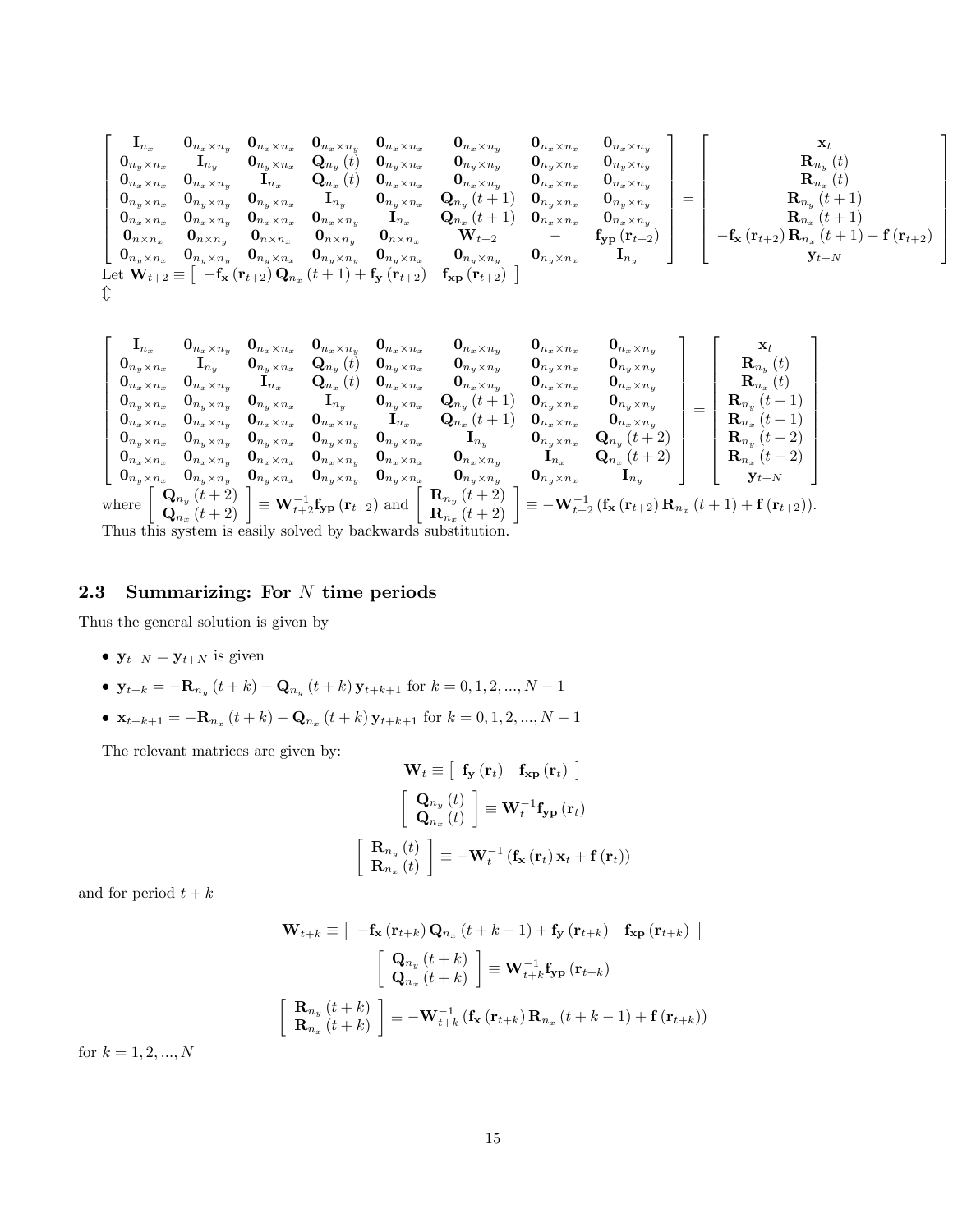$$
\begin{bmatrix}
\mathbf{I}_{n_x} & \mathbf{0}_{n_x \times n_y} & \mathbf{0}_{n_x \times n_x} & \mathbf{0}_{n_x \times n_y} & \mathbf{0}_{n_x \times n_x} & \mathbf{0}_{n_x \times n_y} & \mathbf{0}_{n_x \times n_x} & \mathbf{0}_{n_x \times n_y} \\
\mathbf{0}_{n_y \times n_x} & \mathbf{I}_{n_y} & \mathbf{0}_{n_y \times n_x} & \mathbf{Q}_{n_y}(t) & \mathbf{0}_{n_y \times n_x} & \mathbf{0}_{n_y \times n_y} & \mathbf{0}_{n_y \times n_x} & \mathbf{0}_{n_y \times n_y} \\
\mathbf{0}_{n_x \times n_x} & \mathbf{0}_{n_x \times n_y} & \mathbf{I}_{n_x} & \mathbf{Q}_{n_x}(t) & \mathbf{0}_{n_x \times n_x} & \mathbf{0}_{n_x \times n_y} & \mathbf{0}_{n_x \times n_x} & \mathbf{0}_{n_x \times n_y} \\
\mathbf{0}_{n_y \times n_x} & \mathbf{0}_{n_y \times n_y} & \mathbf{0}_{n_y \times n_x} & \mathbf{I}_{n_y} & \mathbf{0}_{n_y \times n_x} & \mathbf{Q}_{n_y}(t+1) & \mathbf{0}_{n_y \times n_x} & \mathbf{0}_{n_y \times n_y} \\
\mathbf{0}_{n_x \times n_x} & \mathbf{0}_{n_x \times n_y} & \mathbf{0}_{n_x \times n_x} & \mathbf{0}_{n_x \times n_y} & \mathbf{I}_{n_x} & \mathbf{Q}_{n_x}(t+1) & \mathbf{0}_{n_x \times n_x} & \mathbf{0}_{n_x \times n_y} \\
\mathbf{0}_{n \times n_x} & \mathbf{0}_{n \times n_y} & \mathbf{0}_{n \times n_x} & \mathbf{0}_{n \times n_y} & \mathbf{0}_{n \times n_x} & \mathbf{W}_{t+2} & - & \mathbf{f}_{\mathbf{yp}}(\mathbf{r}_{t+2}) \\
\mathbf{0}_{n_y \times n_x} & \mathbf{0}_{n_y \times n_y} & \mathbf{0}_{n_y \times n_x} & \mathbf{0}_{n_y \times n_y} & \mathbf{0}_{n_y \times n_x} & \mathbf{0}_{n_y \times n_y} & \mathbf{0}_{n_y \times n_x} & \mathbf{I}_{n_y}
\end{bmatrix}
=
\begin{bmatrix}
\mathbf{x}_t \\
\mathbf{R}_{n_y}(t) \\
\mathbf{R}_{n_x}(t) \\
\mathbf{R}_{n_y}(t+1) \\
\mathbf{R}_{n_x}(t+1) \\
-\mathbf{f}_{\mathbf{x}}(\mathbf{r}_{t+2})\mathbf{R}_{n_x}(t+1) - \mathbf{f}(\mathbf{r}_{t+2}) \\
\mathbf{y}_{t+N}
\end{bmatrix}
$$

Let $\mathbf{W}_{t+2} \equiv \begin{bmatrix} -\mathbf{f}_{\mathbf{x}}(\mathbf{r}_{t+2})\mathbf{Q}_{n_x}(t+1) + \mathbf{f}_{\mathbf{y}}(\mathbf{r}_{t+2}) & \mathbf{f}_{\mathbf{xp}}(\mathbf{r}_{t+2}) \end{bmatrix}$

$\Updownarrow$

$$
\begin{bmatrix}
\mathbf{I}_{n_x} & \mathbf{0}_{n_x \times n_y} & \mathbf{0}_{n_x \times n_x} & \mathbf{0}_{n_x \times n_y} & \mathbf{0}_{n_x \times n_x} & \mathbf{0}_{n_x \times n_y} & \mathbf{0}_{n_x \times n_x} & \mathbf{0}_{n_x \times n_y} \\
\mathbf{0}_{n_y \times n_x} & \mathbf{I}_{n_y} & \mathbf{0}_{n_y \times n_x} & \mathbf{Q}_{n_y}(t) & \mathbf{0}_{n_y \times n_x} & \mathbf{0}_{n_y \times n_y} & \mathbf{0}_{n_y \times n_x} & \mathbf{0}_{n_y \times n_y} \\
\mathbf{0}_{n_x \times n_x} & \mathbf{0}_{n_x \times n_y} & \mathbf{I}_{n_x} & \mathbf{Q}_{n_x}(t) & \mathbf{0}_{n_x \times n_x} & \mathbf{0}_{n_x \times n_y} & \mathbf{0}_{n_x \times n_x} & \mathbf{0}_{n_x \times n_y} \\
\mathbf{0}_{n_y \times n_x} & \mathbf{0}_{n_y \times n_y} & \mathbf{0}_{n_y \times n_x} & \mathbf{I}_{n_y} & \mathbf{0}_{n_y \times n_x} & \mathbf{Q}_{n_y}(t+1) & \mathbf{0}_{n_y \times n_x} & \mathbf{0}_{n_y \times n_y} \\
\mathbf{0}_{n_x \times n_x} & \mathbf{0}_{n_x \times n_y} & \mathbf{0}_{n_x \times n_x} & \mathbf{0}_{n_x \times n_y} & \mathbf{I}_{n_x} & \mathbf{Q}_{n_x}(t+1) & \mathbf{0}_{n_x \times n_x} & \mathbf{0}_{n_x \times n_y} \\
\mathbf{0}_{n_y \times n_x} & \mathbf{0}_{n_y \times n_y} & \mathbf{0}_{n_y \times n_x} & \mathbf{0}_{n_y \times n_y} & \mathbf{0}_{n_y \times n_x} & \mathbf{I}_{n_y} & \mathbf{0}_{n_y \times n_x} & \mathbf{Q}_{n_y}(t+2) \\
\mathbf{0}_{n_x \times n_x} & \mathbf{0}_{n_x \times n_y} & \mathbf{0}_{n_x \times n_x} & \mathbf{0}_{n_x \times n_y} & \mathbf{0}_{n_x \times n_x} & \mathbf{0}_{n_x \times n_y} & \mathbf{I}_{n_x} & \mathbf{Q}_{n_x}(t+2) \\
\mathbf{0}_{n_y \times n_x} & \mathbf{0}_{n_y \times n_y} & \mathbf{0}_{n_y \times n_x} & \mathbf{0}_{n_y \times n_y} & \mathbf{0}_{n_y \times n_x} & \mathbf{0}_{n_y \times n_y} & \mathbf{0}_{n_y \times n_x} & \mathbf{I}_{n_y}
\end{bmatrix}
=
\begin{bmatrix}
\mathbf{x}_t \\
\mathbf{R}_{n_y}(t) \\
\mathbf{R}_{n_x}(t) \\
\mathbf{R}_{n_y}(t+1) \\
\mathbf{R}_{n_x}(t+1) \\
\mathbf{R}_{n_y}(t+2) \\
\mathbf{R}_{n_x}(t+2) \\
\mathbf{y}_{t+N}
\end{bmatrix}
$$

where $\begin{bmatrix} \mathbf{Q}_{n_y}(t+2) \\ \mathbf{Q}_{n_x}(t+2) \end{bmatrix} \equiv \mathbf{W}_{t+2}^{-1}\mathbf{f}_{\mathbf{yp}}(\mathbf{r}_{t+2})$ and $\begin{bmatrix} \mathbf{R}_{n_y}(t+2) \\ \mathbf{R}_{n_x}(t+2) \end{bmatrix} \equiv -\mathbf{W}_{t+2}^{-1}(\mathbf{f}_{\mathbf{x}}(\mathbf{r}_{t+2})\mathbf{R}_{n_x}(t+1) + \mathbf{f}(\mathbf{r}_{t+2}))$.

Thus this system is easily solved by backwards substitution.

### 2.3 Summarizing: For $N$ time periods

Thus the general solution is given by

- $\mathbf{y}_{t+N} = \mathbf{y}_{t+N}$ is given
- $\mathbf{y}_{t+k} = -\mathbf{R}_{n_y}(t+k) - \mathbf{Q}_{n_y}(t+k)\mathbf{y}_{t+k+1}$ for $k = 0, 1, 2, ..., N-1$
- $\mathbf{x}_{t+k+1} = -\mathbf{R}_{n_x}(t+k) - \mathbf{Q}_{n_x}(t+k)\mathbf{y}_{t+k+1}$ for $k = 0, 1, 2, ..., N-1$

The relevant matrices are given by:

$$\mathbf{W}_t \equiv \begin{bmatrix} \mathbf{f}_{\mathbf{y}}(\mathbf{r}_t) & \mathbf{f}_{\mathbf{xp}}(\mathbf{r}_t) \end{bmatrix}$$

$$\begin{bmatrix} \mathbf{Q}_{n_y}(t) \\ \mathbf{Q}_{n_x}(t) \end{bmatrix} \equiv \mathbf{W}_t^{-1}\mathbf{f}_{\mathbf{yp}}(\mathbf{r}_t)$$

$$\begin{bmatrix} \mathbf{R}_{n_y}(t) \\ \mathbf{R}_{n_x}(t) \end{bmatrix} \equiv -\mathbf{W}_t^{-1}(\mathbf{f}_{\mathbf{x}}(\mathbf{r}_t)\mathbf{x}_t + \mathbf{f}(\mathbf{r}_t))$$

and for period $t+k$

$$\mathbf{W}_{t+k} \equiv \begin{bmatrix} -\mathbf{f}_{\mathbf{x}}(\mathbf{r}_{t+k})\mathbf{Q}_{n_x}(t+k-1) + \mathbf{f}_{\mathbf{y}}(\mathbf{r}_{t+k}) & \mathbf{f}_{\mathbf{xp}}(\mathbf{r}_{t+k}) \end{bmatrix}$$

$$\begin{bmatrix} \mathbf{Q}_{n_y}(t+k) \\ \mathbf{Q}_{n_x}(t+k) \end{bmatrix} \equiv \mathbf{W}_{t+k}^{-1}\mathbf{f}_{\mathbf{yp}}(\mathbf{r}_{t+k})$$

$$\begin{bmatrix} \mathbf{R}_{n_y}(t+k) \\ \mathbf{R}_{n_x}(t+k) \end{bmatrix} \equiv -\mathbf{W}_{t+k}^{-1}(\mathbf{f}_{\mathbf{x}}(\mathbf{r}_{t+k})\mathbf{R}_{n_x}(t+k-1) + \mathbf{f}(\mathbf{r}_{t+k}))$$

for $k = 1, 2, ..., N$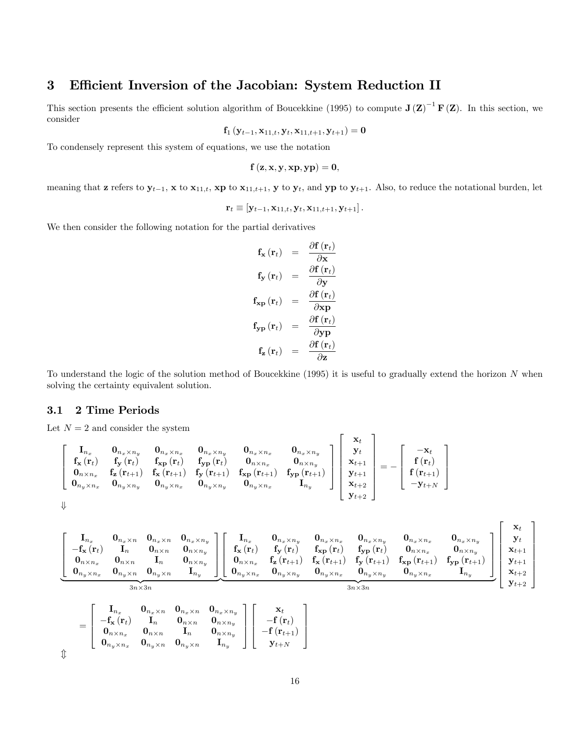## 3 Efficient Inversion of the Jacobian: System Reduction II

This section presents the efficient solution algorithm of Boucekkine (1995) to compute $\mathbf{J}(\mathbf{Z})^{-1}\mathbf{F}(\mathbf{Z})$. In this section, we consider

$$\mathbf{f}_1(\mathbf{y}_{t-1}, \mathbf{x}_{11,t}, \mathbf{y}_t, \mathbf{x}_{11,t+1}, \mathbf{y}_{t+1}) = \mathbf{0}$$

To condensely represent this system of equations, we use the notation

$$\mathbf{f}(\mathbf{z}, \mathbf{x}, \mathbf{y}, \mathbf{xp}, \mathbf{yp}) = \mathbf{0},$$

meaning that $\mathbf{z}$ refers to $\mathbf{y}_{t-1}$, $\mathbf{x}$ to $\mathbf{x}_{11,t}$, $\mathbf{xp}$ to $\mathbf{x}_{11,t+1}$, $\mathbf{y}$ to $\mathbf{y}_t$, and $\mathbf{yp}$ to $\mathbf{y}_{t+1}$. Also, to reduce the notational burden, let

$$\mathbf{r}_t \equiv [\mathbf{y}_{t-1}, \mathbf{x}_{11,t}, \mathbf{y}_t, \mathbf{x}_{11,t+1}, \mathbf{y}_{t+1}].$$

We then consider the following notation for the partial derivatives

$$\begin{aligned}
\mathbf{f}_{\mathbf{x}}(\mathbf{r}_t) &= \frac{\partial \mathbf{f}(\mathbf{r}_t)}{\partial \mathbf{x}} \\
\mathbf{f}_{\mathbf{y}}(\mathbf{r}_t) &= \frac{\partial \mathbf{f}(\mathbf{r}_t)}{\partial \mathbf{y}} \\
\mathbf{f}_{\mathbf{xp}}(\mathbf{r}_t) &= \frac{\partial \mathbf{f}(\mathbf{r}_t)}{\partial \mathbf{xp}} \\
\mathbf{f}_{\mathbf{yp}}(\mathbf{r}_t) &= \frac{\partial \mathbf{f}(\mathbf{r}_t)}{\partial \mathbf{yp}} \\
\mathbf{f}_{\mathbf{z}}(\mathbf{r}_t) &= \frac{\partial \mathbf{f}(\mathbf{r}_t)}{\partial \mathbf{z}}
\end{aligned}$$

To understand the logic of the solution method of Boucekkine (1995) it is useful to gradually extend the horizon $N$ when solving the certainty equivalent solution.

### 3.1 2 Time Periods

Let $N = 2$ and consider the system

$$\begin{bmatrix}
\mathbf{I}_{n_x} & \mathbf{0}_{n_x \times n_y} & \mathbf{0}_{n_x \times n_x} & \mathbf{0}_{n_x \times n_y} & \mathbf{0}_{n_x \times n_x} & \mathbf{0}_{n_x \times n_y} \\
\mathbf{f}_{\mathbf{x}}(\mathbf{r}_t) & \mathbf{f}_{\mathbf{y}}(\mathbf{r}_t) & \mathbf{f}_{\mathbf{xp}}(\mathbf{r}_t) & \mathbf{f}_{\mathbf{yp}}(\mathbf{r}_t) & \mathbf{0}_{n \times n_x} & \mathbf{0}_{n \times n_y} \\
\mathbf{0}_{n \times n_x} & \mathbf{f}_{\mathbf{z}}(\mathbf{r}_{t+1}) & \mathbf{f}_{\mathbf{x}}(\mathbf{r}_{t+1}) & \mathbf{f}_{\mathbf{y}}(\mathbf{r}_{t+1}) & \mathbf{f}_{\mathbf{xp}}(\mathbf{r}_{t+1}) & \mathbf{f}_{\mathbf{yp}}(\mathbf{r}_{t+1}) \\
\mathbf{0}_{n_y \times n_x} & \mathbf{0}_{n_y \times n_y} & \mathbf{0}_{n_y \times n_x} & \mathbf{0}_{n_y \times n_y} & \mathbf{0}_{n_y \times n_x} & \mathbf{I}_{n_y}
\end{bmatrix}
\begin{bmatrix}
\mathbf{x}_t \\ \mathbf{y}_t \\ \mathbf{x}_{t+1} \\ \mathbf{y}_{t+1} \\ \mathbf{x}_{t+2} \\ \mathbf{y}_{t+2}
\end{bmatrix}
= -
\begin{bmatrix}
-\mathbf{x}_t \\ \mathbf{f}(\mathbf{r}_t) \\ \mathbf{f}(\mathbf{r}_{t+1}) \\ -\mathbf{y}_{t+N}
\end{bmatrix}$$

$\Downarrow$

$$\underbrace{\begin{bmatrix}
\mathbf{I}_{n_x} & \mathbf{0}_{n_x \times n} & \mathbf{0}_{n_x \times n} & \mathbf{0}_{n_x \times n_y} \\
-\mathbf{f}_{\mathbf{x}}(\mathbf{r}_t) & \mathbf{I}_n & \mathbf{0}_{n \times n} & \mathbf{0}_{n \times n_y} \\
\mathbf{0}_{n \times n_x} & \mathbf{0}_{n \times n} & \mathbf{I}_n & \mathbf{0}_{n \times n_y} \\
\mathbf{0}_{n_y \times n_x} & \mathbf{0}_{n_y \times n} & \mathbf{0}_{n_y \times n} & \mathbf{I}_{n_y}
\end{bmatrix}}_{3n \times 3n}
\underbrace{\begin{bmatrix}
\mathbf{I}_{n_x} & \mathbf{0}_{n_x \times n_y} & \mathbf{0}_{n_x \times n_x} & \mathbf{0}_{n_x \times n_y} & \mathbf{0}_{n_x \times n_x} & \mathbf{0}_{n_x \times n_y} \\
\mathbf{f}_{\mathbf{x}}(\mathbf{r}_t) & \mathbf{f}_{\mathbf{y}}(\mathbf{r}_t) & \mathbf{f}_{\mathbf{xp}}(\mathbf{r}_t) & \mathbf{f}_{\mathbf{yp}}(\mathbf{r}_t) & \mathbf{0}_{n \times n_x} & \mathbf{0}_{n \times n_y} \\
\mathbf{0}_{n \times n_x} & \mathbf{f}_{\mathbf{z}}(\mathbf{r}_{t+1}) & \mathbf{f}_{\mathbf{x}}(\mathbf{r}_{t+1}) & \mathbf{f}_{\mathbf{y}}(\mathbf{r}_{t+1}) & \mathbf{f}_{\mathbf{xp}}(\mathbf{r}_{t+1}) & \mathbf{f}_{\mathbf{yp}}(\mathbf{r}_{t+1}) \\
\mathbf{0}_{n_y \times n_x} & \mathbf{0}_{n_y \times n_y} & \mathbf{0}_{n_y \times n_x} & \mathbf{0}_{n_y \times n_y} & \mathbf{0}_{n_y \times n_x} & \mathbf{I}_{n_y}
\end{bmatrix}}_{3n \times 3n}
\begin{bmatrix}
\mathbf{x}_t \\ \mathbf{y}_t \\ \mathbf{x}_{t+1} \\ \mathbf{y}_{t+1} \\ \mathbf{x}_{t+2} \\ \mathbf{y}_{t+2}
\end{bmatrix}$$

$$= \begin{bmatrix}
\mathbf{I}_{n_x} & \mathbf{0}_{n_x \times n} & \mathbf{0}_{n_x \times n} & \mathbf{0}_{n_x \times n_y} \\
-\mathbf{f}_{\mathbf{x}}(\mathbf{r}_t) & \mathbf{I}_n & \mathbf{0}_{n \times n} & \mathbf{0}_{n \times n_y} \\
\mathbf{0}_{n \times n_x} & \mathbf{0}_{n \times n} & \mathbf{I}_n & \mathbf{0}_{n \times n_y} \\
\mathbf{0}_{n_y \times n_x} & \mathbf{0}_{n_y \times n} & \mathbf{0}_{n_y \times n} & \mathbf{I}_{n_y}
\end{bmatrix}
\begin{bmatrix}
\mathbf{x}_t \\ -\mathbf{f}(\mathbf{r}_t) \\ -\mathbf{f}(\mathbf{r}_{t+1}) \\ \mathbf{y}_{t+N}
\end{bmatrix}$$

$\Updownarrow$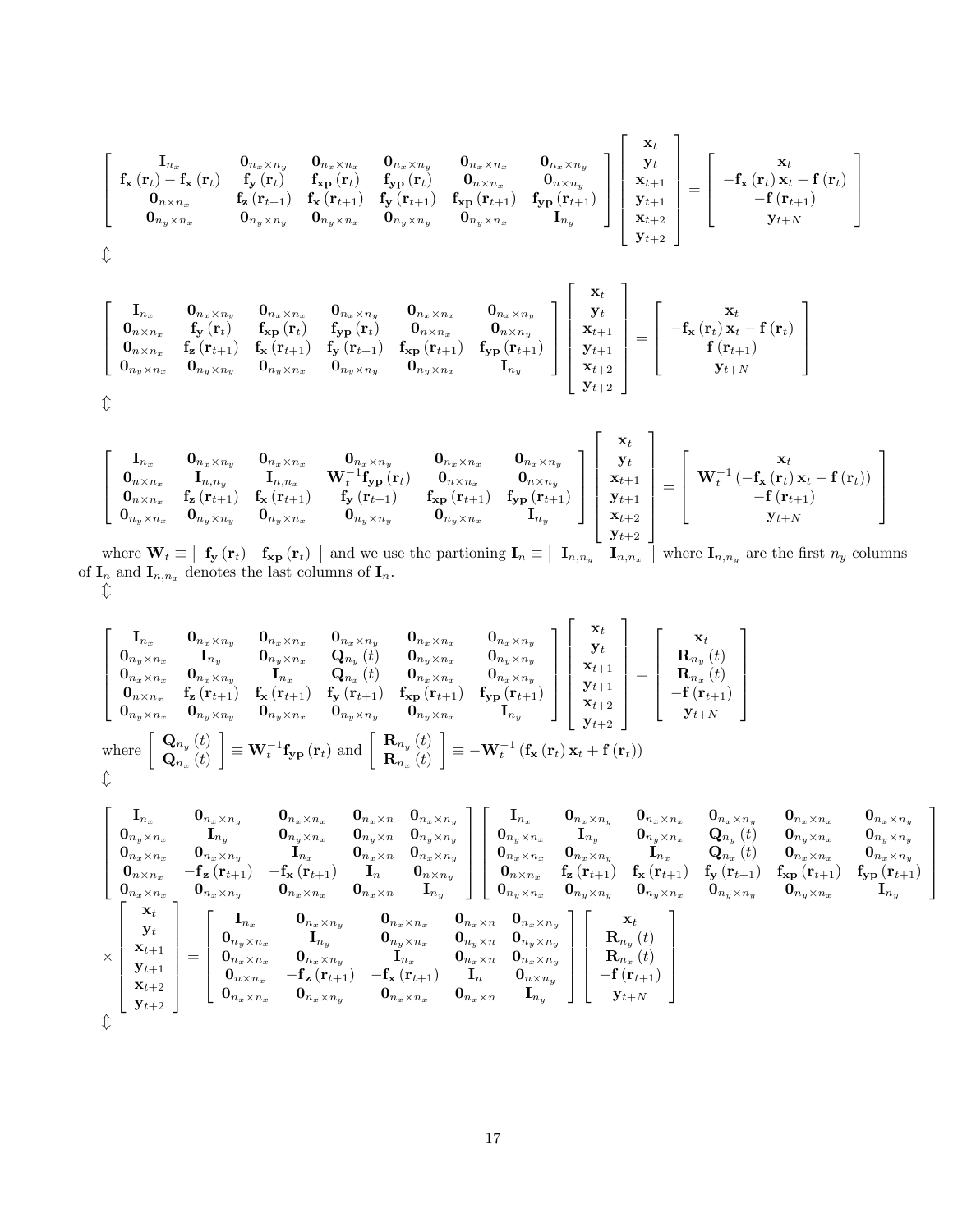$$
\left[\begin{array}{cccccc}
\mathbf{I}_{n_x} & \mathbf{0}_{n_x \times n_y} & \mathbf{0}_{n_x \times n_x} & \mathbf{0}_{n_x \times n_y} & \mathbf{0}_{n_x \times n_x} & \mathbf{0}_{n_x \times n_y} \\
\mathbf{f_x}(\mathbf{r}_t) - \mathbf{f_x}(\mathbf{r}_t) & \mathbf{f_y}(\mathbf{r}_t) & \mathbf{f_{xp}}(\mathbf{r}_t) & \mathbf{f_{yp}}(\mathbf{r}_t) & \mathbf{0}_{n \times n_x} & \mathbf{0}_{n \times n_y} \\
\mathbf{0}_{n \times n_x} & \mathbf{f_z}(\mathbf{r}_{t+1}) & \mathbf{f_x}(\mathbf{r}_{t+1}) & \mathbf{f_y}(\mathbf{r}_{t+1}) & \mathbf{f_{xp}}(\mathbf{r}_{t+1}) & \mathbf{f_{yp}}(\mathbf{r}_{t+1}) \\
\mathbf{0}_{n_y \times n_x} & \mathbf{0}_{n_y \times n_y} & \mathbf{0}_{n_y \times n_x} & \mathbf{0}_{n_y \times n_y} & \mathbf{0}_{n_y \times n_x} & \mathbf{I}_{n_y}
\end{array}\right]
\left[\begin{array}{c}
\mathbf{x}_t \\ \mathbf{y}_t \\ \mathbf{x}_{t+1} \\ \mathbf{y}_{t+1} \\ \mathbf{x}_{t+2} \\ \mathbf{y}_{t+2}
\end{array}\right]
=
\left[\begin{array}{c}
\mathbf{x}_t \\ -\mathbf{f_x}(\mathbf{r}_t)\mathbf{x}_t - \mathbf{f}(\mathbf{r}_t) \\ -\mathbf{f}(\mathbf{r}_{t+1}) \\ \mathbf{y}_{t+N}
\end{array}\right]
$$

$\Updownarrow$

$$
\left[\begin{array}{cccccc}
\mathbf{I}_{n_x} & \mathbf{0}_{n_x \times n_y} & \mathbf{0}_{n_x \times n_x} & \mathbf{0}_{n_x \times n_y} & \mathbf{0}_{n_x \times n_x} & \mathbf{0}_{n_x \times n_y} \\
\mathbf{0}_{n \times n_x} & \mathbf{f_y}(\mathbf{r}_t) & \mathbf{f_{xp}}(\mathbf{r}_t) & \mathbf{f_{yp}}(\mathbf{r}_t) & \mathbf{0}_{n \times n_x} & \mathbf{0}_{n \times n_y} \\
\mathbf{0}_{n \times n_x} & \mathbf{f_z}(\mathbf{r}_{t+1}) & \mathbf{f_x}(\mathbf{r}_{t+1}) & \mathbf{f_y}(\mathbf{r}_{t+1}) & \mathbf{f_{xp}}(\mathbf{r}_{t+1}) & \mathbf{f_{yp}}(\mathbf{r}_{t+1}) \\
\mathbf{0}_{n_y \times n_x} & \mathbf{0}_{n_y \times n_y} & \mathbf{0}_{n_y \times n_x} & \mathbf{0}_{n_y \times n_y} & \mathbf{0}_{n_y \times n_x} & \mathbf{I}_{n_y}
\end{array}\right]
\left[\begin{array}{c}
\mathbf{x}_t \\ \mathbf{y}_t \\ \mathbf{x}_{t+1} \\ \mathbf{y}_{t+1} \\ \mathbf{x}_{t+2} \\ \mathbf{y}_{t+2}
\end{array}\right]
=
\left[\begin{array}{c}
\mathbf{x}_t \\ -\mathbf{f_x}(\mathbf{r}_t)\mathbf{x}_t - \mathbf{f}(\mathbf{r}_t) \\ \mathbf{f}(\mathbf{r}_{t+1}) \\ \mathbf{y}_{t+N}
\end{array}\right]
$$

$\Updownarrow$

$$
\left[\begin{array}{cccccc}
\mathbf{I}_{n_x} & \mathbf{0}_{n_x \times n_y} & \mathbf{0}_{n_x \times n_x} & \mathbf{0}_{n_x \times n_y} & \mathbf{0}_{n_x \times n_x} & \mathbf{0}_{n_x \times n_y} \\
\mathbf{0}_{n \times n_x} & \mathbf{I}_{n,n_y} & \mathbf{I}_{n,n_x} & \mathbf{W}_t^{-1}\mathbf{f_{yp}}(\mathbf{r}_t) & \mathbf{0}_{n \times n_x} & \mathbf{0}_{n \times n_y} \\
\mathbf{0}_{n \times n_x} & \mathbf{f_z}(\mathbf{r}_{t+1}) & \mathbf{f_x}(\mathbf{r}_{t+1}) & \mathbf{f_y}(\mathbf{r}_{t+1}) & \mathbf{f_{xp}}(\mathbf{r}_{t+1}) & \mathbf{f_{yp}}(\mathbf{r}_{t+1}) \\
\mathbf{0}_{n_y \times n_x} & \mathbf{0}_{n_y \times n_y} & \mathbf{0}_{n_y \times n_x} & \mathbf{0}_{n_y \times n_y} & \mathbf{0}_{n_y \times n_x} & \mathbf{I}_{n_y}
\end{array}\right]
\left[\begin{array}{c}
\mathbf{x}_t \\ \mathbf{y}_t \\ \mathbf{x}_{t+1} \\ \mathbf{y}_{t+1} \\ \mathbf{x}_{t+2} \\ \mathbf{y}_{t+2}
\end{array}\right]
=
\left[\begin{array}{c}
\mathbf{x}_t \\ \mathbf{W}_t^{-1}\left(-\mathbf{f_x}(\mathbf{r}_t)\mathbf{x}_t - \mathbf{f}(\mathbf{r}_t)\right) \\ -\mathbf{f}(\mathbf{r}_{t+1}) \\ \mathbf{y}_{t+N}
\end{array}\right]
$$

where $\mathbf{W}_t \equiv \left[\begin{array}{cc} \mathbf{f_y}(\mathbf{r}_t) & \mathbf{f_{xp}}(\mathbf{r}_t) \end{array}\right]$ and we use the partioning $\mathbf{I}_n \equiv \left[\begin{array}{cc} \mathbf{I}_{n,n_y} & \mathbf{I}_{n,n_x} \end{array}\right]$ where $\mathbf{I}_{n,n_y}$ are the first $n_y$ columns of $\mathbf{I}_n$ and $\mathbf{I}_{n,n_x}$ denotes the last columns of $\mathbf{I}_n$.

$\Updownarrow$

$$
\left[\begin{array}{cccccc}
\mathbf{I}_{n_x} & \mathbf{0}_{n_x \times n_y} & \mathbf{0}_{n_x \times n_x} & \mathbf{0}_{n_x \times n_y} & \mathbf{0}_{n_x \times n_x} & \mathbf{0}_{n_x \times n_y} \\
\mathbf{0}_{n_y \times n_x} & \mathbf{I}_{n_y} & \mathbf{0}_{n_y \times n_x} & \mathbf{Q}_{n_y}(t) & \mathbf{0}_{n_y \times n_x} & \mathbf{0}_{n_y \times n_y} \\
\mathbf{0}_{n_x \times n_x} & \mathbf{0}_{n_x \times n_y} & \mathbf{I}_{n_x} & \mathbf{Q}_{n_x}(t) & \mathbf{0}_{n_x \times n_x} & \mathbf{0}_{n_x \times n_y} \\
\mathbf{0}_{n \times n_x} & \mathbf{f_z}(\mathbf{r}_{t+1}) & \mathbf{f_x}(\mathbf{r}_{t+1}) & \mathbf{f_y}(\mathbf{r}_{t+1}) & \mathbf{f_{xp}}(\mathbf{r}_{t+1}) & \mathbf{f_{yp}}(\mathbf{r}_{t+1}) \\
\mathbf{0}_{n_y \times n_x} & \mathbf{0}_{n_y \times n_y} & \mathbf{0}_{n_y \times n_x} & \mathbf{0}_{n_y \times n_y} & \mathbf{0}_{n_y \times n_x} & \mathbf{I}_{n_y}
\end{array}\right]
\left[\begin{array}{c}
\mathbf{x}_t \\ \mathbf{y}_t \\ \mathbf{x}_{t+1} \\ \mathbf{y}_{t+1} \\ \mathbf{x}_{t+2} \\ \mathbf{y}_{t+2}
\end{array}\right]
=
\left[\begin{array}{c}
\mathbf{x}_t \\ \mathbf{R}_{n_y}(t) \\ \mathbf{R}_{n_x}(t) \\ -\mathbf{f}(\mathbf{r}_{t+1}) \\ \mathbf{y}_{t+N}
\end{array}\right]
$$

where $\left[\begin{array}{c} \mathbf{Q}_{n_y}(t) \\ \mathbf{Q}_{n_x}(t) \end{array}\right] \equiv \mathbf{W}_t^{-1}\mathbf{f_{yp}}(\mathbf{r}_t)$ and $\left[\begin{array}{c} \mathbf{R}_{n_y}(t) \\ \mathbf{R}_{n_x}(t) \end{array}\right] \equiv -\mathbf{W}_t^{-1}\left(\mathbf{f_x}(\mathbf{r}_t)\mathbf{x}_t + \mathbf{f}(\mathbf{r}_t)\right)$

$\Updownarrow$

$$
\left[\begin{array}{ccccc}
\mathbf{I}_{n_x} & \mathbf{0}_{n_x \times n_y} & \mathbf{0}_{n_x \times n_x} & \mathbf{0}_{n_x \times n} & \mathbf{0}_{n_x \times n_y} \\
\mathbf{0}_{n_y \times n_x} & \mathbf{I}_{n_y} & \mathbf{0}_{n_y \times n_x} & \mathbf{0}_{n_y \times n} & \mathbf{0}_{n_y \times n_y} \\
\mathbf{0}_{n_x \times n_x} & \mathbf{0}_{n_x \times n_y} & \mathbf{I}_{n_x} & \mathbf{0}_{n_x \times n} & \mathbf{0}_{n_x \times n_y} \\
\mathbf{0}_{n \times n_x} & -\mathbf{f_z}(\mathbf{r}_{t+1}) & -\mathbf{f_x}(\mathbf{r}_{t+1}) & \mathbf{I}_n & \mathbf{0}_{n \times n_y} \\
\mathbf{0}_{n_x \times n_x} & \mathbf{0}_{n_x \times n_y} & \mathbf{0}_{n_x \times n_x} & \mathbf{0}_{n_x \times n} & \mathbf{I}_{n_y}
\end{array}\right]
\left[\begin{array}{cccccc}
\mathbf{I}_{n_x} & \mathbf{0}_{n_x \times n_y} & \mathbf{0}_{n_x \times n_x} & \mathbf{0}_{n_x \times n_y} & \mathbf{0}_{n_x \times n_x} & \mathbf{0}_{n_x \times n_y} \\
\mathbf{0}_{n_y \times n_x} & \mathbf{I}_{n_y} & \mathbf{0}_{n_y \times n_x} & \mathbf{Q}_{n_y}(t) & \mathbf{0}_{n_y \times n_x} & \mathbf{0}_{n_y \times n_y} \\
\mathbf{0}_{n_x \times n_x} & \mathbf{0}_{n_x \times n_y} & \mathbf{I}_{n_x} & \mathbf{Q}_{n_x}(t) & \mathbf{0}_{n_x \times n_x} & \mathbf{0}_{n_x \times n_y} \\
\mathbf{0}_{n \times n_x} & \mathbf{f_z}(\mathbf{r}_{t+1}) & \mathbf{f_x}(\mathbf{r}_{t+1}) & \mathbf{f_y}(\mathbf{r}_{t+1}) & \mathbf{f_{xp}}(\mathbf{r}_{t+1}) & \mathbf{f_{yp}}(\mathbf{r}_{t+1}) \\
\mathbf{0}_{n_y \times n_x} & \mathbf{0}_{n_y \times n_y} & \mathbf{0}_{n_y \times n_x} & \mathbf{0}_{n_y \times n_y} & \mathbf{0}_{n_y \times n_x} & \mathbf{I}_{n_y}
\end{array}\right]
$$

$$
\times
\left[\begin{array}{c}
\mathbf{x}_t \\ \mathbf{y}_t \\ \mathbf{x}_{t+1} \\ \mathbf{y}_{t+1} \\ \mathbf{x}_{t+2} \\ \mathbf{y}_{t+2}
\end{array}\right]
=
\left[\begin{array}{ccccc}
\mathbf{I}_{n_x} & \mathbf{0}_{n_x \times n_y} & \mathbf{0}_{n_x \times n_x} & \mathbf{0}_{n_x \times n} & \mathbf{0}_{n_x \times n_y} \\
\mathbf{0}_{n_y \times n_x} & \mathbf{I}_{n_y} & \mathbf{0}_{n_y \times n_x} & \mathbf{0}_{n_y \times n} & \mathbf{0}_{n_y \times n_y} \\
\mathbf{0}_{n_x \times n_x} & \mathbf{0}_{n_x \times n_y} & \mathbf{I}_{n_x} & \mathbf{0}_{n_x \times n} & \mathbf{0}_{n_x \times n_y} \\
\mathbf{0}_{n \times n_x} & -\mathbf{f_z}(\mathbf{r}_{t+1}) & -\mathbf{f_x}(\mathbf{r}_{t+1}) & \mathbf{I}_n & \mathbf{0}_{n \times n_y} \\
\mathbf{0}_{n_x \times n_x} & \mathbf{0}_{n_x \times n_y} & \mathbf{0}_{n_x \times n_x} & \mathbf{0}_{n_x \times n} & \mathbf{I}_{n_y}
\end{array}\right]
\left[\begin{array}{c}
\mathbf{x}_t \\ \mathbf{R}_{n_y}(t) \\ \mathbf{R}_{n_x}(t) \\ -\mathbf{f}(\mathbf{r}_{t+1}) \\ \mathbf{y}_{t+N}
\end{array}\right]
$$

$\Updownarrow$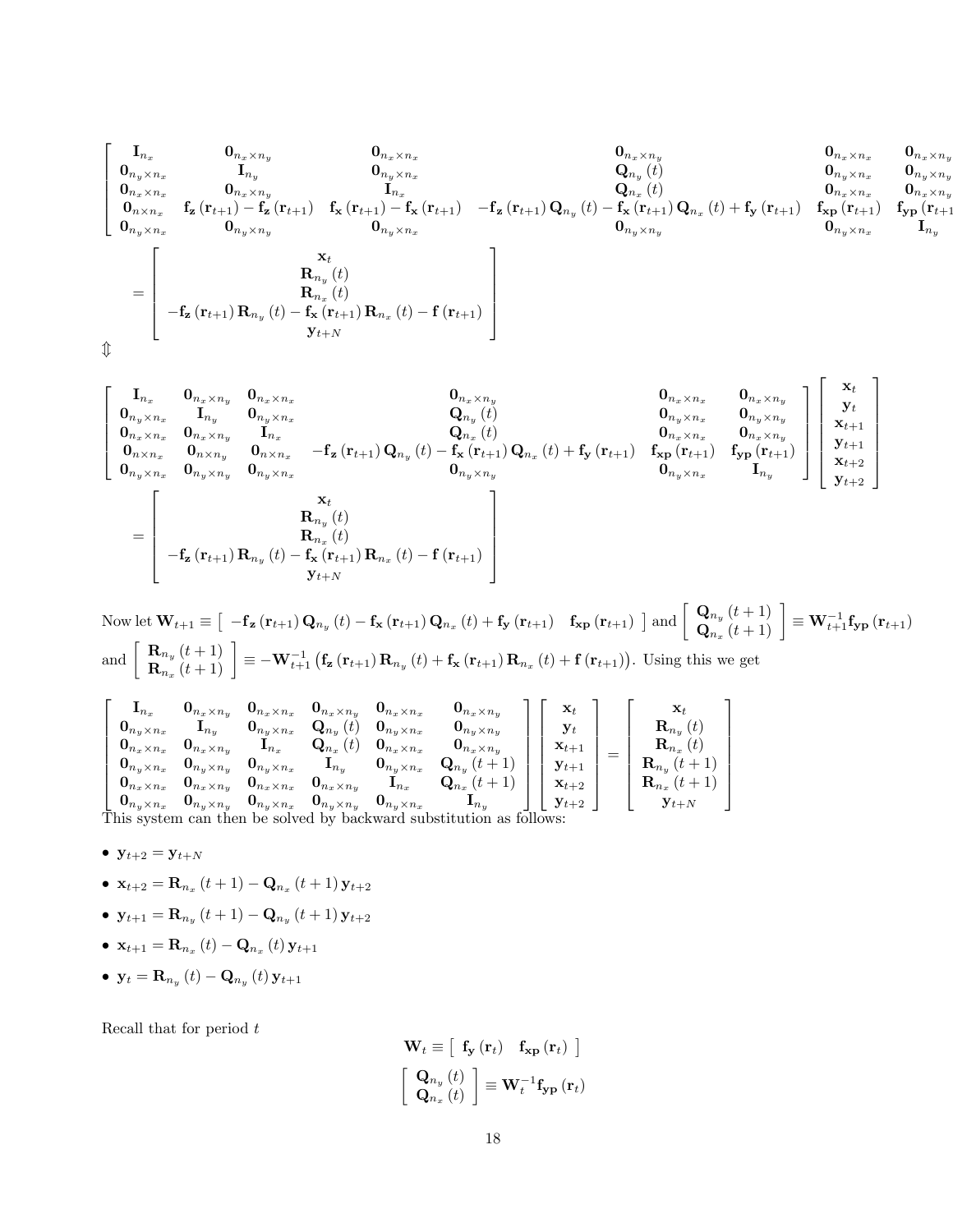$$
\left[\begin{array}{cccccc}
\mathbf{I}_{n_x} & \mathbf{0}_{n_x\times n_y} & \mathbf{0}_{n_x\times n_x} & \mathbf{0}_{n_x\times n_y} & \mathbf{0}_{n_x\times n_x} & \mathbf{0}_{n_x\times n_y} \\
\mathbf{0}_{n_y\times n_x} & \mathbf{I}_{n_y} & \mathbf{0}_{n_y\times n_x} & \mathbf{Q}_{n_y}(t) & \mathbf{0}_{n_y\times n_x} & \mathbf{0}_{n_y\times n_y} \\
\mathbf{0}_{n_x\times n_x} & \mathbf{0}_{n_x\times n_y} & \mathbf{I}_{n_x} & \mathbf{Q}_{n_x}(t) & \mathbf{0}_{n_x\times n_x} & \mathbf{0}_{n_x\times n_y} \\
\mathbf{0}_{n\times n_x} & \mathbf{f_z}(\mathbf{r}_{t+1})-\mathbf{f_z}(\mathbf{r}_{t+1}) & \mathbf{f_x}(\mathbf{r}_{t+1})-\mathbf{f_x}(\mathbf{r}_{t+1}) & -\mathbf{f_z}(\mathbf{r}_{t+1})\mathbf{Q}_{n_y}(t)-\mathbf{f_x}(\mathbf{r}_{t+1})\mathbf{Q}_{n_x}(t)+\mathbf{f_y}(\mathbf{r}_{t+1}) & \mathbf{f_{xp}}(\mathbf{r}_{t+1}) & \mathbf{f_{yp}}(\mathbf{r}_{t+1}) \\
\mathbf{0}_{n_y\times n_x} & \mathbf{0}_{n_y\times n_y} & \mathbf{0}_{n_y\times n_x} & \mathbf{0}_{n_y\times n_y} & \mathbf{0}_{n_y\times n_x} & \mathbf{I}_{n_y}
\end{array}\right]
$$

$$
=\left[\begin{array}{c}
\mathbf{x}_t \\
\mathbf{R}_{n_y}(t) \\
\mathbf{R}_{n_x}(t) \\
-\mathbf{f_z}(\mathbf{r}_{t+1})\mathbf{R}_{n_y}(t)-\mathbf{f_x}(\mathbf{r}_{t+1})\mathbf{R}_{n_x}(t)-\mathbf{f}(\mathbf{r}_{t+1}) \\
\mathbf{y}_{t+N}
\end{array}\right]
$$

$$\Updownarrow$$

$$
\left[\begin{array}{cccccc}
\mathbf{I}_{n_x} & \mathbf{0}_{n_x\times n_y} & \mathbf{0}_{n_x\times n_x} & \mathbf{0}_{n_x\times n_y} & \mathbf{0}_{n_x\times n_x} & \mathbf{0}_{n_x\times n_y} \\
\mathbf{0}_{n_y\times n_x} & \mathbf{I}_{n_y} & \mathbf{0}_{n_y\times n_x} & \mathbf{Q}_{n_y}(t) & \mathbf{0}_{n_y\times n_x} & \mathbf{0}_{n_y\times n_y} \\
\mathbf{0}_{n_x\times n_x} & \mathbf{0}_{n_x\times n_y} & \mathbf{I}_{n_x} & \mathbf{Q}_{n_x}(t) & \mathbf{0}_{n_x\times n_x} & \mathbf{0}_{n_x\times n_y} \\
\mathbf{0}_{n\times n_x} & \mathbf{0}_{n\times n_y} & \mathbf{0}_{n\times n_x} & -\mathbf{f_z}(\mathbf{r}_{t+1})\mathbf{Q}_{n_y}(t)-\mathbf{f_x}(\mathbf{r}_{t+1})\mathbf{Q}_{n_x}(t)+\mathbf{f_y}(\mathbf{r}_{t+1}) & \mathbf{f_{xp}}(\mathbf{r}_{t+1}) & \mathbf{f_{yp}}(\mathbf{r}_{t+1}) \\
\mathbf{0}_{n_y\times n_x} & \mathbf{0}_{n_y\times n_y} & \mathbf{0}_{n_y\times n_x} & \mathbf{0}_{n_y\times n_y} & \mathbf{0}_{n_y\times n_x} & \mathbf{I}_{n_y}
\end{array}\right]
\left[\begin{array}{c}
\mathbf{x}_t \\ \mathbf{y}_t \\ \mathbf{x}_{t+1} \\ \mathbf{y}_{t+1} \\ \mathbf{x}_{t+2} \\ \mathbf{y}_{t+2}
\end{array}\right]
$$

$$
=\left[\begin{array}{c}
\mathbf{x}_t \\
\mathbf{R}_{n_y}(t) \\
\mathbf{R}_{n_x}(t) \\
-\mathbf{f_z}(\mathbf{r}_{t+1})\mathbf{R}_{n_y}(t)-\mathbf{f_x}(\mathbf{r}_{t+1})\mathbf{R}_{n_x}(t)-\mathbf{f}(\mathbf{r}_{t+1}) \\
\mathbf{y}_{t+N}
\end{array}\right]
$$

Now let $\mathbf{W}_{t+1} \equiv \left[\begin{array}{cc} -\mathbf{f_z}(\mathbf{r}_{t+1})\mathbf{Q}_{n_y}(t)-\mathbf{f_x}(\mathbf{r}_{t+1})\mathbf{Q}_{n_x}(t)+\mathbf{f_y}(\mathbf{r}_{t+1}) & \mathbf{f_{xp}}(\mathbf{r}_{t+1}) \end{array}\right]$ and $\left[\begin{array}{c} \mathbf{Q}_{n_y}(t+1) \\ \mathbf{Q}_{n_x}(t+1) \end{array}\right] \equiv \mathbf{W}_{t+1}^{-1}\mathbf{f_{yp}}(\mathbf{r}_{t+1})$ and $\left[\begin{array}{c} \mathbf{R}_{n_y}(t+1) \\ \mathbf{R}_{n_x}(t+1) \end{array}\right] \equiv -\mathbf{W}_{t+1}^{-1}\left(\mathbf{f_z}(\mathbf{r}_{t+1})\mathbf{R}_{n_y}(t)+\mathbf{f_x}(\mathbf{r}_{t+1})\mathbf{R}_{n_x}(t)+\mathbf{f}(\mathbf{r}_{t+1})\right)$. Using this we get

$$
\left[\begin{array}{cccccc}
\mathbf{I}_{n_x} & \mathbf{0}_{n_x\times n_y} & \mathbf{0}_{n_x\times n_x} & \mathbf{0}_{n_x\times n_y} & \mathbf{0}_{n_x\times n_x} & \mathbf{0}_{n_x\times n_y} \\
\mathbf{0}_{n_y\times n_x} & \mathbf{I}_{n_y} & \mathbf{0}_{n_y\times n_x} & \mathbf{Q}_{n_y}(t) & \mathbf{0}_{n_y\times n_x} & \mathbf{0}_{n_y\times n_y} \\
\mathbf{0}_{n_x\times n_x} & \mathbf{0}_{n_x\times n_y} & \mathbf{I}_{n_x} & \mathbf{Q}_{n_x}(t) & \mathbf{0}_{n_x\times n_x} & \mathbf{0}_{n_x\times n_y} \\
\mathbf{0}_{n_y\times n_x} & \mathbf{0}_{n_y\times n_y} & \mathbf{0}_{n_y\times n_x} & \mathbf{I}_{n_y} & \mathbf{0}_{n_y\times n_x} & \mathbf{Q}_{n_y}(t+1) \\
\mathbf{0}_{n_x\times n_x} & \mathbf{0}_{n_x\times n_y} & \mathbf{0}_{n_x\times n_x} & \mathbf{0}_{n_x\times n_y} & \mathbf{I}_{n_x} & \mathbf{Q}_{n_x}(t+1) \\
\mathbf{0}_{n_y\times n_x} & \mathbf{0}_{n_y\times n_y} & \mathbf{0}_{n_y\times n_x} & \mathbf{0}_{n_y\times n_y} & \mathbf{0}_{n_y\times n_x} & \mathbf{I}_{n_y}
\end{array}\right]
\left[\begin{array}{c}
\mathbf{x}_t \\ \mathbf{y}_t \\ \mathbf{x}_{t+1} \\ \mathbf{y}_{t+1} \\ \mathbf{x}_{t+2} \\ \mathbf{y}_{t+2}
\end{array}\right]
=\left[\begin{array}{c}
\mathbf{x}_t \\ \mathbf{R}_{n_y}(t) \\ \mathbf{R}_{n_x}(t) \\ \mathbf{R}_{n_y}(t+1) \\ \mathbf{R}_{n_x}(t+1) \\ \mathbf{y}_{t+N}
\end{array}\right]
$$

This system can then be solved by backward substitution as follows:

- $\mathbf{y}_{t+2} = \mathbf{y}_{t+N}$
- $\mathbf{x}_{t+2} = \mathbf{R}_{n_x}(t+1) - \mathbf{Q}_{n_x}(t+1)\,\mathbf{y}_{t+2}$
- $\mathbf{y}_{t+1} = \mathbf{R}_{n_y}(t+1) - \mathbf{Q}_{n_y}(t+1)\,\mathbf{y}_{t+2}$
- $\mathbf{x}_{t+1} = \mathbf{R}_{n_x}(t) - \mathbf{Q}_{n_x}(t)\,\mathbf{y}_{t+1}$
- $\mathbf{y}_t = \mathbf{R}_{n_y}(t) - \mathbf{Q}_{n_y}(t)\,\mathbf{y}_{t+1}$

Recall that for period $t$

$$\mathbf{W}_t \equiv \left[\begin{array}{cc} \mathbf{f_y}(\mathbf{r}_t) & \mathbf{f_{xp}}(\mathbf{r}_t) \end{array}\right]$$

$$\left[\begin{array}{c} \mathbf{Q}_{n_y}(t) \\ \mathbf{Q}_{n_x}(t) \end{array}\right] \equiv \mathbf{W}_t^{-1}\mathbf{f_{yp}}(\mathbf{r}_t)$$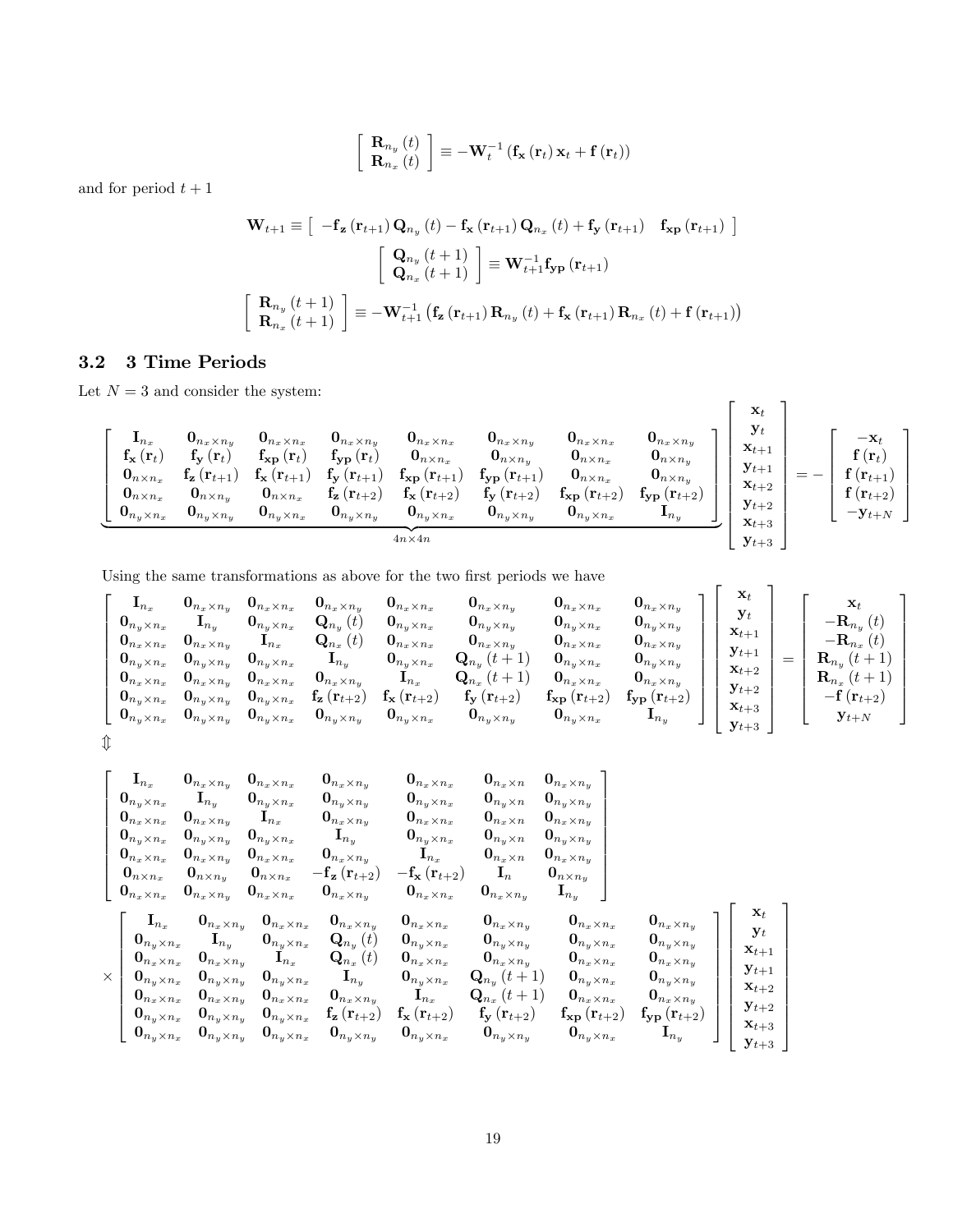$$\left[\begin{array}{c}\mathbf{R}_{n_y}(t)\\ \mathbf{R}_{n_x}(t)\end{array}\right]\equiv-\mathbf{W}_t^{-1}\left(\mathbf{f_x}(\mathbf{r}_t)\mathbf{x}_t+\mathbf{f}(\mathbf{r}_t)\right)$$

and for period $t+1$

$$\mathbf{W}_{t+1}\equiv\left[\begin{array}{cc}-\mathbf{f_z}(\mathbf{r}_{t+1})\mathbf{Q}_{n_y}(t)-\mathbf{f_x}(\mathbf{r}_{t+1})\mathbf{Q}_{n_x}(t)+\mathbf{f_y}(\mathbf{r}_{t+1}) & \mathbf{f_{xp}}(\mathbf{r}_{t+1})\end{array}\right]$$

$$\left[\begin{array}{c}\mathbf{Q}_{n_y}(t+1)\\ \mathbf{Q}_{n_x}(t+1)\end{array}\right]\equiv\mathbf{W}_{t+1}^{-1}\mathbf{f_{yp}}(\mathbf{r}_{t+1})$$

$$\left[\begin{array}{c}\mathbf{R}_{n_y}(t+1)\\ \mathbf{R}_{n_x}(t+1)\end{array}\right]\equiv-\mathbf{W}_{t+1}^{-1}\left(\mathbf{f_z}(\mathbf{r}_{t+1})\mathbf{R}_{n_y}(t)+\mathbf{f_x}(\mathbf{r}_{t+1})\mathbf{R}_{n_x}(t)+\mathbf{f}(\mathbf{r}_{t+1})\right)$$

### 3.2 3 Time Periods

Let $N=3$ and consider the system:

$$\underbrace{\left[\begin{array}{cccccccc}
\mathbf{I}_{n_x} & \mathbf{0}_{n_x\times n_y} & \mathbf{0}_{n_x\times n_x} & \mathbf{0}_{n_x\times n_y} & \mathbf{0}_{n_x\times n_x} & \mathbf{0}_{n_x\times n_y} & \mathbf{0}_{n_x\times n_x} & \mathbf{0}_{n_x\times n_y}\\
\mathbf{f_x}(\mathbf{r}_t) & \mathbf{f_y}(\mathbf{r}_t) & \mathbf{f_{xp}}(\mathbf{r}_t) & \mathbf{f_{yp}}(\mathbf{r}_t) & \mathbf{0}_{n\times n_x} & \mathbf{0}_{n\times n_y} & \mathbf{0}_{n\times n_x} & \mathbf{0}_{n\times n_y}\\
\mathbf{0}_{n\times n_x} & \mathbf{f_z}(\mathbf{r}_{t+1}) & \mathbf{f_x}(\mathbf{r}_{t+1}) & \mathbf{f_y}(\mathbf{r}_{t+1}) & \mathbf{f_{xp}}(\mathbf{r}_{t+1}) & \mathbf{f_{yp}}(\mathbf{r}_{t+1}) & \mathbf{0}_{n\times n_x} & \mathbf{0}_{n\times n_y}\\
\mathbf{0}_{n\times n_x} & \mathbf{0}_{n\times n_y} & \mathbf{0}_{n\times n_x} & \mathbf{f_z}(\mathbf{r}_{t+2}) & \mathbf{f_x}(\mathbf{r}_{t+2}) & \mathbf{f_y}(\mathbf{r}_{t+2}) & \mathbf{f_{xp}}(\mathbf{r}_{t+2}) & \mathbf{f_{yp}}(\mathbf{r}_{t+2})\\
\mathbf{0}_{n_y\times n_x} & \mathbf{0}_{n_y\times n_y} & \mathbf{0}_{n_y\times n_x} & \mathbf{0}_{n_y\times n_y} & \mathbf{0}_{n_y\times n_x} & \mathbf{0}_{n_y\times n_y} & \mathbf{0}_{n_y\times n_x} & \mathbf{I}_{n_y}
\end{array}\right]}_{4n\times 4n}
\left[\begin{array}{c}\mathbf{x}_t\\ \mathbf{y}_t\\ \mathbf{x}_{t+1}\\ \mathbf{y}_{t+1}\\ \mathbf{x}_{t+2}\\ \mathbf{y}_{t+2}\\ \mathbf{x}_{t+3}\\ \mathbf{y}_{t+3}\end{array}\right]
=-\left[\begin{array}{c}-\mathbf{x}_t\\ \mathbf{f}(\mathbf{r}_t)\\ \mathbf{f}(\mathbf{r}_{t+1})\\ \mathbf{f}(\mathbf{r}_{t+2})\\ -\mathbf{y}_{t+N}\end{array}\right]$$

Using the same transformations as above for the two first periods we have

$$\left[\begin{array}{cccccccc}
\mathbf{I}_{n_x} & \mathbf{0}_{n_x\times n_y} & \mathbf{0}_{n_x\times n_x} & \mathbf{0}_{n_x\times n_y} & \mathbf{0}_{n_x\times n_x} & \mathbf{0}_{n_x\times n_y} & \mathbf{0}_{n_x\times n_x} & \mathbf{0}_{n_x\times n_y}\\
\mathbf{0}_{n_y\times n_x} & \mathbf{I}_{n_y} & \mathbf{0}_{n_y\times n_x} & \mathbf{Q}_{n_y}(t) & \mathbf{0}_{n_y\times n_x} & \mathbf{0}_{n_y\times n_y} & \mathbf{0}_{n_y\times n_x} & \mathbf{0}_{n_y\times n_y}\\
\mathbf{0}_{n_x\times n_x} & \mathbf{0}_{n_x\times n_y} & \mathbf{I}_{n_x} & \mathbf{Q}_{n_x}(t) & \mathbf{0}_{n_x\times n_x} & \mathbf{0}_{n_x\times n_y} & \mathbf{0}_{n_x\times n_x} & \mathbf{0}_{n_x\times n_y}\\
\mathbf{0}_{n_y\times n_x} & \mathbf{0}_{n_y\times n_y} & \mathbf{0}_{n_y\times n_x} & \mathbf{I}_{n_y} & \mathbf{0}_{n_y\times n_x} & \mathbf{Q}_{n_y}(t+1) & \mathbf{0}_{n_y\times n_x} & \mathbf{0}_{n_y\times n_y}\\
\mathbf{0}_{n_x\times n_x} & \mathbf{0}_{n_x\times n_y} & \mathbf{0}_{n_x\times n_x} & \mathbf{0}_{n_x\times n_y} & \mathbf{I}_{n_x} & \mathbf{Q}_{n_x}(t+1) & \mathbf{0}_{n_x\times n_x} & \mathbf{0}_{n_x\times n_y}\\
\mathbf{0}_{n_y\times n_x} & \mathbf{0}_{n_y\times n_y} & \mathbf{0}_{n_y\times n_x} & \mathbf{f_z}(\mathbf{r}_{t+2}) & \mathbf{f_x}(\mathbf{r}_{t+2}) & \mathbf{f_y}(\mathbf{r}_{t+2}) & \mathbf{f_{xp}}(\mathbf{r}_{t+2}) & \mathbf{f_{yp}}(\mathbf{r}_{t+2})\\
\mathbf{0}_{n_y\times n_x} & \mathbf{0}_{n_y\times n_y} & \mathbf{0}_{n_y\times n_x} & \mathbf{0}_{n_y\times n_y} & \mathbf{0}_{n_y\times n_x} & \mathbf{0}_{n_y\times n_y} & \mathbf{0}_{n_y\times n_x} & \mathbf{I}_{n_y}
\end{array}\right]
\left[\begin{array}{c}\mathbf{x}_t\\ \mathbf{y}_t\\ \mathbf{x}_{t+1}\\ \mathbf{y}_{t+1}\\ \mathbf{x}_{t+2}\\ \mathbf{y}_{t+2}\\ \mathbf{x}_{t+3}\\ \mathbf{y}_{t+3}\end{array}\right]
=\left[\begin{array}{c}\mathbf{x}_t\\ -\mathbf{R}_{n_y}(t)\\ -\mathbf{R}_{n_x}(t)\\ \mathbf{R}_{n_y}(t+1)\\ \mathbf{R}_{n_x}(t+1)\\ -\mathbf{f}(\mathbf{r}_{t+2})\\ \mathbf{y}_{t+N}\end{array}\right]$$

$$\Updownarrow$$

$$\left[\begin{array}{ccccccc}
\mathbf{I}_{n_x} & \mathbf{0}_{n_x\times n_y} & \mathbf{0}_{n_x\times n_x} & \mathbf{0}_{n_x\times n_y} & \mathbf{0}_{n_x\times n_x} & \mathbf{0}_{n_x\times n} & \mathbf{0}_{n_x\times n_y}\\
\mathbf{0}_{n_y\times n_x} & \mathbf{I}_{n_y} & \mathbf{0}_{n_y\times n_x} & \mathbf{0}_{n_y\times n_y} & \mathbf{0}_{n_y\times n_x} & \mathbf{0}_{n_y\times n} & \mathbf{0}_{n_y\times n_y}\\
\mathbf{0}_{n_x\times n_x} & \mathbf{0}_{n_x\times n_y} & \mathbf{I}_{n_x} & \mathbf{0}_{n_x\times n_y} & \mathbf{0}_{n_x\times n_x} & \mathbf{0}_{n_x\times n} & \mathbf{0}_{n_x\times n_y}\\
\mathbf{0}_{n_y\times n_x} & \mathbf{0}_{n_y\times n_y} & \mathbf{0}_{n_y\times n_x} & \mathbf{I}_{n_y} & \mathbf{0}_{n_y\times n_x} & \mathbf{0}_{n_y\times n} & \mathbf{0}_{n_y\times n_y}\\
\mathbf{0}_{n_x\times n_x} & \mathbf{0}_{n_x\times n_y} & \mathbf{0}_{n_x\times n_x} & \mathbf{0}_{n_x\times n_y} & \mathbf{I}_{n_x} & \mathbf{0}_{n_x\times n} & \mathbf{0}_{n_x\times n_y}\\
\mathbf{0}_{n\times n_x} & \mathbf{0}_{n\times n_y} & \mathbf{0}_{n\times n_x} & -\mathbf{f_z}(\mathbf{r}_{t+2}) & -\mathbf{f_x}(\mathbf{r}_{t+2}) & \mathbf{I}_n & \mathbf{0}_{n\times n_y}\\
\mathbf{0}_{n_x\times n_x} & \mathbf{0}_{n_x\times n_y} & \mathbf{0}_{n_x\times n_x} & \mathbf{0}_{n_x\times n_y} & \mathbf{0}_{n_x\times n_x} & \mathbf{0}_{n_x\times n_y} & \mathbf{I}_{n_y}
\end{array}\right]$$

$$\times\left[\begin{array}{cccccccc}
\mathbf{I}_{n_x} & \mathbf{0}_{n_x\times n_y} & \mathbf{0}_{n_x\times n_x} & \mathbf{0}_{n_x\times n_y} & \mathbf{0}_{n_x\times n_x} & \mathbf{0}_{n_x\times n_y} & \mathbf{0}_{n_x\times n_x} & \mathbf{0}_{n_x\times n_y}\\
\mathbf{0}_{n_y\times n_x} & \mathbf{I}_{n_y} & \mathbf{0}_{n_y\times n_x} & \mathbf{Q}_{n_y}(t) & \mathbf{0}_{n_y\times n_x} & \mathbf{0}_{n_y\times n_y} & \mathbf{0}_{n_y\times n_x} & \mathbf{0}_{n_y\times n_y}\\
\mathbf{0}_{n_x\times n_x} & \mathbf{0}_{n_x\times n_y} & \mathbf{I}_{n_x} & \mathbf{Q}_{n_x}(t) & \mathbf{0}_{n_x\times n_x} & \mathbf{0}_{n_x\times n_y} & \mathbf{0}_{n_x\times n_x} & \mathbf{0}_{n_x\times n_y}\\
\mathbf{0}_{n_y\times n_x} & \mathbf{0}_{n_y\times n_y} & \mathbf{0}_{n_y\times n_x} & \mathbf{I}_{n_y} & \mathbf{0}_{n_y\times n_x} & \mathbf{Q}_{n_y}(t+1) & \mathbf{0}_{n_y\times n_x} & \mathbf{0}_{n_y\times n_y}\\
\mathbf{0}_{n_x\times n_x} & \mathbf{0}_{n_x\times n_y} & \mathbf{0}_{n_x\times n_x} & \mathbf{0}_{n_x\times n_y} & \mathbf{I}_{n_x} & \mathbf{Q}_{n_x}(t+1) & \mathbf{0}_{n_x\times n_x} & \mathbf{0}_{n_x\times n_y}\\
\mathbf{0}_{n_y\times n_x} & \mathbf{0}_{n_y\times n_y} & \mathbf{0}_{n_y\times n_x} & \mathbf{f_z}(\mathbf{r}_{t+2}) & \mathbf{f_x}(\mathbf{r}_{t+2}) & \mathbf{f_y}(\mathbf{r}_{t+2}) & \mathbf{f_{xp}}(\mathbf{r}_{t+2}) & \mathbf{f_{yp}}(\mathbf{r}_{t+2})\\
\mathbf{0}_{n_y\times n_x} & \mathbf{0}_{n_y\times n_y} & \mathbf{0}_{n_y\times n_x} & \mathbf{0}_{n_y\times n_y} & \mathbf{0}_{n_y\times n_x} & \mathbf{0}_{n_y\times n_y} & \mathbf{0}_{n_y\times n_x} & \mathbf{I}_{n_y}
\end{array}\right]
\left[\begin{array}{c}\mathbf{x}_t\\ \mathbf{y}_t\\ \mathbf{x}_{t+1}\\ \mathbf{y}_{t+1}\\ \mathbf{x}_{t+2}\\ \mathbf{y}_{t+2}\\ \mathbf{x}_{t+3}\\ \mathbf{y}_{t+3}\end{array}\right]$$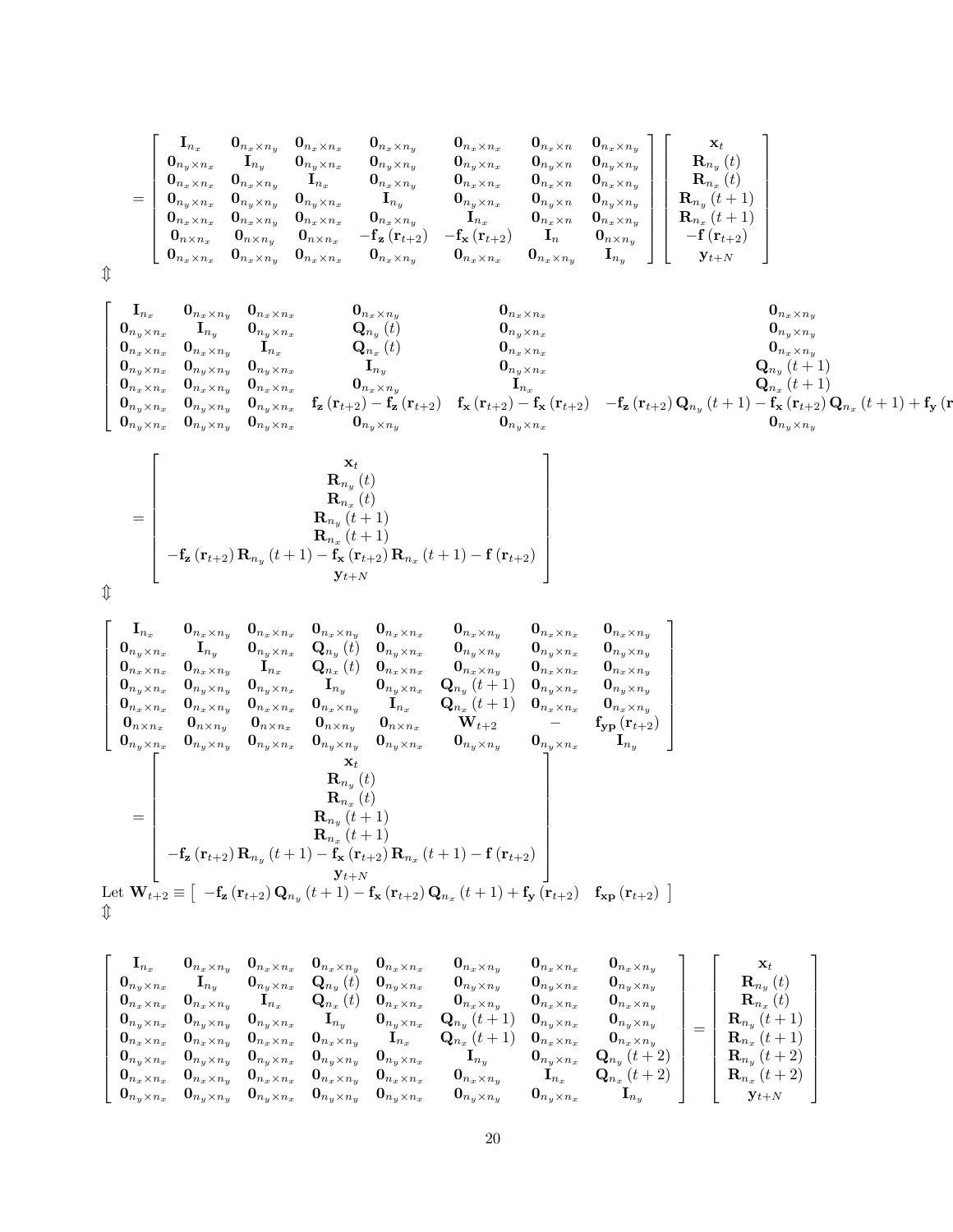$$
= \begin{bmatrix} \mathbf{I}_{n_x} & \mathbf{0}_{n_x \times n_y} & \mathbf{0}_{n_x \times n_x} & \mathbf{0}_{n_x \times n_y} & \mathbf{0}_{n_x \times n_x} & \mathbf{0}_{n_x \times n} & \mathbf{0}_{n_x \times n_y} \\ \mathbf{0}_{n_y \times n_x} & \mathbf{I}_{n_y} & \mathbf{0}_{n_y \times n_x} & \mathbf{0}_{n_y \times n_y} & \mathbf{0}_{n_y \times n_x} & \mathbf{0}_{n_y \times n} & \mathbf{0}_{n_y \times n_y} \\ \mathbf{0}_{n_x \times n_x} & \mathbf{0}_{n_x \times n_y} & \mathbf{I}_{n_x} & \mathbf{0}_{n_x \times n_y} & \mathbf{0}_{n_x \times n_x} & \mathbf{0}_{n_x \times n} & \mathbf{0}_{n_x \times n_y} \\ \mathbf{0}_{n_y \times n_x} & \mathbf{0}_{n_y \times n_y} & \mathbf{0}_{n_y \times n_x} & \mathbf{I}_{n_y} & \mathbf{0}_{n_y \times n_x} & \mathbf{0}_{n_y \times n} & \mathbf{0}_{n_y \times n_y} \\ \mathbf{0}_{n_x \times n_x} & \mathbf{0}_{n_x \times n_y} & \mathbf{0}_{n_x \times n_x} & \mathbf{0}_{n_x \times n_y} & \mathbf{I}_{n_x} & \mathbf{0}_{n_x \times n} & \mathbf{0}_{n_x \times n_y} \\ \mathbf{0}_{n \times n_x} & \mathbf{0}_{n \times n_y} & \mathbf{0}_{n \times n_x} & -\mathbf{f_z}\left(\mathbf{r}_{t+2}\right) & -\mathbf{f_x}\left(\mathbf{r}_{t+2}\right) & \mathbf{I}_n & \mathbf{0}_{n \times n_y} \\ \mathbf{0}_{n_x \times n_x} & \mathbf{0}_{n_x \times n_y} & \mathbf{0}_{n_x \times n_x} & \mathbf{0}_{n_x \times n_y} & \mathbf{0}_{n_x \times n_x} & \mathbf{0}_{n_x \times n_y} & \mathbf{I}_{n_y} \end{bmatrix} \begin{bmatrix} \mathbf{x}_t \\ \mathbf{R}_{n_y}(t) \\ \mathbf{R}_{n_x}(t) \\ \mathbf{R}_{n_y}(t+1) \\ \mathbf{R}_{n_x}(t+1) \\ -\mathbf{f}\left(\mathbf{r}_{t+2}\right) \\ \mathbf{y}_{t+N} \end{bmatrix}
$$

$\Updownarrow$

$$
\begin{bmatrix} \mathbf{I}_{n_x} & \mathbf{0}_{n_x \times n_y} & \mathbf{0}_{n_x \times n_x} & \mathbf{0}_{n_x \times n_y} & \mathbf{0}_{n_x \times n_x} & \mathbf{0}_{n_x \times n_y} \\ \mathbf{0}_{n_y \times n_x} & \mathbf{I}_{n_y} & \mathbf{0}_{n_y \times n_x} & \mathbf{Q}_{n_y}(t) & \mathbf{0}_{n_y \times n_x} & \mathbf{0}_{n_y \times n_y} \\ \mathbf{0}_{n_x \times n_x} & \mathbf{0}_{n_x \times n_y} & \mathbf{I}_{n_x} & \mathbf{Q}_{n_x}(t) & \mathbf{0}_{n_x \times n_x} & \mathbf{0}_{n_x \times n_y} \\ \mathbf{0}_{n_y \times n_x} & \mathbf{0}_{n_y \times n_y} & \mathbf{0}_{n_y \times n_x} & \mathbf{I}_{n_y} & \mathbf{0}_{n_y \times n_x} & \mathbf{Q}_{n_y}(t+1) \\ \mathbf{0}_{n_x \times n_x} & \mathbf{0}_{n_x \times n_y} & \mathbf{0}_{n_x \times n_x} & \mathbf{0}_{n_x \times n_y} & \mathbf{I}_{n_x} & \mathbf{Q}_{n_x}(t+1) \\ \mathbf{0}_{n_y \times n_x} & \mathbf{0}_{n_y \times n_y} & \mathbf{0}_{n_y \times n_x} & \mathbf{f_z}\left(\mathbf{r}_{t+2}\right) - \mathbf{f_z}\left(\mathbf{r}_{t+2}\right) & \mathbf{f_x}\left(\mathbf{r}_{t+2}\right) - \mathbf{f_x}\left(\mathbf{r}_{t+2}\right) & -\mathbf{f_z}\left(\mathbf{r}_{t+2}\right)\mathbf{Q}_{n_y}(t+1) - \mathbf{f_x}\left(\mathbf{r}_{t+2}\right)\mathbf{Q}_{n_x}(t+1) + \mathbf{f_y}(\mathbf{r} \\ \mathbf{0}_{n_y \times n_x} & \mathbf{0}_{n_y \times n_y} & \mathbf{0}_{n_y \times n_x} & \mathbf{0}_{n_y \times n_y} & \mathbf{0}_{n_y \times n_x} & \mathbf{0}_{n_y \times n_y} \end{bmatrix}
$$

$$
= \begin{bmatrix} \mathbf{x}_t \\ \mathbf{R}_{n_y}(t) \\ \mathbf{R}_{n_x}(t) \\ \mathbf{R}_{n_y}(t+1) \\ \mathbf{R}_{n_x}(t+1) \\ -\mathbf{f_z}\left(\mathbf{r}_{t+2}\right)\mathbf{R}_{n_y}(t+1) - \mathbf{f_x}\left(\mathbf{r}_{t+2}\right)\mathbf{R}_{n_x}(t+1) - \mathbf{f}\left(\mathbf{r}_{t+2}\right) \\ \mathbf{y}_{t+N} \end{bmatrix}
$$

$\Updownarrow$

$$
\begin{bmatrix} \mathbf{I}_{n_x} & \mathbf{0}_{n_x \times n_y} & \mathbf{0}_{n_x \times n_x} & \mathbf{0}_{n_x \times n_y} & \mathbf{0}_{n_x \times n_x} & \mathbf{0}_{n_x \times n_y} & \mathbf{0}_{n_x \times n_x} & \mathbf{0}_{n_x \times n_y} \\ \mathbf{0}_{n_y \times n_x} & \mathbf{I}_{n_y} & \mathbf{0}_{n_y \times n_x} & \mathbf{Q}_{n_y}(t) & \mathbf{0}_{n_y \times n_x} & \mathbf{0}_{n_y \times n_y} & \mathbf{0}_{n_y \times n_x} & \mathbf{0}_{n_y \times n_y} \\ \mathbf{0}_{n_x \times n_x} & \mathbf{0}_{n_x \times n_y} & \mathbf{I}_{n_x} & \mathbf{Q}_{n_x}(t) & \mathbf{0}_{n_x \times n_x} & \mathbf{0}_{n_x \times n_y} & \mathbf{0}_{n_x \times n_x} & \mathbf{0}_{n_x \times n_y} \\ \mathbf{0}_{n_y \times n_x} & \mathbf{0}_{n_y \times n_y} & \mathbf{0}_{n_y \times n_x} & \mathbf{I}_{n_y} & \mathbf{0}_{n_y \times n_x} & \mathbf{Q}_{n_y}(t+1) & \mathbf{0}_{n_y \times n_x} & \mathbf{0}_{n_y \times n_y} \\ \mathbf{0}_{n_x \times n_x} & \mathbf{0}_{n_x \times n_y} & \mathbf{0}_{n_x \times n_x} & \mathbf{0}_{n_x \times n_y} & \mathbf{I}_{n_x} & \mathbf{Q}_{n_x}(t+1) & \mathbf{0}_{n_x \times n_x} & \mathbf{0}_{n_x \times n_y} \\ \mathbf{0}_{n \times n_x} & \mathbf{0}_{n \times n_y} & \mathbf{0}_{n \times n_x} & \mathbf{0}_{n \times n_y} & \mathbf{0}_{n \times n_x} & \mathbf{W}_{t+2} & - & \mathbf{f_{yp}}\left(\mathbf{r}_{t+2}\right) \\ \mathbf{0}_{n_y \times n_x} & \mathbf{0}_{n_y \times n_y} & \mathbf{0}_{n_y \times n_x} & \mathbf{0}_{n_y \times n_y} & \mathbf{0}_{n_y \times n_x} & \mathbf{0}_{n_y \times n_y} & \mathbf{0}_{n_y \times n_x} & \mathbf{I}_{n_y} \end{bmatrix}
$$

$$
= \begin{bmatrix} \mathbf{x}_t \\ \mathbf{R}_{n_y}(t) \\ \mathbf{R}_{n_x}(t) \\ \mathbf{R}_{n_y}(t+1) \\ \mathbf{R}_{n_x}(t+1) \\ -\mathbf{f_z}\left(\mathbf{r}_{t+2}\right)\mathbf{R}_{n_y}(t+1) - \mathbf{f_x}\left(\mathbf{r}_{t+2}\right)\mathbf{R}_{n_x}(t+1) - \mathbf{f}\left(\mathbf{r}_{t+2}\right) \\ \mathbf{y}_{t+N} \end{bmatrix}
$$

Let $\mathbf{W}_{t+2} \equiv \begin{bmatrix} -\mathbf{f_z}\left(\mathbf{r}_{t+2}\right)\mathbf{Q}_{n_y}(t+1) - \mathbf{f_x}\left(\mathbf{r}_{t+2}\right)\mathbf{Q}_{n_x}(t+1) + \mathbf{f_y}\left(\mathbf{r}_{t+2}\right) & \mathbf{f_{xp}}\left(\mathbf{r}_{t+2}\right) \end{bmatrix}$

$\Updownarrow$

$$
\begin{bmatrix} \mathbf{I}_{n_x} & \mathbf{0}_{n_x \times n_y} & \mathbf{0}_{n_x \times n_x} & \mathbf{0}_{n_x \times n_y} & \mathbf{0}_{n_x \times n_x} & \mathbf{0}_{n_x \times n_y} & \mathbf{0}_{n_x \times n_x} & \mathbf{0}_{n_x \times n_y} \\ \mathbf{0}_{n_y \times n_x} & \mathbf{I}_{n_y} & \mathbf{0}_{n_y \times n_x} & \mathbf{Q}_{n_y}(t) & \mathbf{0}_{n_y \times n_x} & \mathbf{0}_{n_y \times n_y} & \mathbf{0}_{n_y \times n_x} & \mathbf{0}_{n_y \times n_y} \\ \mathbf{0}_{n_x \times n_x} & \mathbf{0}_{n_x \times n_y} & \mathbf{I}_{n_x} & \mathbf{Q}_{n_x}(t) & \mathbf{0}_{n_x \times n_x} & \mathbf{0}_{n_x \times n_y} & \mathbf{0}_{n_x \times n_x} & \mathbf{0}_{n_x \times n_y} \\ \mathbf{0}_{n_y \times n_x} & \mathbf{0}_{n_y \times n_y} & \mathbf{0}_{n_y \times n_x} & \mathbf{I}_{n_y} & \mathbf{0}_{n_y \times n_x} & \mathbf{Q}_{n_y}(t+1) & \mathbf{0}_{n_y \times n_x} & \mathbf{0}_{n_y \times n_y} \\ \mathbf{0}_{n_x \times n_x} & \mathbf{0}_{n_x \times n_y} & \mathbf{0}_{n_x \times n_x} & \mathbf{0}_{n_x \times n_y} & \mathbf{I}_{n_x} & \mathbf{Q}_{n_x}(t+1) & \mathbf{0}_{n_x \times n_x} & \mathbf{0}_{n_x \times n_y} \\ \mathbf{0}_{n_y \times n_x} & \mathbf{0}_{n_y \times n_y} & \mathbf{0}_{n_y \times n_x} & \mathbf{0}_{n_y \times n_y} & \mathbf{0}_{n_y \times n_x} & \mathbf{I}_{n_y} & \mathbf{0}_{n_y \times n_x} & \mathbf{Q}_{n_y}(t+2) \\ \mathbf{0}_{n_x \times n_x} & \mathbf{0}_{n_x \times n_y} & \mathbf{0}_{n_x \times n_x} & \mathbf{0}_{n_x \times n_y} & \mathbf{0}_{n_x \times n_x} & \mathbf{0}_{n_x \times n_y} & \mathbf{I}_{n_x} & \mathbf{Q}_{n_x}(t+2) \\ \mathbf{0}_{n_y \times n_x} & \mathbf{0}_{n_y \times n_y} & \mathbf{0}_{n_y \times n_x} & \mathbf{0}_{n_y \times n_y} & \mathbf{0}_{n_y \times n_x} & \mathbf{0}_{n_y \times n_y} & \mathbf{0}_{n_y \times n_x} & \mathbf{I}_{n_y} \end{bmatrix} = \begin{bmatrix} \mathbf{x}_t \\ \mathbf{R}_{n_y}(t) \\ \mathbf{R}_{n_x}(t) \\ \mathbf{R}_{n_y}(t+1) \\ \mathbf{R}_{n_x}(t+1) \\ \mathbf{R}_{n_y}(t+2) \\ \mathbf{R}_{n_x}(t+2) \\ \mathbf{y}_{t+N} \end{bmatrix}
$$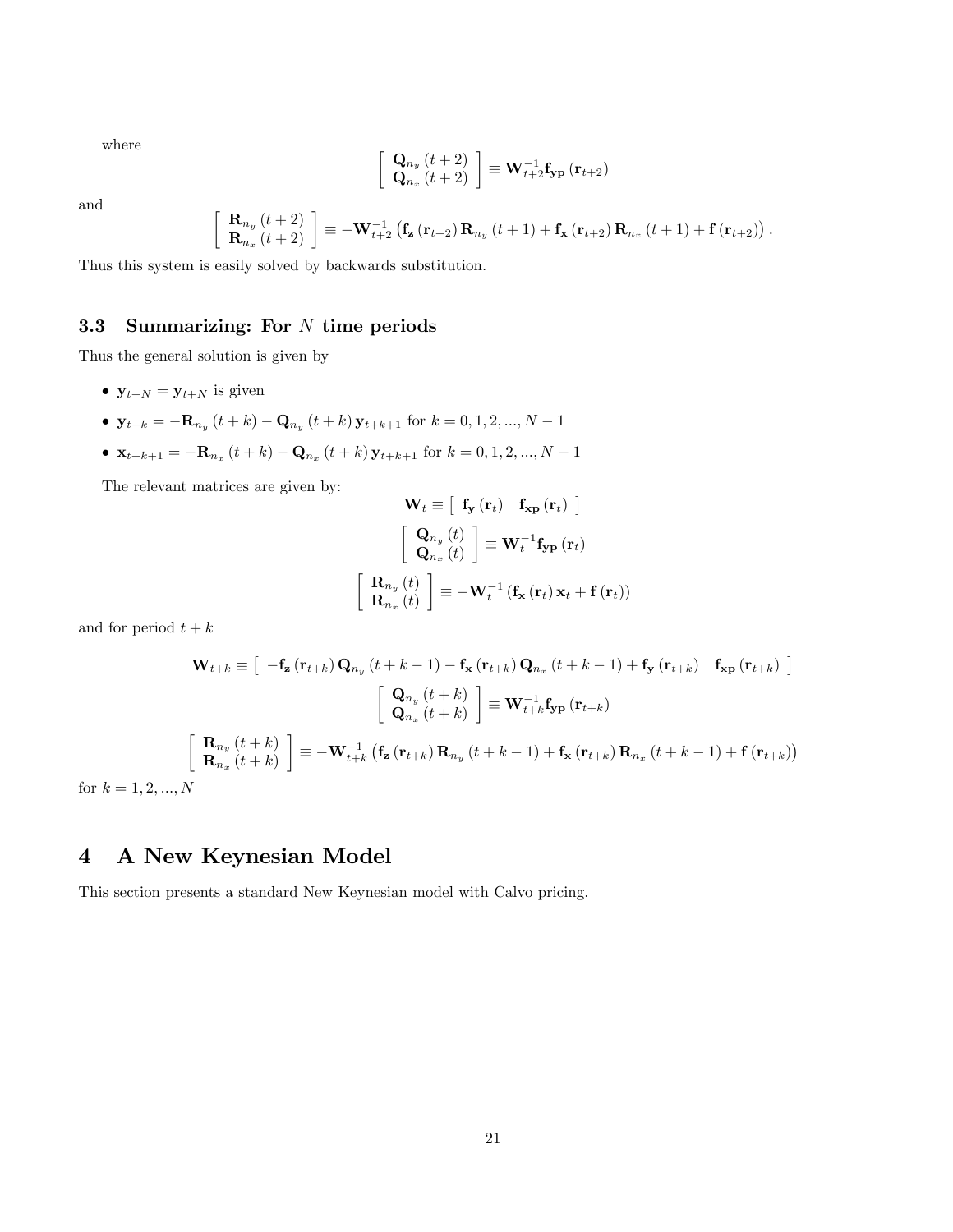where

$$\left[\begin{array}{c}\mathbf{Q}_{n_y}(t+2)\\ \mathbf{Q}_{n_x}(t+2)\end{array}\right]\equiv\mathbf{W}_{t+2}^{-1}\mathbf{f}_{\mathbf{yp}}(\mathbf{r}_{t+2})$$

and

$$\left[\begin{array}{c}\mathbf{R}_{n_y}(t+2)\\ \mathbf{R}_{n_x}(t+2)\end{array}\right]\equiv-\mathbf{W}_{t+2}^{-1}\left(\mathbf{f}_{\mathbf{z}}(\mathbf{r}_{t+2})\mathbf{R}_{n_y}(t+1)+\mathbf{f}_{\mathbf{x}}(\mathbf{r}_{t+2})\mathbf{R}_{n_x}(t+1)+\mathbf{f}(\mathbf{r}_{t+2})\right).$$

Thus this system is easily solved by backwards substitution.

### 3.3 Summarizing: For $N$ time periods

Thus the general solution is given by

- $\mathbf{y}_{t+N}=\mathbf{y}_{t+N}$ is given
- $\mathbf{y}_{t+k}=-\mathbf{R}_{n_y}(t+k)-\mathbf{Q}_{n_y}(t+k)\mathbf{y}_{t+k+1}$ for $k=0,1,2,...,N-1$
- $\mathbf{x}_{t+k+1}=-\mathbf{R}_{n_x}(t+k)-\mathbf{Q}_{n_x}(t+k)\mathbf{y}_{t+k+1}$ for $k=0,1,2,...,N-1$

The relevant matrices are given by:

$$\mathbf{W}_t\equiv\left[\begin{array}{cc}\mathbf{f}_{\mathbf{y}}(\mathbf{r}_t) & \mathbf{f}_{\mathbf{xp}}(\mathbf{r}_t)\end{array}\right]$$

$$\left[\begin{array}{c}\mathbf{Q}_{n_y}(t)\\ \mathbf{Q}_{n_x}(t)\end{array}\right]\equiv\mathbf{W}_t^{-1}\mathbf{f}_{\mathbf{yp}}(\mathbf{r}_t)$$

$$\left[\begin{array}{c}\mathbf{R}_{n_y}(t)\\ \mathbf{R}_{n_x}(t)\end{array}\right]\equiv-\mathbf{W}_t^{-1}\left(\mathbf{f}_{\mathbf{x}}(\mathbf{r}_t)\mathbf{x}_t+\mathbf{f}(\mathbf{r}_t)\right)$$

and for period $t+k$

$$\mathbf{W}_{t+k}\equiv\left[\begin{array}{cc}-\mathbf{f}_{\mathbf{z}}(\mathbf{r}_{t+k})\mathbf{Q}_{n_y}(t+k-1)-\mathbf{f}_{\mathbf{x}}(\mathbf{r}_{t+k})\mathbf{Q}_{n_x}(t+k-1)+\mathbf{f}_{\mathbf{y}}(\mathbf{r}_{t+k}) & \mathbf{f}_{\mathbf{xp}}(\mathbf{r}_{t+k})\end{array}\right]$$

$$\left[\begin{array}{c}\mathbf{Q}_{n_y}(t+k)\\ \mathbf{Q}_{n_x}(t+k)\end{array}\right]\equiv\mathbf{W}_{t+k}^{-1}\mathbf{f}_{\mathbf{yp}}(\mathbf{r}_{t+k})$$

$$\left[\begin{array}{c}\mathbf{R}_{n_y}(t+k)\\ \mathbf{R}_{n_x}(t+k)\end{array}\right]\equiv-\mathbf{W}_{t+k}^{-1}\left(\mathbf{f}_{\mathbf{z}}(\mathbf{r}_{t+k})\mathbf{R}_{n_y}(t+k-1)+\mathbf{f}_{\mathbf{x}}(\mathbf{r}_{t+k})\mathbf{R}_{n_x}(t+k-1)+\mathbf{f}(\mathbf{r}_{t+k})\right)$$

for $k=1,2,...,N$

# 4 A New Keynesian Model

This section presents a standard New Keynesian model with Calvo pricing.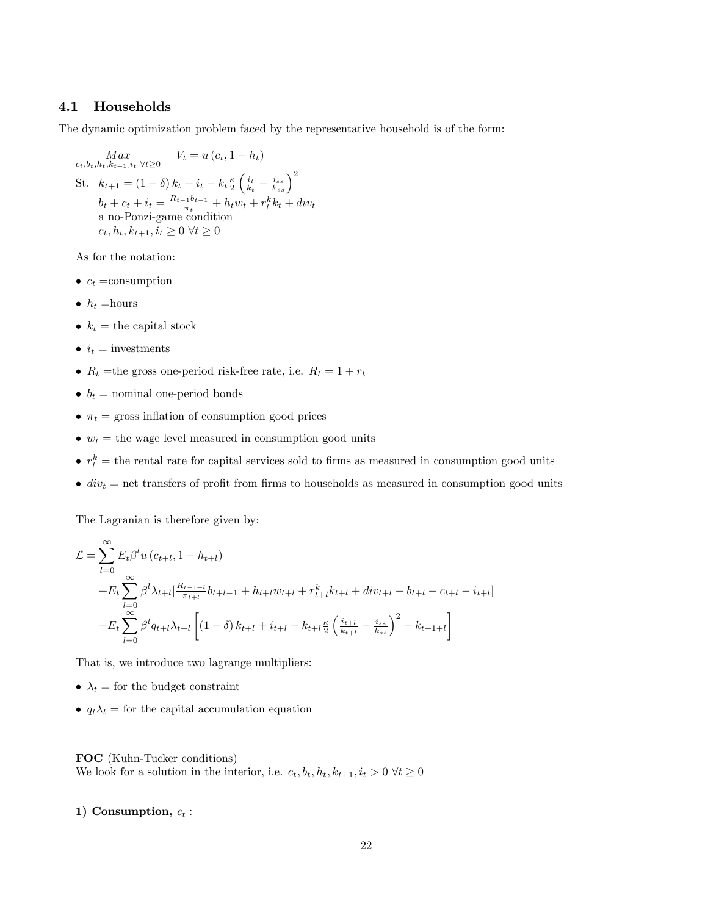### 4.1 Households

The dynamic optimization problem faced by the representative household is of the form:

$$\underset{c_t,b_t,h_t,k_{t+1},i_t \ \forall t\geq 0}{Max} \qquad V_t = u\left(c_t, 1-h_t\right)$$

$$\text{St.} \quad k_{t+1} = (1-\delta)\, k_t + i_t - k_t \frac{\kappa}{2}\left(\frac{i_t}{k_t} - \frac{i_{ss}}{k_{ss}}\right)^2$$

$$b_t + c_t + i_t = \frac{R_{t-1} b_{t-1}}{\pi_t} + h_t w_t + r_t^k k_t + div_t$$

a no-Ponzi-game condition

$$c_t, h_t, k_{t+1}, i_t \geq 0 \ \forall t \geq 0$$

As for the notation:

- $c_t$ =consumption
- $h_t$ =hours
- $k_t$ = the capital stock
- $i_t$ = investments
- $R_t$ =the gross one-period risk-free rate, i.e. $R_t = 1 + r_t$
- $b_t$ = nominal one-period bonds
- $\pi_t$ = gross inflation of consumption good prices
- $w_t$ = the wage level measured in consumption good units
- $r_t^k$ = the rental rate for capital services sold to firms as measured in consumption good units
- $div_t$ = net transfers of profit from firms to households as measured in consumption good units

The Lagranian is therefore given by:

$$\begin{aligned}
\mathcal{L} = &\sum_{l=0}^{\infty} E_t \beta^l u\left(c_{t+l}, 1-h_{t+l}\right) \\
&+ E_t \sum_{l=0}^{\infty} \beta^l \lambda_{t+l} \left[\frac{R_{t-1+l}}{\pi_{t+l}} b_{t+l-1} + h_{t+l} w_{t+l} + r_{t+l}^k k_{t+l} + div_{t+l} - b_{t+l} - c_{t+l} - i_{t+l}\right] \\
&+ E_t \sum_{l=0}^{\infty} \beta^l q_{t+l} \lambda_{t+l} \left[(1-\delta)\, k_{t+l} + i_{t+l} - k_{t+l} \frac{\kappa}{2}\left(\frac{i_{t+l}}{k_{t+l}} - \frac{i_{ss}}{k_{ss}}\right)^2 - k_{t+1+l}\right]
\end{aligned}$$

That is, we introduce two lagrange multipliers:

- $\lambda_t$ = for the budget constraint
- $q_t \lambda_t$ = for the capital accumulation equation

**FOC** (Kuhn-Tucker conditions)
We look for a solution in the interior, i.e. $c_t, b_t, h_t, k_{t+1}, i_t > 0 \ \forall t \geq 0$

**1) Consumption,** $c_t$ **:**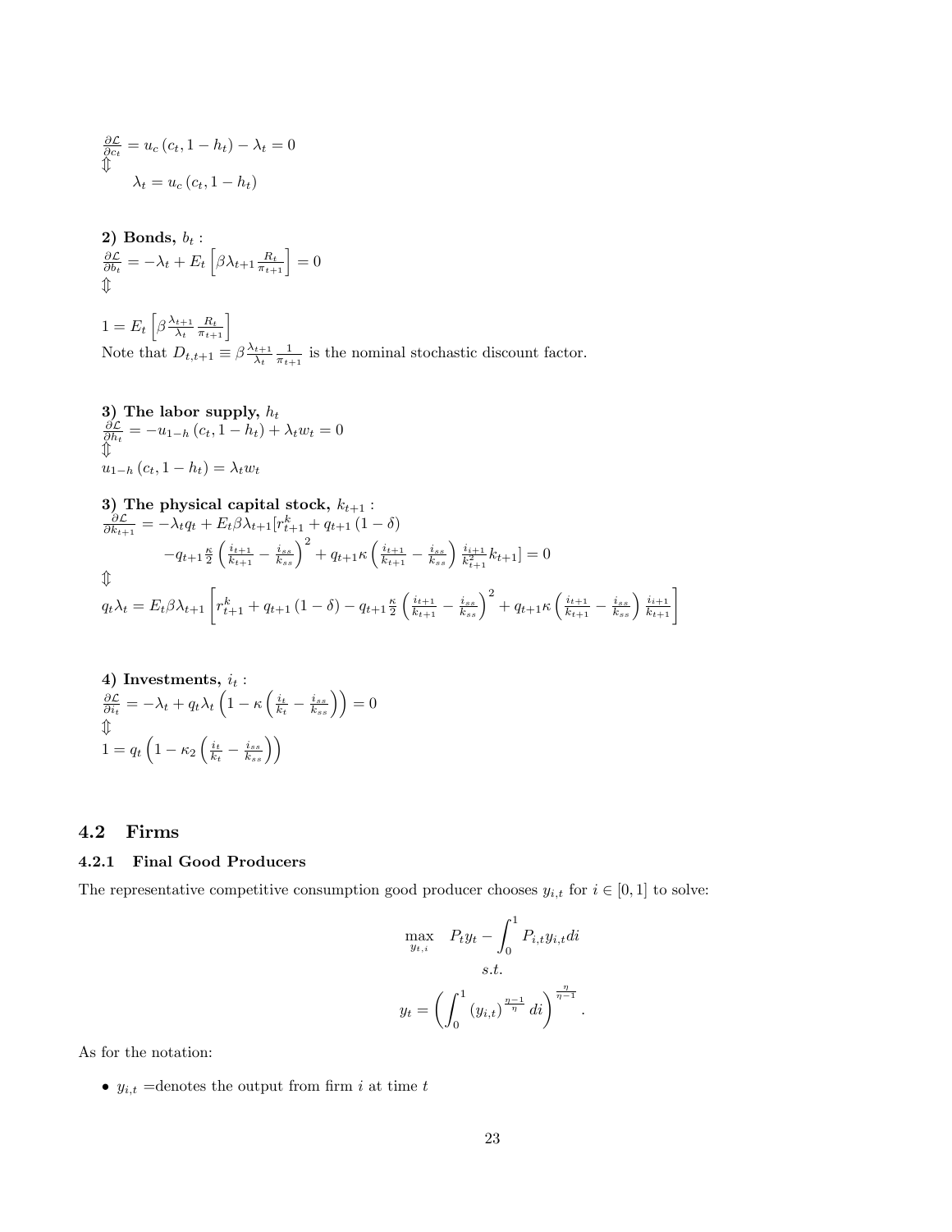$\frac{\partial \mathcal{L}}{\partial c_t} = u_c\left(c_t, 1-h_t\right) - \lambda_t = 0$
$\Updownarrow$
$\lambda_t = u_c\left(c_t, 1-h_t\right)$

**2) Bonds, $b_t$ :**
$\frac{\partial \mathcal{L}}{\partial b_t} = -\lambda_t + E_t\left[\beta \lambda_{t+1} \frac{R_t}{\pi_{t+1}}\right] = 0$
$\Updownarrow$

$1 = E_t\left[\beta \frac{\lambda_{t+1}}{\lambda_t} \frac{R_t}{\pi_{t+1}}\right]$
Note that $D_{t,t+1} \equiv \beta \frac{\lambda_{t+1}}{\lambda_t} \frac{1}{\pi_{t+1}}$ is the nominal stochastic discount factor.

**3) The labor supply, $h_t$**
$\frac{\partial \mathcal{L}}{\partial h_t} = -u_{1-h}\left(c_t, 1-h_t\right) + \lambda_t w_t = 0$
$\Updownarrow$
$u_{1-h}\left(c_t, 1-h_t\right) = \lambda_t w_t$

**3) The physical capital stock, $k_{t+1}$ :**

$$\frac{\partial \mathcal{L}}{\partial k_{t+1}} = -\lambda_t q_t + E_t \beta \lambda_{t+1} [r^k_{t+1} + q_{t+1}\left(1-\delta\right) - q_{t+1}\frac{\kappa}{2}\left(\frac{i_{t+1}}{k_{t+1}} - \frac{i_{ss}}{k_{ss}}\right)^2 + q_{t+1}\kappa\left(\frac{i_{t+1}}{k_{t+1}} - \frac{i_{ss}}{k_{ss}}\right)\frac{i_{i+1}}{k^2_{t+1}}k_{t+1}] = 0$$

$\Updownarrow$

$$q_t \lambda_t = E_t \beta \lambda_{t+1}\left[r^k_{t+1} + q_{t+1}\left(1-\delta\right) - q_{t+1}\frac{\kappa}{2}\left(\frac{i_{t+1}}{k_{t+1}} - \frac{i_{ss}}{k_{ss}}\right)^2 + q_{t+1}\kappa\left(\frac{i_{t+1}}{k_{t+1}} - \frac{i_{ss}}{k_{ss}}\right)\frac{i_{i+1}}{k_{t+1}}\right]$$

**4) Investments, $i_t$ :**
$\frac{\partial \mathcal{L}}{\partial i_t} = -\lambda_t + q_t \lambda_t\left(1 - \kappa\left(\frac{i_t}{k_t} - \frac{i_{ss}}{k_{ss}}\right)\right) = 0$
$\Updownarrow$
$1 = q_t\left(1 - \kappa_2\left(\frac{i_t}{k_t} - \frac{i_{ss}}{k_{ss}}\right)\right)$

## 4.2 Firms

### 4.2.1 Final Good Producers

The representative competitive consumption good producer chooses $y_{i,t}$ for $i \in [0,1]$ to solve:

$$\max_{y_{t,i}} \quad P_t y_t - \int_0^1 P_{i,t} y_{i,t} di$$
$$s.t.$$
$$y_t = \left(\int_0^1 \left(y_{i,t}\right)^{\frac{\eta-1}{\eta}} di\right)^{\frac{\eta}{\eta-1}}.$$

As for the notation:

- $y_{i,t}$ =denotes the output from firm $i$ at time $t$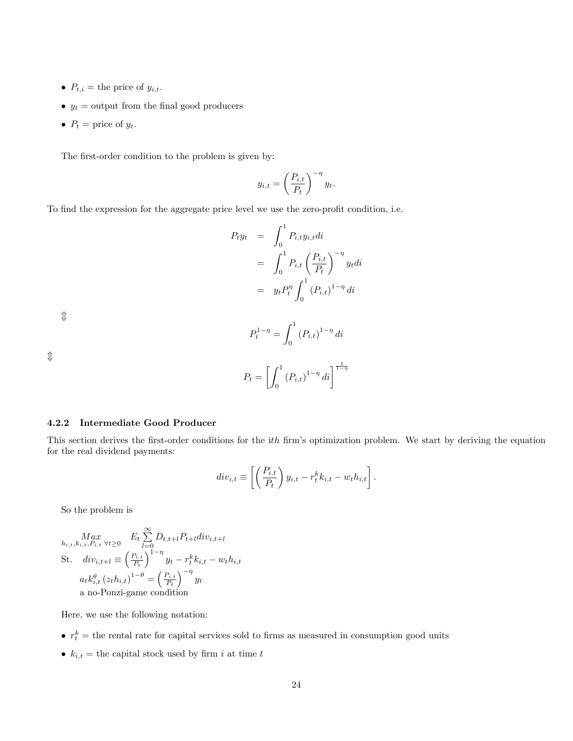- $P_{t,i}$ = the price of $y_{i,t}$.
- $y_t$ = output from the final good producers
- $P_t$ = price of $y_t$.

The first-order condition to the problem is given by:

$$y_{i,t} = \left(\frac{P_{i,t}}{P_t}\right)^{-\eta} y_t.$$

To find the expression for the aggregate price level we use the zero-profit condition, i.e.

$$\begin{aligned} P_t y_t &= \int_0^1 P_{i,t} y_{i,t} di \\ &= \int_0^1 P_{i,t} \left(\frac{P_{i,t}}{P_t}\right)^{-\eta} y_t di \\ &= y_t P_t^{\eta} \int_0^1 (P_{i,t})^{1-\eta} di \end{aligned}$$

$\Updownarrow$

$$P_t^{1-\eta} = \int_0^1 (P_{i,t})^{1-\eta} di$$

$\Updownarrow$

$$P_t = \left[\int_0^1 (P_{i,t})^{1-\eta} di\right]^{\frac{1}{1-\eta}}$$

### 4.2.2 Intermediate Good Producer

This section derives the first-order conditions for the $i$th firm's optimization problem. We start by deriving the equation for the real dividend payments:

$$div_{i,t} \equiv \left[\left(\frac{P_{i,t}}{P_t}\right) y_{i,t} - r_t^k k_{i,t} - w_t h_{i,t}\right].$$

So the problem is

$$\begin{aligned} &\underset{h_{i,t},k_{i,t},P_{i,t}\ \forall t\geq 0}{Max} \quad E_t \sum_{l=0}^{\infty} D_{t,t+l} P_{t+l} div_{i,t+l} \\ &\text{St.} \quad div_{i,t+l} \equiv \left(\tfrac{P_{i,t}}{P_t}\right)^{1-\eta} y_t - r_t^k k_{i,t} - w_t h_{i,t} \\ &\qquad a_t k_{i,t}^{\theta} (z_t h_{i,t})^{1-\theta} = \left(\tfrac{P_{i,t}}{P_t}\right)^{-\eta} y_t \\ &\qquad \text{a no-Ponzi-game condition} \end{aligned}$$

Here, we use the following notation:

- $r_t^k$ = the rental rate for capital services sold to firms as measured in consumption good units
- $k_{i,t}$ = the capital stock used by firm $i$ at time $t$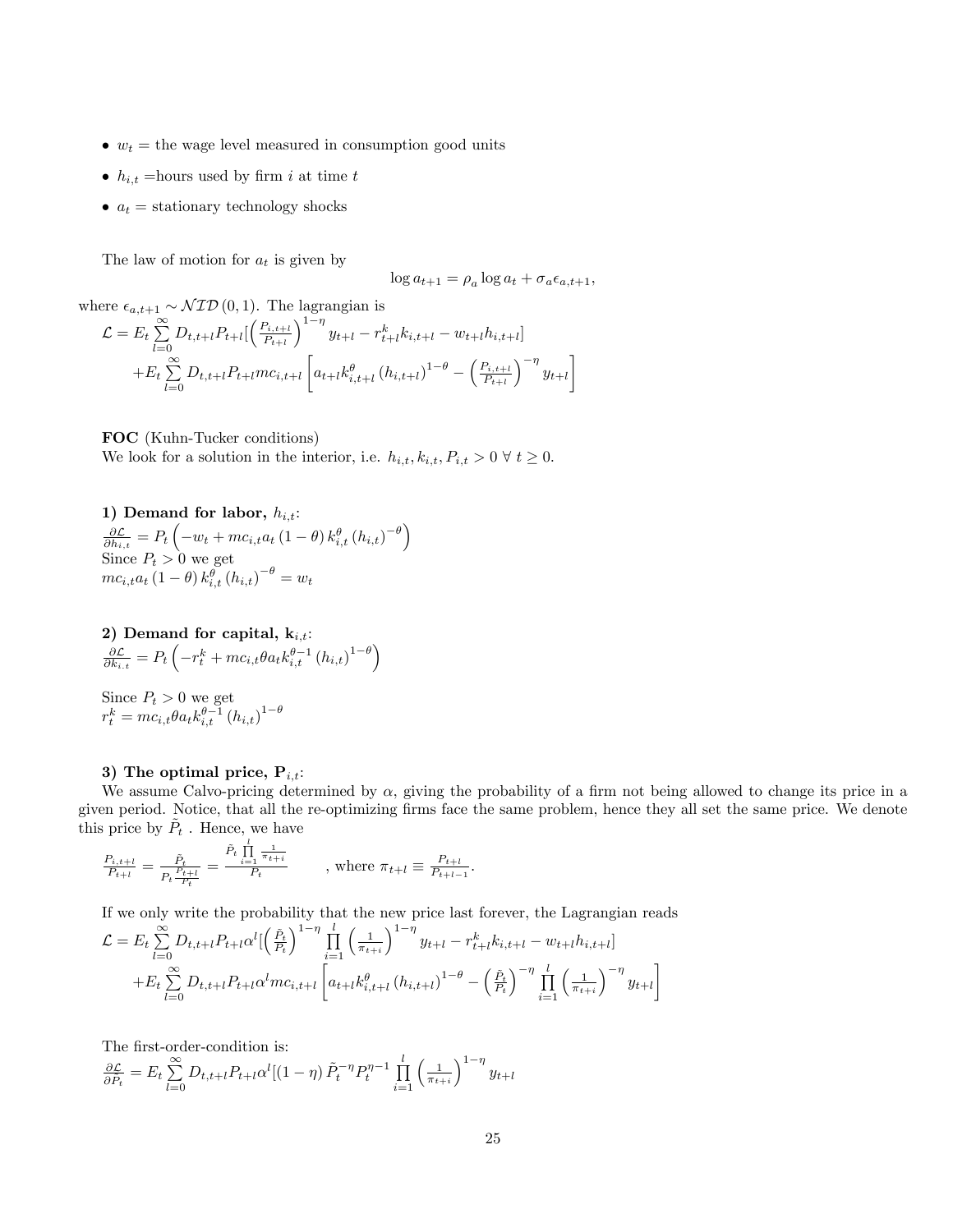- $w_t$ = the wage level measured in consumption good units
- $h_{i,t}$ =hours used by firm $i$ at time $t$
- $a_t$ = stationary technology shocks

The law of motion for $a_t$ is given by

$$\log a_{t+1} = \rho_a \log a_t + \sigma_a \epsilon_{a,t+1},$$

where $\epsilon_{a,t+1} \sim \mathcal{NID}(0,1)$. The lagrangian is

$$\mathcal{L} = E_t \sum_{l=0}^{\infty} D_{t,t+l} P_{t+l} [\left(\frac{P_{i,t+l}}{P_{t+l}}\right)^{1-\eta} y_{t+l} - r^k_{t+l} k_{i,t+l} - w_{t+l} h_{i,t+l}]$$
$$+ E_t \sum_{l=0}^{\infty} D_{t,t+l} P_{t+l} mc_{i,t+l} \left[ a_{t+l} k^{\theta}_{i,t+l} (h_{i,t+l})^{1-\theta} - \left(\frac{P_{i,t+l}}{P_{t+l}}\right)^{-\eta} y_{t+l} \right]$$

**FOC** (Kuhn-Tucker conditions)
We look for a solution in the interior, i.e. $h_{i,t}, k_{i,t}, P_{i,t} > 0 \; \forall \; t \geq 0$.

**1) Demand for labor,** $h_{i,t}$:
$\frac{\partial \mathcal{L}}{\partial h_{i,t}} = P_t \left( -w_t + mc_{i,t} a_t (1-\theta) k^{\theta}_{i,t} (h_{i,t})^{-\theta} \right)$
Since $P_t > 0$ we get
$mc_{i,t} a_t (1-\theta) k^{\theta}_{i,t} (h_{i,t})^{-\theta} = w_t$

**2) Demand for capital, k**$_{i,t}$:
$\frac{\partial \mathcal{L}}{\partial k_{i,t}} = P_t \left( -r^k_t + mc_{i,t} \theta a_t k^{\theta-1}_{i,t} (h_{i,t})^{1-\theta} \right)$

Since $P_t > 0$ we get
$r^k_t = mc_{i,t} \theta a_t k^{\theta-1}_{i,t} (h_{i,t})^{1-\theta}$

**3) The optimal price, P**$_{i,t}$:
We assume Calvo-pricing determined by $\alpha$, giving the probability of a firm not being allowed to change its price in a given period. Notice, that all the re-optimizing firms face the same problem, hence they all set the same price. We denote this price by $\tilde{P}_t$ . Hence, we have

$\frac{P_{i,t+l}}{P_{t+l}} = \frac{\tilde{P}_t}{P_t \frac{P_{t+l}}{P_t}} = \frac{\tilde{P}_t \prod_{i=1}^{l} \frac{1}{\pi_{t+i}}}{P_t}$ , where $\pi_{t+l} \equiv \frac{P_{t+l}}{P_{t+l-1}}$.

If we only write the probability that the new price last forever, the Lagrangian reads

$$\mathcal{L} = E_t \sum_{l=0}^{\infty} D_{t,t+l} P_{t+l} \alpha^l [\left(\frac{\tilde{P}_t}{P_t}\right)^{1-\eta} \prod_{i=1}^{l} \left(\frac{1}{\pi_{t+i}}\right)^{1-\eta} y_{t+l} - r^k_{t+l} k_{i,t+l} - w_{t+l} h_{i,t+l}]$$
$$+ E_t \sum_{l=0}^{\infty} D_{t,t+l} P_{t+l} \alpha^l mc_{i,t+l} \left[ a_{t+l} k^{\theta}_{i,t+l} (h_{i,t+l})^{1-\theta} - \left(\frac{\tilde{P}_t}{P_t}\right)^{-\eta} \prod_{i=1}^{l} \left(\frac{1}{\pi_{t+i}}\right)^{-\eta} y_{t+l} \right]$$

The first-order-condition is:
$\frac{\partial \mathcal{L}}{\partial \tilde{P}_t} = E_t \sum_{l=0}^{\infty} D_{t,t+l} P_{t+l} \alpha^l [(1-\eta) \tilde{P}_t^{-\eta} P_t^{\eta-1} \prod_{i=1}^{l} \left(\frac{1}{\pi_{t+i}}\right)^{1-\eta} y_{t+l}$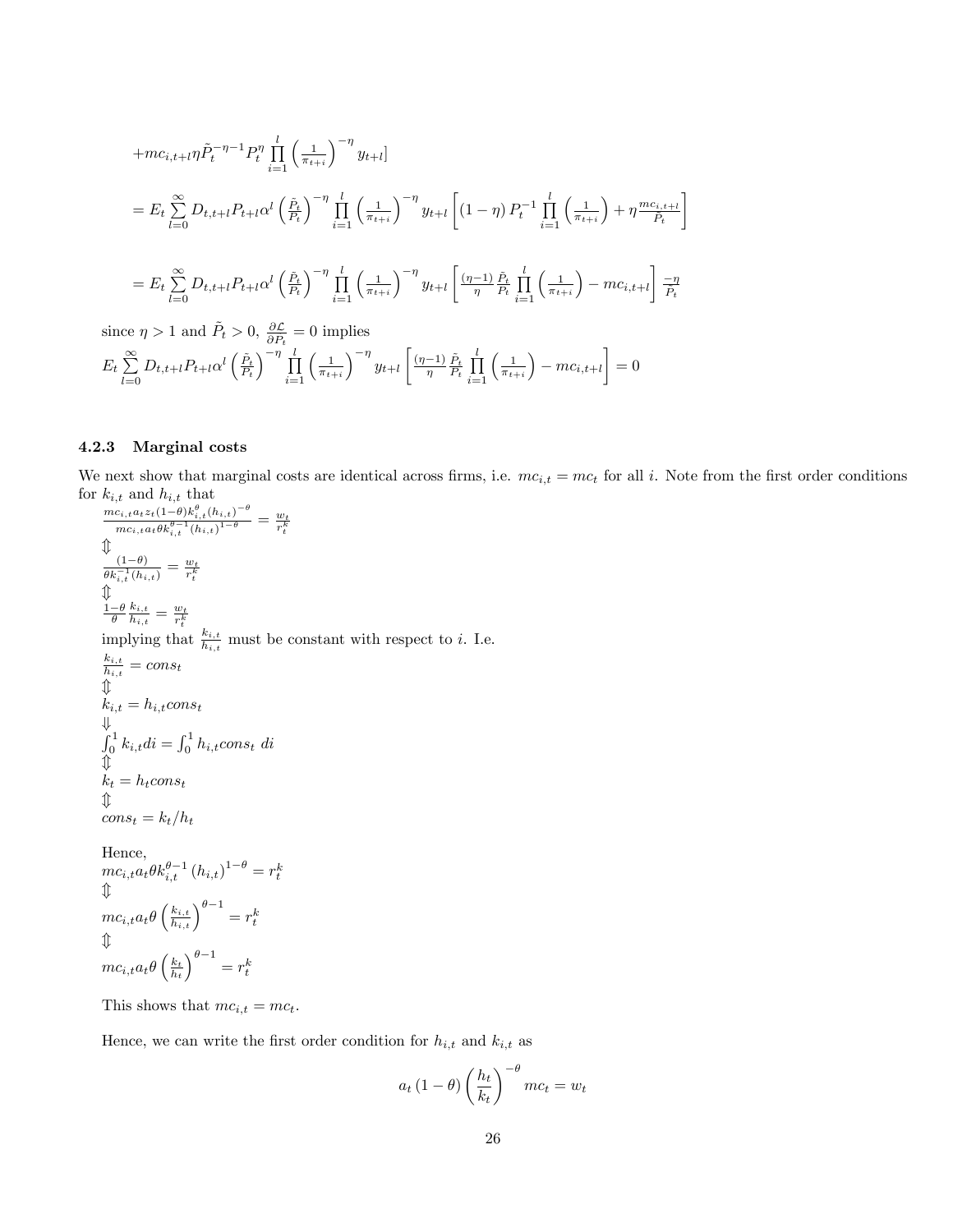$$+mc_{i,t+l}\eta\tilde{P}_t^{-\eta-1}P_t^{\eta}\prod_{i=1}^{l}\left(\frac{1}{\pi_{t+i}}\right)^{-\eta}y_{t+l}]$$

$$= E_t\sum_{l=0}^{\infty}D_{t,t+l}P_{t+l}\alpha^l\left(\frac{\tilde{P}_t}{P_t}\right)^{-\eta}\prod_{i=1}^{l}\left(\frac{1}{\pi_{t+i}}\right)^{-\eta}y_{t+l}\left[(1-\eta)P_t^{-1}\prod_{i=1}^{l}\left(\frac{1}{\pi_{t+i}}\right)+\eta\frac{mc_{i,t+l}}{\tilde{P}_t}\right]$$

$$= E_t\sum_{l=0}^{\infty}D_{t,t+l}P_{t+l}\alpha^l\left(\frac{\tilde{P}_t}{P_t}\right)^{-\eta}\prod_{i=1}^{l}\left(\frac{1}{\pi_{t+i}}\right)^{-\eta}y_{t+l}\left[\frac{(\eta-1)}{\eta}\frac{\tilde{P}_t}{P_t}\prod_{i=1}^{l}\left(\frac{1}{\pi_{t+i}}\right)-mc_{i,t+l}\right]\frac{-\eta}{\tilde{P}_t}$$

since $\eta > 1$ and $\tilde{P}_t > 0$, $\frac{\partial \mathcal{L}}{\partial P_t} = 0$ implies

$$E_t\sum_{l=0}^{\infty}D_{t,t+l}P_{t+l}\alpha^l\left(\frac{\tilde{P}_t}{P_t}\right)^{-\eta}\prod_{i=1}^{l}\left(\frac{1}{\pi_{t+i}}\right)^{-\eta}y_{t+l}\left[\frac{(\eta-1)}{\eta}\frac{\tilde{P}_t}{P_t}\prod_{i=1}^{l}\left(\frac{1}{\pi_{t+i}}\right)-mc_{i,t+l}\right]=0$$

### 4.2.3 Marginal costs

We next show that marginal costs are identical across firms, i.e. $mc_{i,t} = mc_t$ for all $i$. Note from the first order conditions for $k_{i,t}$ and $h_{i,t}$ that

$$\frac{mc_{i,t}a_t z_t(1-\theta)k_{i,t}^{\theta}(h_{i,t})^{-\theta}}{mc_{i,t}a_t\theta k_{i,t}^{\theta-1}(h_{i,t})^{1-\theta}} = \frac{w_t}{r_t^k}$$

$\Updownarrow$

$$\frac{(1-\theta)}{\theta k_{i,t}^{-1}(h_{i,t})} = \frac{w_t}{r_t^k}$$

$\Updownarrow$

$$\frac{1-\theta}{\theta}\frac{k_{i,t}}{h_{i,t}} = \frac{w_t}{r_t^k}$$

implying that $\frac{k_{i,t}}{h_{i,t}}$ must be constant with respect to $i$. I.e.

$$\frac{k_{i,t}}{h_{i,t}} = cons_t$$

$\Updownarrow$

$$k_{i,t} = h_{i,t}cons_t$$

$\Downarrow$

$$\int_0^1 k_{i,t}di = \int_0^1 h_{i,t}cons_t\, di$$

$\Updownarrow$

$$k_t = h_t cons_t$$

$\Updownarrow$

$$cons_t = k_t/h_t$$

Hence,

$$mc_{i,t}a_t\theta k_{i,t}^{\theta-1}(h_{i,t})^{1-\theta} = r_t^k$$

$\Updownarrow$

$$mc_{i,t}a_t\theta\left(\frac{k_{i,t}}{h_{i,t}}\right)^{\theta-1} = r_t^k$$

$\Updownarrow$

$$mc_{i,t}a_t\theta\left(\frac{k_t}{h_t}\right)^{\theta-1} = r_t^k$$

This shows that $mc_{i,t} = mc_t$.

Hence, we can write the first order condition for $h_{i,t}$ and $k_{i,t}$ as

$$a_t(1-\theta)\left(\frac{h_t}{k_t}\right)^{-\theta}mc_t = w_t$$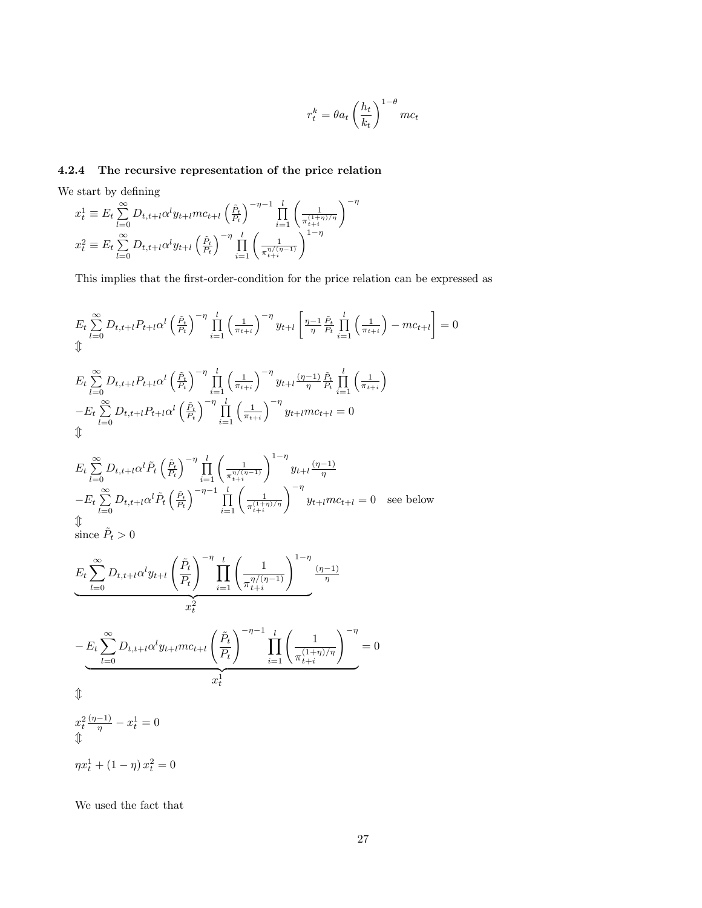$$r_t^k = \theta a_t \left(\frac{h_t}{k_t}\right)^{1-\theta} mc_t$$

### 4.2.4 The recursive representation of the price relation

We start by defining

$$x_t^1 \equiv E_t \sum_{l=0}^{\infty} D_{t,t+l}\alpha^l y_{t+l} mc_{t+l} \left(\frac{\tilde{P}_t}{P_t}\right)^{-\eta-1} \prod_{i=1}^{l} \left(\frac{1}{\pi_{t+i}^{(1+\eta)/\eta}}\right)^{-\eta}$$

$$x_t^2 \equiv E_t \sum_{l=0}^{\infty} D_{t,t+l}\alpha^l y_{t+l} \left(\frac{\tilde{P}_t}{P_t}\right)^{-\eta} \prod_{i=1}^{l} \left(\frac{1}{\pi_{t+i}^{\eta/(\eta-1)}}\right)^{1-\eta}$$

This implies that the first-order-condition for the price relation can be expressed as

$$E_t \sum_{l=0}^{\infty} D_{t,t+l} P_{t+l} \alpha^l \left(\frac{\tilde{P}_t}{P_t}\right)^{-\eta} \prod_{i=1}^{l} \left(\frac{1}{\pi_{t+i}}\right)^{-\eta} y_{t+l} \left[\frac{\eta-1}{\eta}\frac{\tilde{P}_t}{P_t}\prod_{i=1}^{l}\left(\frac{1}{\pi_{t+i}}\right) - mc_{t+l}\right] = 0$$

$$\Updownarrow$$

$$E_t \sum_{l=0}^{\infty} D_{t,t+l} P_{t+l} \alpha^l \left(\frac{\tilde{P}_t}{P_t}\right)^{-\eta} \prod_{i=1}^{l} \left(\frac{1}{\pi_{t+i}}\right)^{-\eta} y_{t+l} \frac{(\eta-1)}{\eta}\frac{\tilde{P}_t}{P_t}\prod_{i=1}^{l}\left(\frac{1}{\pi_{t+i}}\right)$$
$$-E_t \sum_{l=0}^{\infty} D_{t,t+l} P_{t+l} \alpha^l \left(\frac{\tilde{P}_t}{P_t}\right)^{-\eta} \prod_{i=1}^{l} \left(\frac{1}{\pi_{t+i}}\right)^{-\eta} y_{t+l} mc_{t+l} = 0$$

$$\Updownarrow$$

$$E_t \sum_{l=0}^{\infty} D_{t,t+l} \alpha^l \tilde{P}_t \left(\frac{\tilde{P}_t}{P_t}\right)^{-\eta} \prod_{i=1}^{l} \left(\frac{1}{\pi_{t+i}^{\eta/(\eta-1)}}\right)^{1-\eta} y_{t+l} \frac{(\eta-1)}{\eta}$$
$$-E_t \sum_{l=0}^{\infty} D_{t,t+l} \alpha^l \tilde{P}_t \left(\frac{\tilde{P}_t}{P_t}\right)^{-\eta-1} \prod_{i=1}^{l} \left(\frac{1}{\pi_{t+i}^{(1+\eta)/\eta}}\right)^{-\eta} y_{t+l} mc_{t+l} = 0 \quad \text{see below}$$

$$\Updownarrow$$

since $\tilde{P}_t > 0$

$$\underbrace{E_t \sum_{l=0}^{\infty} D_{t,t+l}\alpha^l y_{t+l} \left(\frac{\tilde{P}_t}{P_t}\right)^{-\eta} \prod_{i=1}^{l} \left(\frac{1}{\pi_{t+i}^{\eta/(\eta-1)}}\right)^{1-\eta}}_{x_t^2} \frac{(\eta-1)}{\eta}$$

$$-\underbrace{E_t \sum_{l=0}^{\infty} D_{t,t+l}\alpha^l y_{t+l} mc_{t+l} \left(\frac{\tilde{P}_t}{P_t}\right)^{-\eta-1} \prod_{i=1}^{l} \left(\frac{1}{\pi_{t+i}^{(1+\eta)/\eta}}\right)^{-\eta}}_{x_t^1} = 0$$

$$\Updownarrow$$

$$x_t^2 \frac{(\eta-1)}{\eta} - x_t^1 = 0$$

$$\Updownarrow$$

$$\eta x_t^1 + (1-\eta) x_t^2 = 0$$

We used the fact that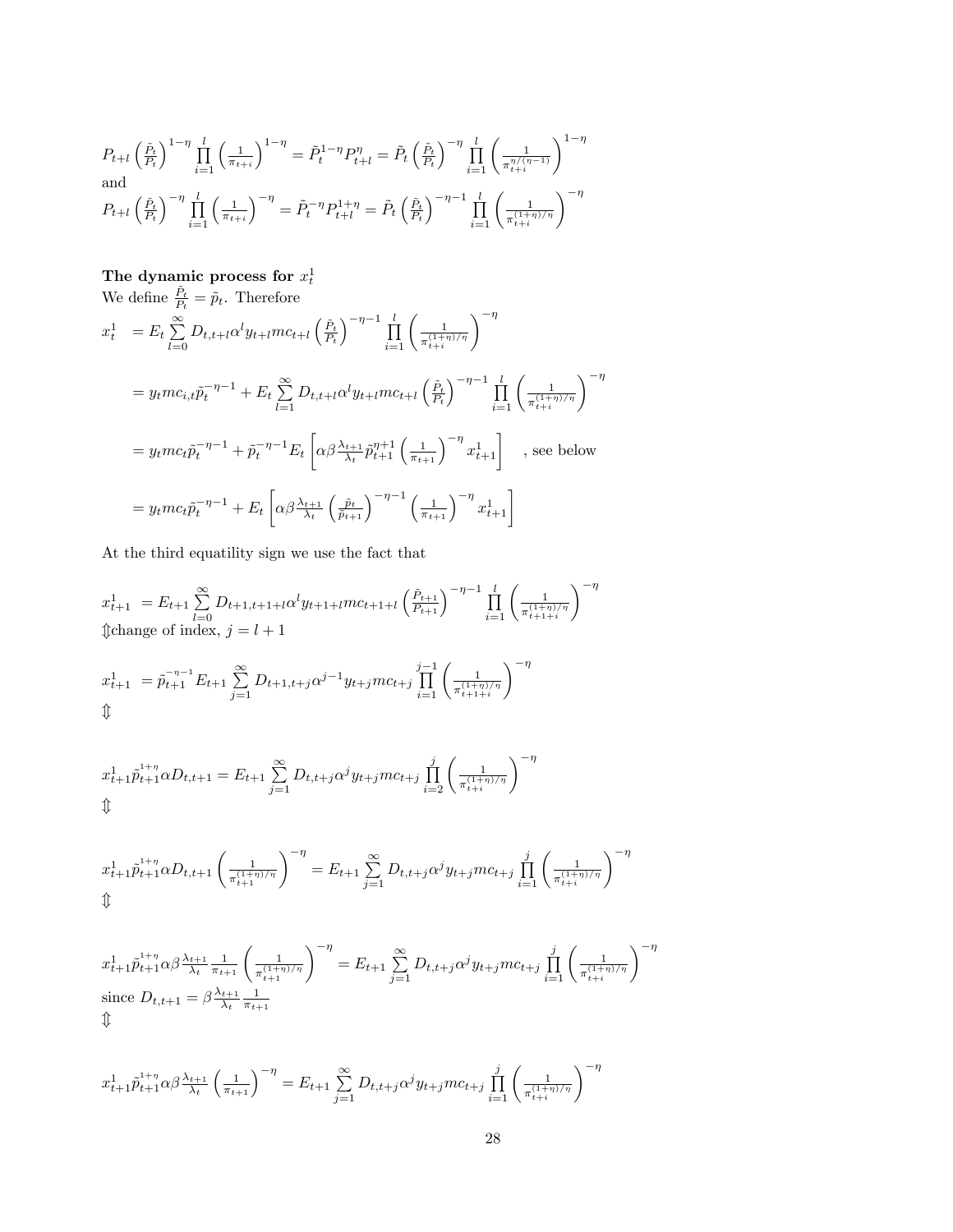$$P_{t+l}\left(\frac{\tilde{P}_t}{P_t}\right)^{1-\eta}\prod_{i=1}^{l}\left(\frac{1}{\pi_{t+i}}\right)^{1-\eta}=\tilde{P}_t^{1-\eta}P_{t+l}^{\eta}=\tilde{P}_t\left(\frac{\tilde{P}_t}{P_t}\right)^{-\eta}\prod_{i=1}^{l}\left(\frac{1}{\pi_{t+i}^{\eta/(\eta-1)}}\right)^{1-\eta}$$

and

$$P_{t+l}\left(\frac{\tilde{P}_t}{P_t}\right)^{-\eta}\prod_{i=1}^{l}\left(\frac{1}{\pi_{t+i}}\right)^{-\eta}=\tilde{P}_t^{-\eta}P_{t+l}^{1+\eta}=\tilde{P}_t\left(\frac{\tilde{P}_t}{P_t}\right)^{-\eta-1}\prod_{i=1}^{l}\left(\frac{1}{\pi_{t+i}^{(1+\eta)/\eta}}\right)^{-\eta}$$

**The dynamic process for $x_t^1$**

We define $\frac{\tilde{P}_t}{P_t}=\tilde{p}_t$. Therefore

$$\begin{aligned}
x_t^1 &= E_t\sum_{l=0}^{\infty}D_{t,t+l}\alpha^l y_{t+l}mc_{t+l}\left(\frac{\tilde{P}_t}{P_t}\right)^{-\eta-1}\prod_{i=1}^{l}\left(\frac{1}{\pi_{t+i}^{(1+\eta)/\eta}}\right)^{-\eta}\\
&= y_t mc_{i,t}\tilde{p}_t^{-\eta-1}+E_t\sum_{l=1}^{\infty}D_{t,t+l}\alpha^l y_{t+l}mc_{t+l}\left(\frac{\tilde{P}_t}{P_t}\right)^{-\eta-1}\prod_{i=1}^{l}\left(\frac{1}{\pi_{t+i}^{(1+\eta)/\eta}}\right)^{-\eta}\\
&= y_t mc_t\tilde{p}_t^{-\eta-1}+\tilde{p}_t^{-\eta-1}E_t\left[\alpha\beta\frac{\lambda_{t+1}}{\lambda_t}\tilde{p}_{t+1}^{\eta+1}\left(\frac{1}{\pi_{t+1}}\right)^{-\eta}x_{t+1}^1\right]\quad\text{, see below}\\
&= y_t mc_t\tilde{p}_t^{-\eta-1}+E_t\left[\alpha\beta\frac{\lambda_{t+1}}{\lambda_t}\left(\frac{\tilde{p}_t}{\tilde{p}_{t+1}}\right)^{-\eta-1}\left(\frac{1}{\pi_{t+1}}\right)^{-\eta}x_{t+1}^1\right]
\end{aligned}$$

At the third equatility sign we use the fact that

$$x_{t+1}^1 = E_{t+1}\sum_{l=0}^{\infty}D_{t+1,t+1+l}\alpha^l y_{t+1+l}mc_{t+1+l}\left(\frac{\tilde{P}_{t+1}}{P_{t+1}}\right)^{-\eta-1}\prod_{i=1}^{l}\left(\frac{1}{\pi_{t+1+i}^{(1+\eta)/\eta}}\right)^{-\eta}$$

$\Updownarrow$change of index, $j=l+1$

$$x_{t+1}^1 = \tilde{p}_{t+1}^{-\eta-1}E_{t+1}\sum_{j=1}^{\infty}D_{t+1,t+j}\alpha^{j-1}y_{t+j}mc_{t+j}\prod_{i=1}^{j-1}\left(\frac{1}{\pi_{t+1+i}^{(1+\eta)/\eta}}\right)^{-\eta}$$

$\Updownarrow$

$$x_{t+1}^1\tilde{p}_{t+1}^{1+\eta}\alpha D_{t,t+1}=E_{t+1}\sum_{j=1}^{\infty}D_{t,t+j}\alpha^j y_{t+j}mc_{t+j}\prod_{i=2}^{j}\left(\frac{1}{\pi_{t+i}^{(1+\eta)/\eta}}\right)^{-\eta}$$

$\Updownarrow$

$$x_{t+1}^1\tilde{p}_{t+1}^{1+\eta}\alpha D_{t,t+1}\left(\frac{1}{\pi_{t+1}^{(1+\eta)/\eta}}\right)^{-\eta}=E_{t+1}\sum_{j=1}^{\infty}D_{t,t+j}\alpha^j y_{t+j}mc_{t+j}\prod_{i=1}^{j}\left(\frac{1}{\pi_{t+i}^{(1+\eta)/\eta}}\right)^{-\eta}$$

$\Updownarrow$

$$x_{t+1}^1\tilde{p}_{t+1}^{1+\eta}\alpha\beta\frac{\lambda_{t+1}}{\lambda_t}\frac{1}{\pi_{t+1}}\left(\frac{1}{\pi_{t+1}^{(1+\eta)/\eta}}\right)^{-\eta}=E_{t+1}\sum_{j=1}^{\infty}D_{t,t+j}\alpha^j y_{t+j}mc_{t+j}\prod_{i=1}^{j}\left(\frac{1}{\pi_{t+i}^{(1+\eta)/\eta}}\right)^{-\eta}$$

since $D_{t,t+1}=\beta\frac{\lambda_{t+1}}{\lambda_t}\frac{1}{\pi_{t+1}}$

$\Updownarrow$

$$x_{t+1}^1\tilde{p}_{t+1}^{1+\eta}\alpha\beta\frac{\lambda_{t+1}}{\lambda_t}\left(\frac{1}{\pi_{t+1}}\right)^{-\eta}=E_{t+1}\sum_{j=1}^{\infty}D_{t,t+j}\alpha^j y_{t+j}mc_{t+j}\prod_{i=1}^{j}\left(\frac{1}{\pi_{t+i}^{(1+\eta)/\eta}}\right)^{-\eta}$$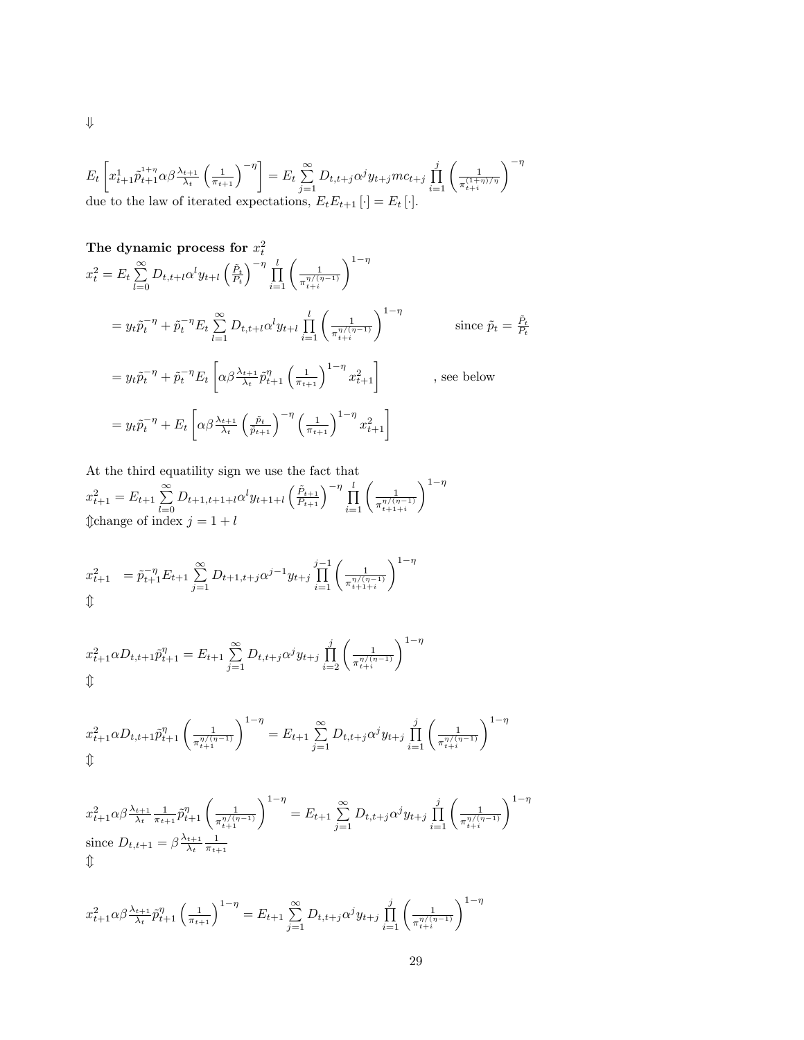$\Downarrow$

$$E_t\left[x^1_{t+1}\tilde{p}^{1+\eta}_{t+1}\alpha\beta\frac{\lambda_{t+1}}{\lambda_t}\left(\frac{1}{\pi_{t+1}}\right)^{-\eta}\right] = E_t\sum_{j=1}^{\infty} D_{t,t+j}\alpha^j y_{t+j} mc_{t+j}\prod_{i=1}^{j}\left(\frac{1}{\pi^{(1+\eta)/\eta}_{t+i}}\right)^{-\eta}$$

due to the law of iterated expectations, $E_t E_{t+1}[\cdot] = E_t[\cdot]$.

**The dynamic process for $x^2_t$**

$$x^2_t = E_t\sum_{l=0}^{\infty} D_{t,t+l}\alpha^l y_{t+l}\left(\frac{\tilde{P}_t}{P_t}\right)^{-\eta}\prod_{i=1}^{l}\left(\frac{1}{\pi^{\eta/(\eta-1)}_{t+i}}\right)^{1-\eta}$$

$$= y_t\tilde{p}^{-\eta}_t + \tilde{p}^{-\eta}_t E_t\sum_{l=1}^{\infty} D_{t,t+l}\alpha^l y_{t+l}\prod_{i=1}^{l}\left(\frac{1}{\pi^{\eta/(\eta-1)}_{t+i}}\right)^{1-\eta} \qquad \text{since } \tilde{p}_t = \frac{\tilde{P}_t}{P_t}$$

$$= y_t\tilde{p}^{-\eta}_t + \tilde{p}^{-\eta}_t E_t\left[\alpha\beta\frac{\lambda_{t+1}}{\lambda_t}\tilde{p}^{\eta}_{t+1}\left(\frac{1}{\pi_{t+1}}\right)^{1-\eta}x^2_{t+1}\right] \qquad \text{, see below}$$

$$= y_t\tilde{p}^{-\eta}_t + E_t\left[\alpha\beta\frac{\lambda_{t+1}}{\lambda_t}\left(\frac{\tilde{p}_t}{\tilde{p}_{t+1}}\right)^{-\eta}\left(\frac{1}{\pi_{t+1}}\right)^{1-\eta}x^2_{t+1}\right]$$

At the third equatility sign we use the fact that

$$x^2_{t+1} = E_{t+1}\sum_{l=0}^{\infty} D_{t+1,t+1+l}\alpha^l y_{t+1+l}\left(\frac{\tilde{P}_{t+1}}{P_{t+1}}\right)^{-\eta}\prod_{i=1}^{l}\left(\frac{1}{\pi^{\eta/(\eta-1)}_{t+1+i}}\right)^{1-\eta}$$

$\Updownarrow$change of index $j = 1 + l$

$$x^2_{t+1} = \tilde{p}^{-\eta}_{t+1}E_{t+1}\sum_{j=1}^{\infty} D_{t+1,t+j}\alpha^{j-1} y_{t+j}\prod_{i=1}^{j-1}\left(\frac{1}{\pi^{\eta/(\eta-1)}_{t+1+i}}\right)^{1-\eta}$$

$\Updownarrow$

$$x^2_{t+1}\alpha D_{t,t+1}\tilde{p}^{\eta}_{t+1} = E_{t+1}\sum_{j=1}^{\infty} D_{t,t+j}\alpha^j y_{t+j}\prod_{i=2}^{j}\left(\frac{1}{\pi^{\eta/(\eta-1)}_{t+i}}\right)^{1-\eta}$$

$\Updownarrow$

$$x^2_{t+1}\alpha D_{t,t+1}\tilde{p}^{\eta}_{t+1}\left(\frac{1}{\pi^{\eta/(\eta-1)}_{t+1}}\right)^{1-\eta} = E_{t+1}\sum_{j=1}^{\infty} D_{t,t+j}\alpha^j y_{t+j}\prod_{i=1}^{j}\left(\frac{1}{\pi^{\eta/(\eta-1)}_{t+i}}\right)^{1-\eta}$$

$\Updownarrow$

$$x^2_{t+1}\alpha\beta\frac{\lambda_{t+1}}{\lambda_t}\frac{1}{\pi_{t+1}}\tilde{p}^{\eta}_{t+1}\left(\frac{1}{\pi^{\eta/(\eta-1)}_{t+1}}\right)^{1-\eta} = E_{t+1}\sum_{j=1}^{\infty} D_{t,t+j}\alpha^j y_{t+j}\prod_{i=1}^{j}\left(\frac{1}{\pi^{\eta/(\eta-1)}_{t+i}}\right)^{1-\eta}$$

since $D_{t,t+1} = \beta\frac{\lambda_{t+1}}{\lambda_t}\frac{1}{\pi_{t+1}}$

$\Updownarrow$

$$x^2_{t+1}\alpha\beta\frac{\lambda_{t+1}}{\lambda_t}\tilde{p}^{\eta}_{t+1}\left(\frac{1}{\pi_{t+1}}\right)^{1-\eta} = E_{t+1}\sum_{j=1}^{\infty} D_{t,t+j}\alpha^j y_{t+j}\prod_{i=1}^{j}\left(\frac{1}{\pi^{\eta/(\eta-1)}_{t+i}}\right)^{1-\eta}$$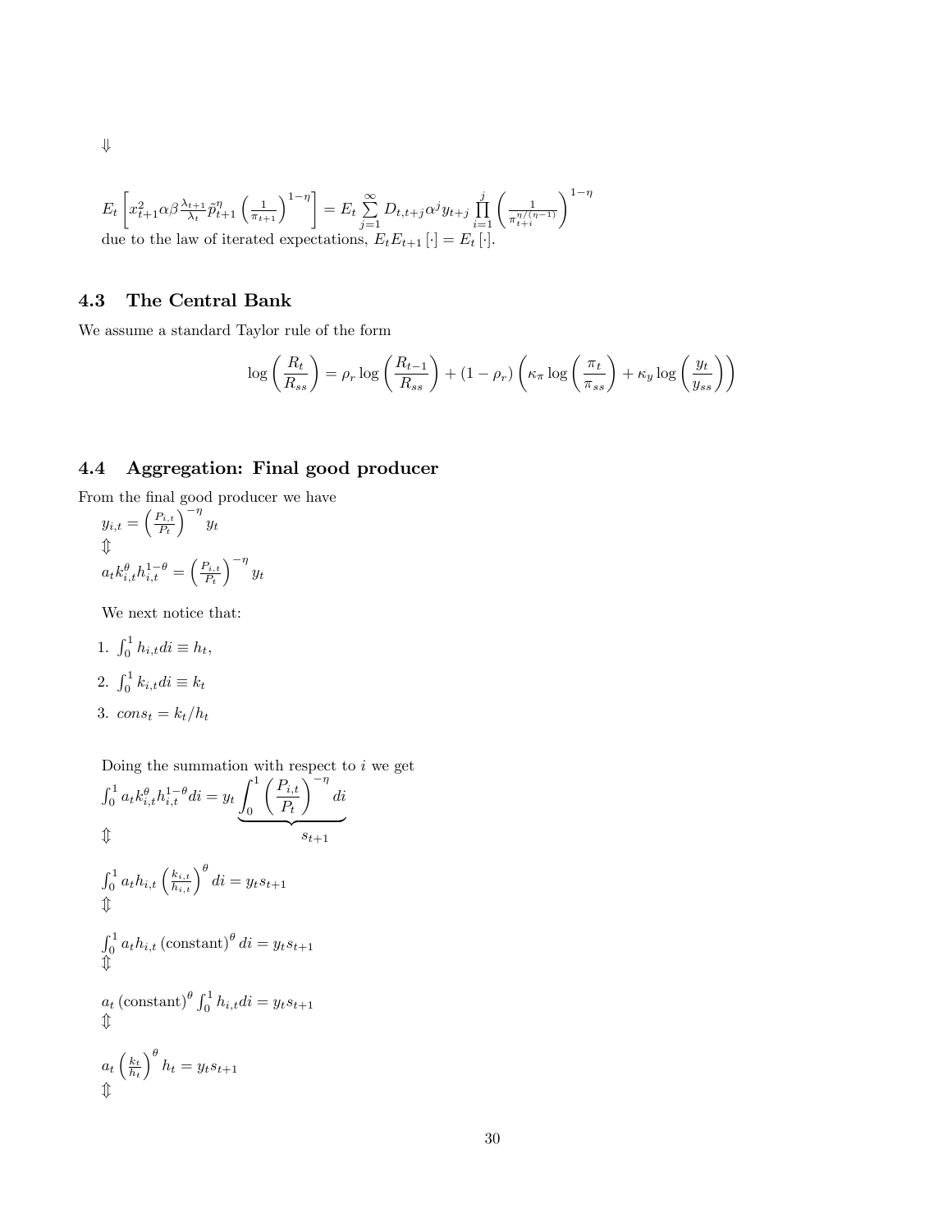$$\Downarrow$$

$E_t\left[x_{t+1}^2 \alpha\beta \frac{\lambda_{t+1}}{\lambda_t} \tilde{p}_{t+1}^{\eta} \left(\frac{1}{\pi_{t+1}}\right)^{1-\eta}\right] = E_t \sum_{j=1}^{\infty} D_{t,t+j} \alpha^j y_{t+j} \prod_{i=1}^{j} \left(\frac{1}{\pi_{t+i}^{\eta/(\eta-1)}}\right)^{1-\eta}$

due to the law of iterated expectations, $E_t E_{t+1}[\cdot] = E_t[\cdot]$.

### 4.3 The Central Bank

We assume a standard Taylor rule of the form

$$\log\left(\frac{R_t}{R_{ss}}\right) = \rho_r \log\left(\frac{R_{t-1}}{R_{ss}}\right) + (1-\rho_r)\left(\kappa_\pi \log\left(\frac{\pi_t}{\pi_{ss}}\right) + \kappa_y \log\left(\frac{y_t}{y_{ss}}\right)\right)$$

### 4.4 Aggregation: Final good producer

From the final good producer we have

$y_{i,t} = \left(\frac{P_{i,t}}{P_t}\right)^{-\eta} y_t$

$\Updownarrow$

$a_t k_{i,t}^{\theta} h_{i,t}^{1-\theta} = \left(\frac{P_{i,t}}{P_t}\right)^{-\eta} y_t$

We next notice that:

1. $\int_0^1 h_{i,t} di \equiv h_t$,
2. $\int_0^1 k_{i,t} di \equiv k_t$
3. $cons_t = k_t / h_t$

Doing the summation with respect to $i$ we get

$\int_0^1 a_t k_{i,t}^{\theta} h_{i,t}^{1-\theta} di = y_t \underbrace{\int_0^1 \left(\frac{P_{i,t}}{P_t}\right)^{-\eta} di}_{s_{t+1}}$

$\Updownarrow$

$\int_0^1 a_t h_{i,t} \left(\frac{k_{i,t}}{h_{i,t}}\right)^{\theta} di = y_t s_{t+1}$

$\Updownarrow$

$\int_0^1 a_t h_{i,t} \left(\text{constant}\right)^{\theta} di = y_t s_{t+1}$

$\Updownarrow$

$a_t \left(\text{constant}\right)^{\theta} \int_0^1 h_{i,t} di = y_t s_{t+1}$

$\Updownarrow$

$a_t \left(\frac{k_t}{h_t}\right)^{\theta} h_t = y_t s_{t+1}$

$\Updownarrow$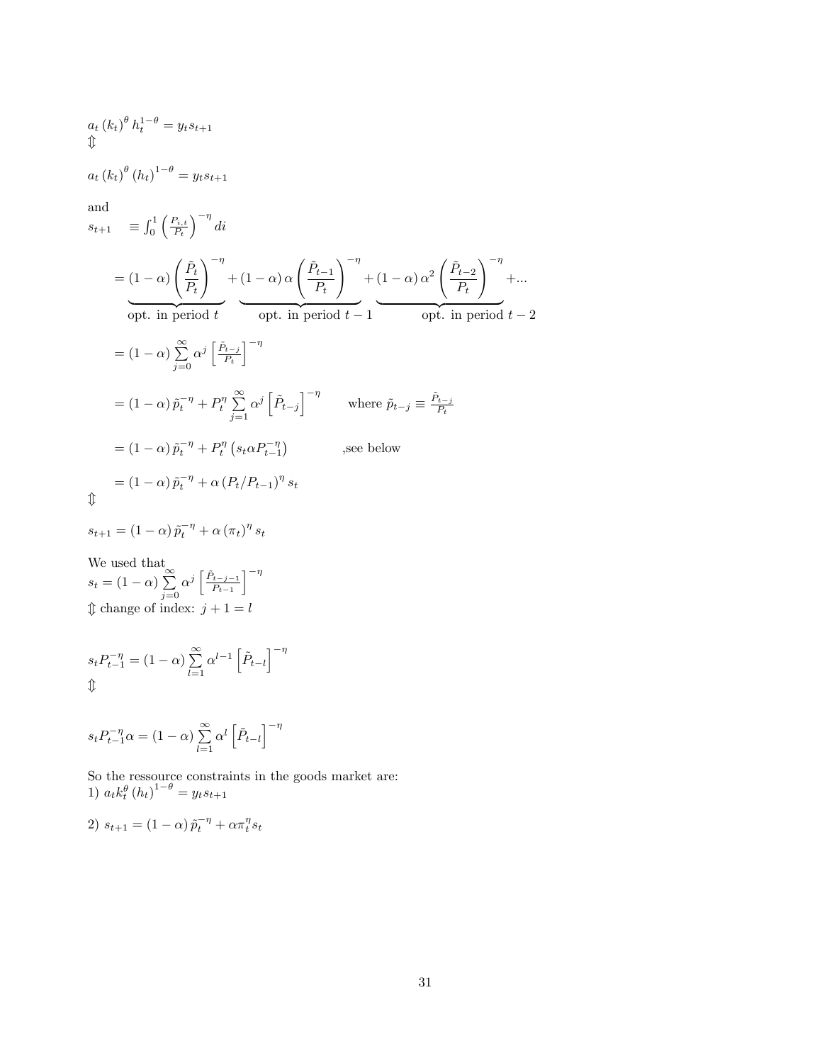$$a_t (k_t)^\theta h_t^{1-\theta} = y_t s_{t+1}$$
$\Updownarrow$

$$a_t (k_t)^\theta (h_t)^{1-\theta} = y_t s_{t+1}$$

and

$$s_{t+1} \quad \equiv \int_0^1 \left(\frac{P_{i,t}}{P_t}\right)^{-\eta} di$$

$$= \underbrace{(1-\alpha)\left(\frac{\tilde{P}_t}{P_t}\right)^{-\eta}}_{\text{opt. in period } t} + \underbrace{(1-\alpha)\alpha\left(\frac{\tilde{P}_{t-1}}{P_t}\right)^{-\eta}}_{\text{opt. in period } t-1} + \underbrace{(1-\alpha)\alpha^2\left(\frac{\tilde{P}_{t-2}}{P_t}\right)^{-\eta}}_{\text{opt. in period } t-2} + ...$$

$$= (1-\alpha)\sum_{j=0}^{\infty}\alpha^j\left[\frac{\tilde{P}_{t-j}}{P_t}\right]^{-\eta}$$

$$= (1-\alpha)\tilde{p}_t^{-\eta} + P_t^{\eta}\sum_{j=1}^{\infty}\alpha^j\left[\tilde{P}_{t-j}\right]^{-\eta} \qquad \text{where } \tilde{p}_{t-j} \equiv \frac{\tilde{P}_{t-j}}{P_t}$$

$$= (1-\alpha)\tilde{p}_t^{-\eta} + P_t^{\eta}\left(s_t\alpha P_{t-1}^{-\eta}\right) \qquad \text{,see below}$$

$$= (1-\alpha)\tilde{p}_t^{-\eta} + \alpha\left(P_t/P_{t-1}\right)^{\eta} s_t$$
$\Updownarrow$

$$s_{t+1} = (1-\alpha)\tilde{p}_t^{-\eta} + \alpha(\pi_t)^{\eta} s_t$$

We used that

$$s_t = (1-\alpha)\sum_{j=0}^{\infty}\alpha^j\left[\frac{\tilde{P}_{t-j-1}}{P_{t-1}}\right]^{-\eta}$$
$\Updownarrow$ change of index: $j+1=l$

$$s_t P_{t-1}^{-\eta} = (1-\alpha)\sum_{l=1}^{\infty}\alpha^{l-1}\left[\tilde{P}_{t-l}\right]^{-\eta}$$
$\Updownarrow$

$$s_t P_{t-1}^{-\eta}\alpha = (1-\alpha)\sum_{l=1}^{\infty}\alpha^{l}\left[\tilde{P}_{t-l}\right]^{-\eta}$$

So the ressource constraints in the goods market are:

1) $a_t k_t^\theta (h_t)^{1-\theta} = y_t s_{t+1}$

2) $s_{t+1} = (1-\alpha)\tilde{p}_t^{-\eta} + \alpha\pi_t^{\eta} s_t$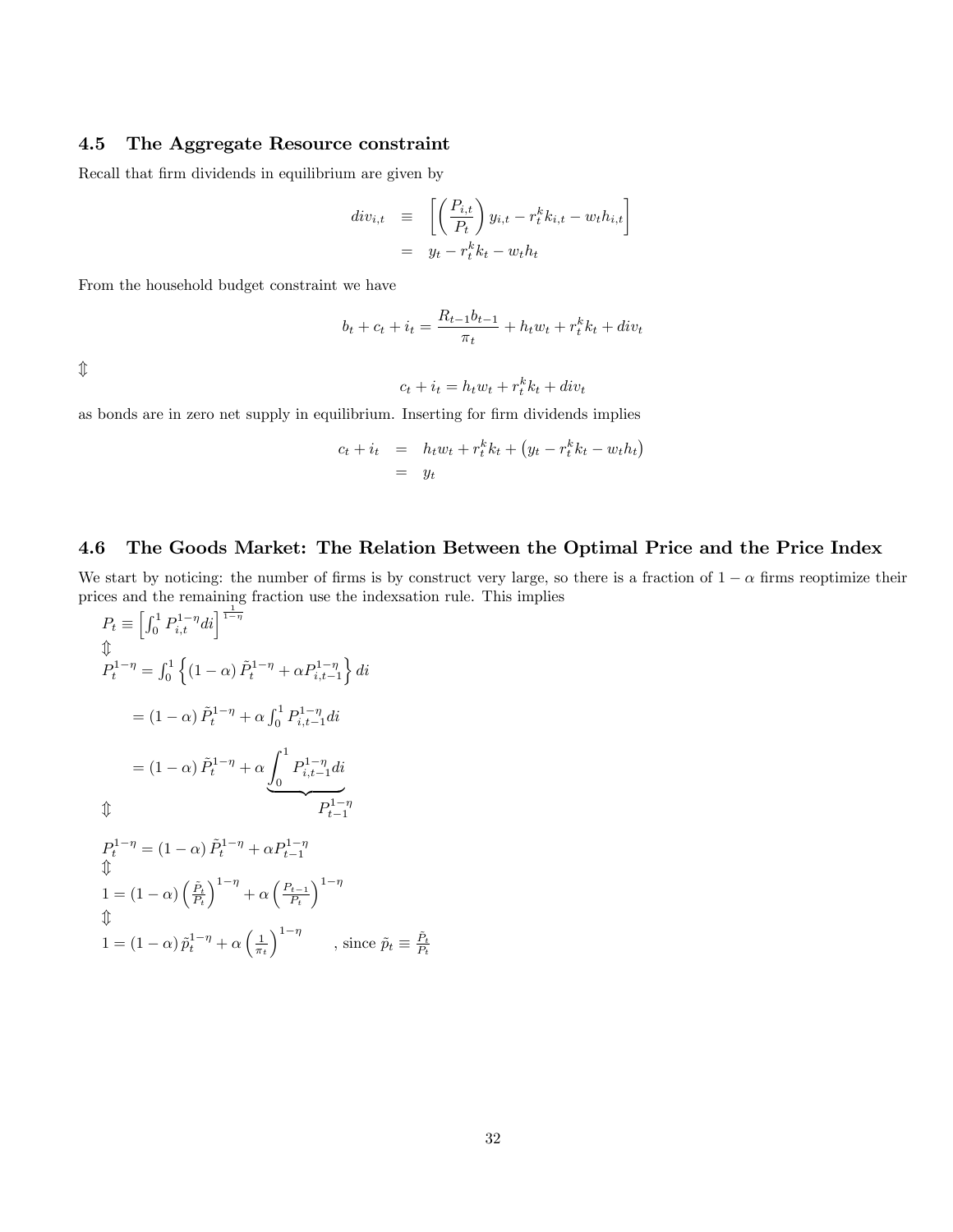### 4.5 The Aggregate Resource constraint

Recall that firm dividends in equilibrium are given by

$$
\begin{aligned}
div_{i,t} &\equiv \left[\left(\frac{P_{i,t}}{P_t}\right) y_{i,t} - r_t^k k_{i,t} - w_t h_{i,t}\right] \\
&= y_t - r_t^k k_t - w_t h_t
\end{aligned}
$$

From the household budget constraint we have

$$
b_t + c_t + i_t = \frac{R_{t-1} b_{t-1}}{\pi_t} + h_t w_t + r_t^k k_t + div_t
$$

$\Updownarrow$

$$
c_t + i_t = h_t w_t + r_t^k k_t + div_t
$$

as bonds are in zero net supply in equilibrium. Inserting for firm dividends implies

$$
\begin{aligned}
c_t + i_t &= h_t w_t + r_t^k k_t + \left(y_t - r_t^k k_t - w_t h_t\right) \\
&= y_t
\end{aligned}
$$

### 4.6 The Goods Market: The Relation Between the Optimal Price and the Price Index

We start by noticing: the number of firms is by construct very large, so there is a fraction of $1-\alpha$ firms reoptimize their prices and the remaining fraction use the indexsation rule. This implies

$$P_t \equiv \left[\int_0^1 P_{i,t}^{1-\eta} di\right]^{\frac{1}{1-\eta}}$$

$\Updownarrow$

$$P_t^{1-\eta} = \int_0^1 \left\{(1-\alpha)\tilde{P}_t^{1-\eta} + \alpha P_{i,t-1}^{1-\eta}\right\} di$$

$$= (1-\alpha)\tilde{P}_t^{1-\eta} + \alpha \int_0^1 P_{i,t-1}^{1-\eta} di$$

$$= (1-\alpha)\tilde{P}_t^{1-\eta} + \alpha \underbrace{\int_0^1 P_{i,t-1}^{1-\eta} di}_{P_{t-1}^{1-\eta}}$$

$\Updownarrow$

$$P_t^{1-\eta} = (1-\alpha)\tilde{P}_t^{1-\eta} + \alpha P_{t-1}^{1-\eta}$$

$\Updownarrow$

$$1 = (1-\alpha)\left(\frac{\tilde{P}_t}{P_t}\right)^{1-\eta} + \alpha\left(\frac{P_{t-1}}{P_t}\right)^{1-\eta}$$

$\Updownarrow$

$$1 = (1-\alpha)\tilde{p}_t^{1-\eta} + \alpha\left(\frac{1}{\pi_t}\right)^{1-\eta} \qquad \text{, since } \tilde{p}_t \equiv \frac{\tilde{P}_t}{P_t}$$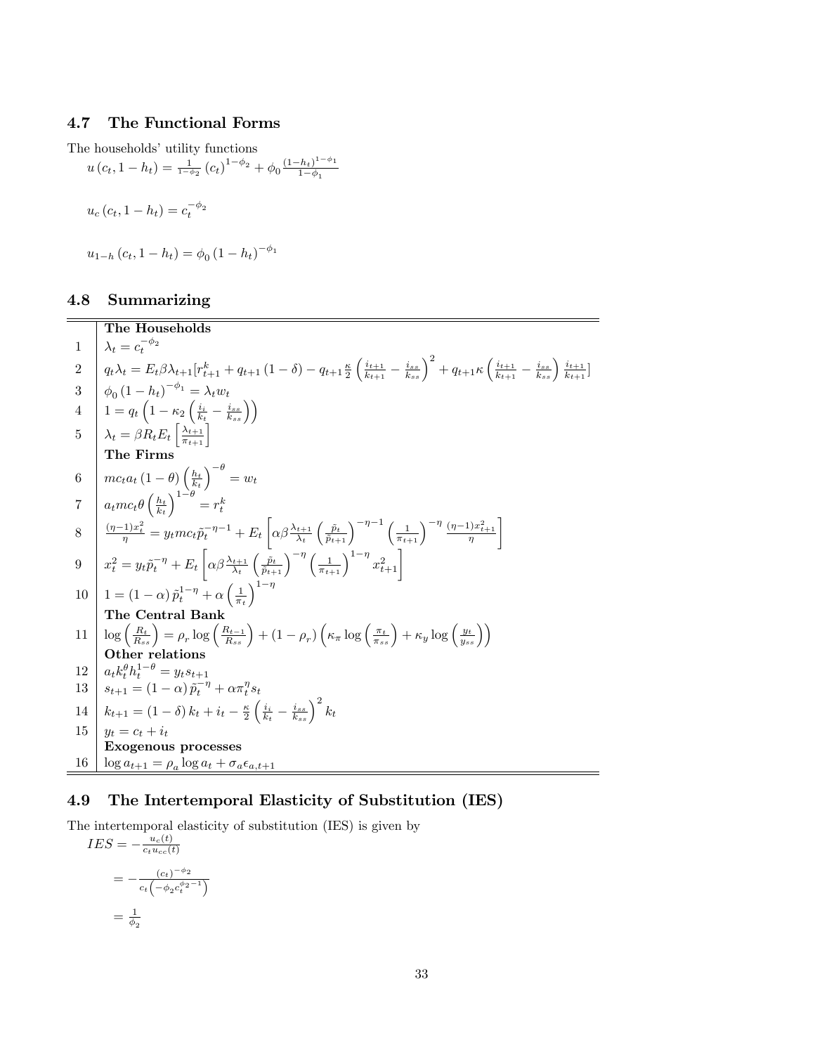### 4.7 The Functional Forms

The households' utility functions

$$u(c_t, 1-h_t) = \frac{1}{1-\phi_2}(c_t)^{1-\phi_2} + \phi_0 \frac{(1-h_t)^{1-\phi_1}}{1-\phi_1}$$

$$u_c(c_t, 1-h_t) = c_t^{-\phi_2}$$

$$u_{1-h}(c_t, 1-h_t) = \phi_0 (1-h_t)^{-\phi_1}$$

### 4.8 Summarizing

| | |
|---|---|
| | **The Households** |
| 1 | $\lambda_t = c_t^{-\phi_2}$ |
| 2 | $q_t\lambda_t = E_t\beta\lambda_{t+1}[r_{t+1}^k + q_{t+1}(1-\delta) - q_{t+1}\frac{\kappa}{2}\left(\frac{i_{t+1}}{k_{t+1}} - \frac{i_{ss}}{k_{ss}}\right)^2 + q_{t+1}\kappa\left(\frac{i_{t+1}}{k_{t+1}} - \frac{i_{ss}}{k_{ss}}\right)\frac{i_{t+1}}{k_{t+1}}]$ |
| 3 | $\phi_0(1-h_t)^{-\phi_1} = \lambda_t w_t$ |
| 4 | $1 = q_t\left(1 - \kappa_2\left(\frac{i_i}{k_t} - \frac{i_{ss}}{k_{ss}}\right)\right)$ |
| 5 | $\lambda_t = \beta R_t E_t\left[\frac{\lambda_{t+1}}{\pi_{t+1}}\right]$ |
| | **The Firms** |
| 6 | $mc_t a_t(1-\theta)\left(\frac{h_t}{k_t}\right)^{-\theta} = w_t$ |
| 7 | $a_t mc_t \theta\left(\frac{h_t}{k_t}\right)^{1-\theta} = r_t^k$ |
| 8 | $\frac{(\eta-1)x_t^2}{\eta} = y_t mc_t \tilde{p}_t^{-\eta-1} + E_t\left[\alpha\beta\frac{\lambda_{t+1}}{\lambda_t}\left(\frac{\tilde{p}_t}{\tilde{p}_{t+1}}\right)^{-\eta-1}\left(\frac{1}{\pi_{t+1}}\right)^{-\eta}\frac{(\eta-1)x_{t+1}^2}{\eta}\right]$ |
| 9 | $x_t^2 = y_t\tilde{p}_t^{-\eta} + E_t\left[\alpha\beta\frac{\lambda_{t+1}}{\lambda_t}\left(\frac{\tilde{p}_t}{\tilde{p}_{t+1}}\right)^{-\eta}\left(\frac{1}{\pi_{t+1}}\right)^{1-\eta}x_{t+1}^2\right]$ |
| 10 | $1 = (1-\alpha)\tilde{p}_t^{1-\eta} + \alpha\left(\frac{1}{\pi_t}\right)^{1-\eta}$ |
| | **The Central Bank** |
| 11 | $\log\left(\frac{R_t}{R_{ss}}\right) = \rho_r\log\left(\frac{R_{t-1}}{R_{ss}}\right) + (1-\rho_r)\left(\kappa_\pi\log\left(\frac{\pi_t}{\pi_{ss}}\right) + \kappa_y\log\left(\frac{y_t}{y_{ss}}\right)\right)$ |
| | **Other relations** |
| 12 | $a_t k_t^\theta h_t^{1-\theta} = y_t s_{t+1}$ |
| 13 | $s_{t+1} = (1-\alpha)\tilde{p}_t^{-\eta} + \alpha\pi_t^\eta s_t$ |
| 14 | $k_{t+1} = (1-\delta)k_t + i_t - \frac{\kappa}{2}\left(\frac{i_i}{k_t} - \frac{i_{ss}}{k_{ss}}\right)^2 k_t$ |
| 15 | $y_t = c_t + i_t$ |
| | **Exogenous processes** |
| 16 | $\log a_{t+1} = \rho_a\log a_t + \sigma_a\epsilon_{a,t+1}$ |

### 4.9 The Intertemporal Elasticity of Substitution (IES)

The intertemporal elasticity of substitution (IES) is given by

$$IES = -\frac{u_c(t)}{c_t u_{cc}(t)}$$

$$= -\frac{(c_t)^{-\phi_2}}{c_t\left(-\phi_2 c_t^{\phi_2 - 1}\right)}$$

$$= \frac{1}{\phi_2}$$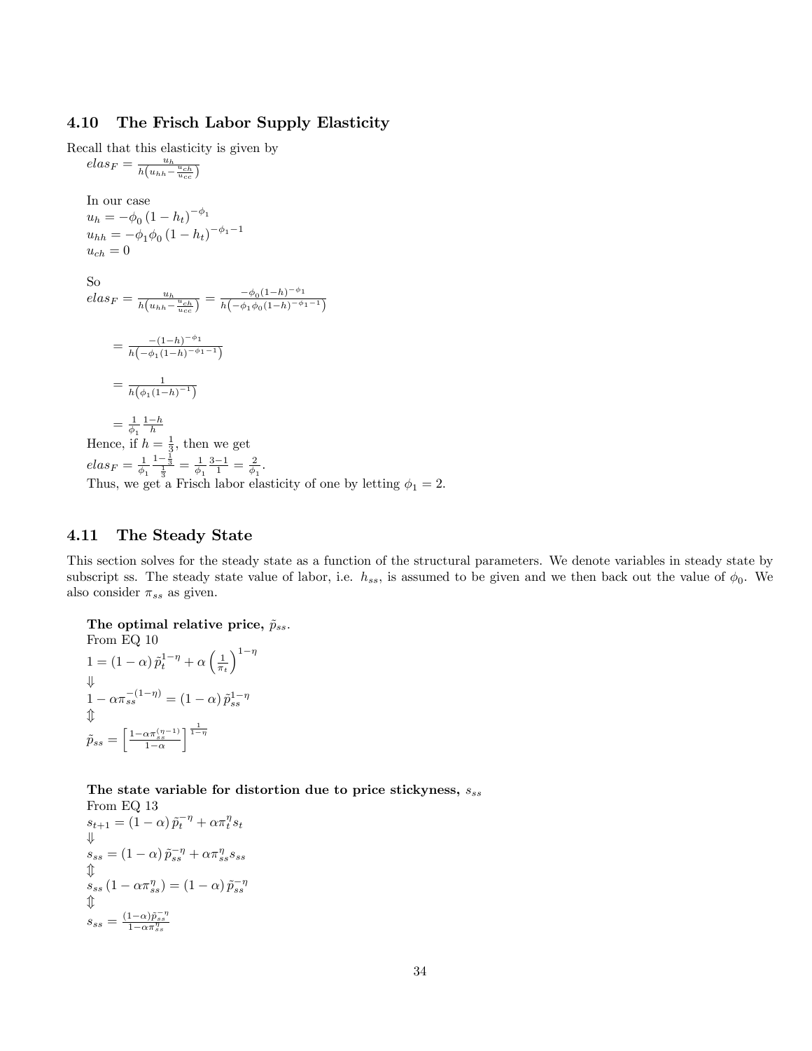## 4.10 The Frisch Labor Supply Elasticity

Recall that this elasticity is given by

$elas_F = \frac{u_h}{h\left(u_{hh} - \frac{u_{ch}}{u_{cc}}\right)}$

In our case

$u_h = -\phi_0 (1 - h_t)^{-\phi_1}$

$u_{hh} = -\phi_1 \phi_0 (1 - h_t)^{-\phi_1 - 1}$

$u_{ch} = 0$

So

$elas_F = \frac{u_h}{h\left(u_{hh} - \frac{u_{ch}}{u_{cc}}\right)} = \frac{-\phi_0(1-h)^{-\phi_1}}{h\left(-\phi_1\phi_0(1-h)^{-\phi_1-1}\right)}$

$= \frac{-(1-h)^{-\phi_1}}{h\left(-\phi_1(1-h)^{-\phi_1-1}\right)}$

$= \frac{1}{h\left(\phi_1(1-h)^{-1}\right)}$

$= \frac{1}{\phi_1}\frac{1-h}{h}$

Hence, if $h = \frac{1}{3}$, then we get

$elas_F = \frac{1}{\phi_1}\frac{1-\frac{1}{3}}{\frac{1}{3}} = \frac{1}{\phi_1}\frac{3-1}{1} = \frac{2}{\phi_1}$.

Thus, we get a Frisch labor elasticity of one by letting $\phi_1 = 2$.

## 4.11 The Steady State

This section solves for the steady state as a function of the structural parameters. We denote variables in steady state by subscript ss. The steady state value of labor, i.e. $h_{ss}$, is assumed to be given and we then back out the value of $\phi_0$. We also consider $\pi_{ss}$ as given.

**The optimal relative price, $\tilde{p}_{ss}$.**

From EQ 10

$1 = (1-\alpha)\tilde{p}_t^{1-\eta} + \alpha\left(\frac{1}{\pi_t}\right)^{1-\eta}$

$\Downarrow$

$1 - \alpha\pi_{ss}^{-(1-\eta)} = (1-\alpha)\tilde{p}_{ss}^{1-\eta}$

$\Updownarrow$

$\tilde{p}_{ss} = \left[\frac{1-\alpha\pi_{ss}^{(\eta-1)}}{1-\alpha}\right]^{\frac{1}{1-\eta}}$

**The state variable for distortion due to price stickyness, $s_{ss}$**

From EQ 13

$s_{t+1} = (1-\alpha)\tilde{p}_t^{-\eta} + \alpha\pi_t^{\eta}s_t$

$\Downarrow$

$s_{ss} = (1-\alpha)\tilde{p}_{ss}^{-\eta} + \alpha\pi_{ss}^{\eta}s_{ss}$

$\Updownarrow$

$s_{ss}\left(1 - \alpha\pi_{ss}^{\eta}\right) = (1-\alpha)\tilde{p}_{ss}^{-\eta}$

$\Updownarrow$

$s_{ss} = \frac{(1-\alpha)\tilde{p}_{ss}^{-\eta}}{1-\alpha\pi_{ss}^{\eta}}$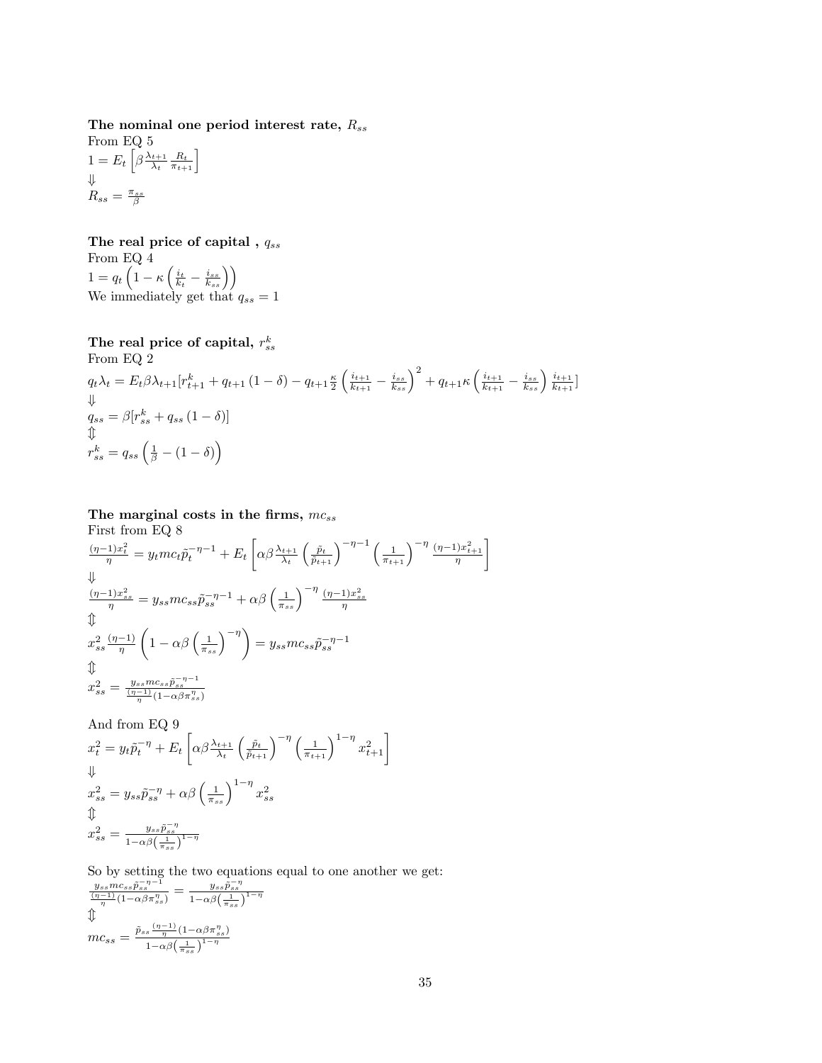**The nominal one period interest rate, $R_{ss}$**

From EQ 5

$$1 = E_t\left[\beta \frac{\lambda_{t+1}}{\lambda_t}\frac{R_t}{\pi_{t+1}}\right]$$

$$\Downarrow$$

$$R_{ss} = \frac{\pi_{ss}}{\beta}$$

**The real price of capital , $q_{ss}$**

From EQ 4

$$1 = q_t\left(1 - \kappa\left(\frac{i_t}{k_t} - \frac{i_{ss}}{k_{ss}}\right)\right)$$

We immediately get that $q_{ss} = 1$

**The real price of capital, $r_{ss}^k$**

From EQ 2

$$q_t\lambda_t = E_t\beta\lambda_{t+1}[r_{t+1}^k + q_{t+1}(1-\delta) - q_{t+1}\frac{\kappa}{2}\left(\frac{i_{t+1}}{k_{t+1}} - \frac{i_{ss}}{k_{ss}}\right)^2 + q_{t+1}\kappa\left(\frac{i_{t+1}}{k_{t+1}} - \frac{i_{ss}}{k_{ss}}\right)\frac{i_{t+1}}{k_{t+1}}]$$

$$\Downarrow$$

$$q_{ss} = \beta[r_{ss}^k + q_{ss}(1-\delta)]$$

$$\Updownarrow$$

$$r_{ss}^k = q_{ss}\left(\frac{1}{\beta} - (1-\delta)\right)$$

**The marginal costs in the firms, $mc_{ss}$**

First from EQ 8

$$\frac{(\eta-1)x_t^2}{\eta} = y_t mc_t \tilde{p}_t^{-\eta-1} + E_t\left[\alpha\beta\frac{\lambda_{t+1}}{\lambda_t}\left(\frac{\tilde{p}_t}{\tilde{p}_{t+1}}\right)^{-\eta-1}\left(\frac{1}{\pi_{t+1}}\right)^{-\eta}\frac{(\eta-1)x_{t+1}^2}{\eta}\right]$$

$$\Downarrow$$

$$\frac{(\eta-1)x_{ss}^2}{\eta} = y_{ss} mc_{ss}\tilde{p}_{ss}^{-\eta-1} + \alpha\beta\left(\frac{1}{\pi_{ss}}\right)^{-\eta}\frac{(\eta-1)x_{ss}^2}{\eta}$$

$$\Updownarrow$$

$$x_{ss}^2\frac{(\eta-1)}{\eta}\left(1 - \alpha\beta\left(\frac{1}{\pi_{ss}}\right)^{-\eta}\right) = y_{ss}mc_{ss}\tilde{p}_{ss}^{-\eta-1}$$

$$\Updownarrow$$

$$x_{ss}^2 = \frac{y_{ss}mc_{ss}\tilde{p}_{ss}^{-\eta-1}}{\frac{(\eta-1)}{\eta}(1-\alpha\beta\pi_{ss}^{\eta})}$$

And from EQ 9

$$x_t^2 = y_t\tilde{p}_t^{-\eta} + E_t\left[\alpha\beta\frac{\lambda_{t+1}}{\lambda_t}\left(\frac{\tilde{p}_t}{\tilde{p}_{t+1}}\right)^{-\eta}\left(\frac{1}{\pi_{t+1}}\right)^{1-\eta}x_{t+1}^2\right]$$

$$\Downarrow$$

$$x_{ss}^2 = y_{ss}\tilde{p}_{ss}^{-\eta} + \alpha\beta\left(\frac{1}{\pi_{ss}}\right)^{1-\eta}x_{ss}^2$$

$$\Updownarrow$$

$$x_{ss}^2 = \frac{y_{ss}\tilde{p}_{ss}^{-\eta}}{1-\alpha\beta\left(\frac{1}{\pi_{ss}}\right)^{1-\eta}}$$

So by setting the two equations equal to one another we get:

$$\frac{y_{ss}mc_{ss}\tilde{p}_{ss}^{-\eta-1}}{\frac{(\eta-1)}{\eta}(1-\alpha\beta\pi_{ss}^{\eta})} = \frac{y_{ss}\tilde{p}_{ss}^{-\eta}}{1-\alpha\beta\left(\frac{1}{\pi_{ss}}\right)^{1-\eta}}$$

$$\Updownarrow$$

$$mc_{ss} = \frac{\tilde{p}_{ss}\frac{(\eta-1)}{\eta}(1-\alpha\beta\pi_{ss}^{\eta})}{1-\alpha\beta\left(\frac{1}{\pi_{ss}}\right)^{1-\eta}}$$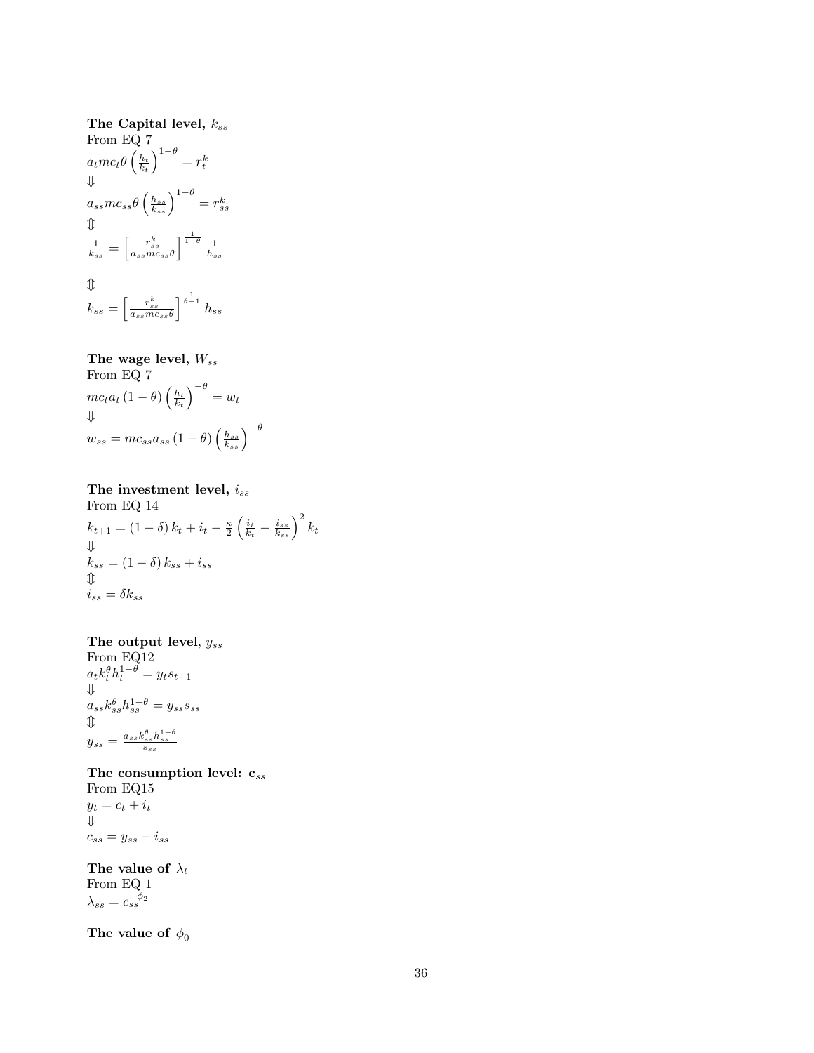**The Capital level,** $k_{ss}$

From EQ 7

$$a_t mc_t \theta \left(\frac{h_t}{k_t}\right)^{1-\theta} = r_t^k$$

$\Downarrow$

$$a_{ss} mc_{ss} \theta \left(\frac{h_{ss}}{k_{ss}}\right)^{1-\theta} = r_{ss}^k$$

$\Updownarrow$

$$\frac{1}{k_{ss}} = \left[\frac{r_{ss}^k}{a_{ss} mc_{ss} \theta}\right]^{\frac{1}{1-\theta}} \frac{1}{h_{ss}}$$

$\Updownarrow$

$$k_{ss} = \left[\frac{r_{ss}^k}{a_{ss} mc_{ss} \theta}\right]^{\frac{1}{\theta-1}} h_{ss}$$

**The wage level,** $W_{ss}$

From EQ 7

$$mc_t a_t (1-\theta) \left(\frac{h_t}{k_t}\right)^{-\theta} = w_t$$

$\Downarrow$

$$w_{ss} = mc_{ss} a_{ss} (1-\theta) \left(\frac{h_{ss}}{k_{ss}}\right)^{-\theta}$$

**The investment level,** $i_{ss}$

From EQ 14

$$k_{t+1} = (1-\delta) k_t + i_t - \frac{\kappa}{2} \left(\frac{i_i}{k_t} - \frac{i_{ss}}{k_{ss}}\right)^2 k_t$$

$\Downarrow$

$$k_{ss} = (1-\delta) k_{ss} + i_{ss}$$

$\Updownarrow$

$$i_{ss} = \delta k_{ss}$$

**The output level**, $y_{ss}$

From EQ12

$$a_t k_t^\theta h_t^{1-\theta} = y_t s_{t+1}$$

$\Downarrow$

$$a_{ss} k_{ss}^\theta h_{ss}^{1-\theta} = y_{ss} s_{ss}$$

$\Updownarrow$

$$y_{ss} = \frac{a_{ss} k_{ss}^\theta h_{ss}^{1-\theta}}{s_{ss}}$$

**The consumption level: c**$_{ss}$

From EQ15

$$y_t = c_t + i_t$$

$\Downarrow$

$$c_{ss} = y_{ss} - i_{ss}$$

**The value of** $\lambda_t$

From EQ 1

$$\lambda_{ss} = c_{ss}^{-\phi_2}$$

**The value of** $\phi_0$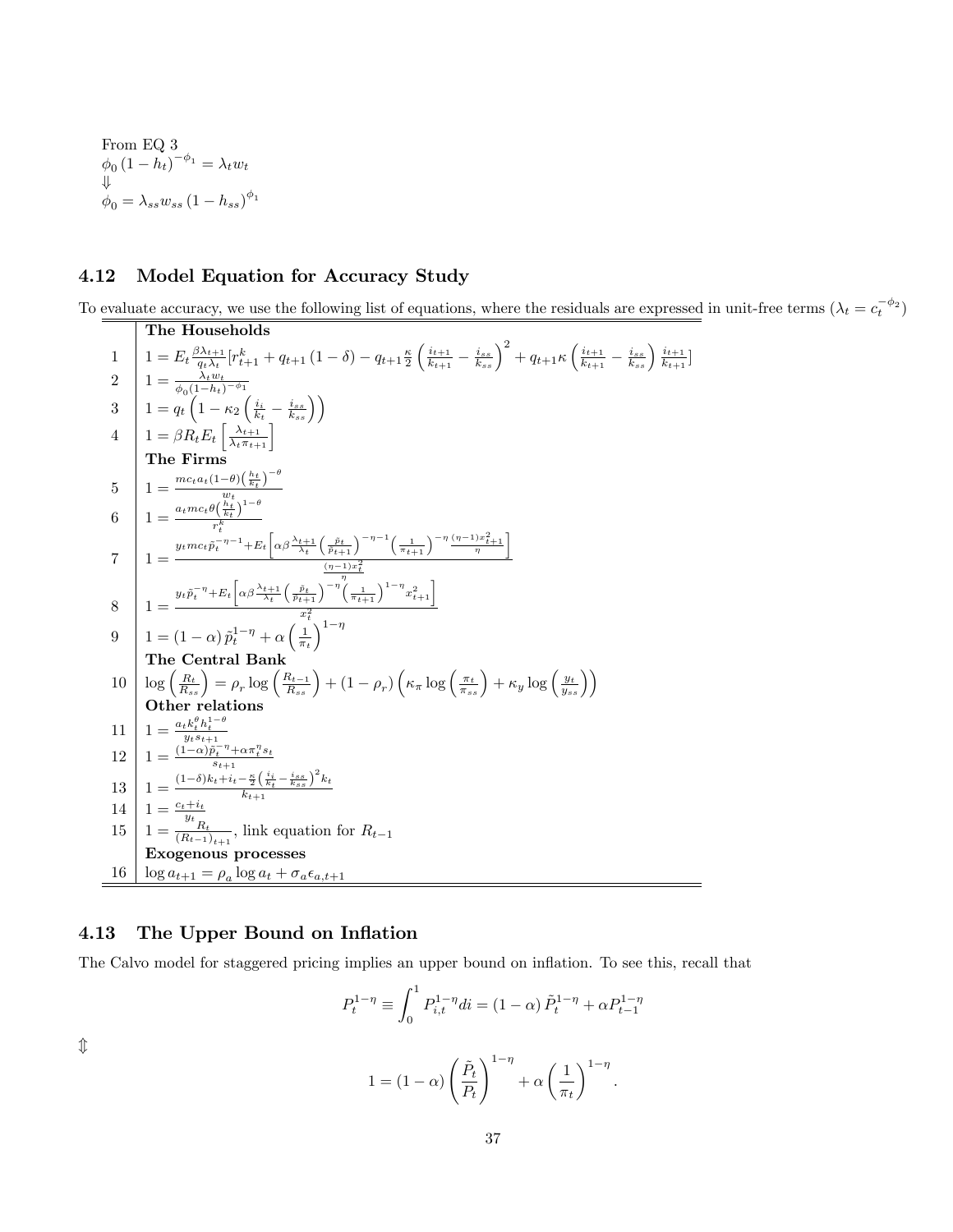From EQ 3

$$\phi_0 (1 - h_t)^{-\phi_1} = \lambda_t w_t$$

$$\Downarrow$$

$$\phi_0 = \lambda_{ss} w_{ss} (1 - h_{ss})^{\phi_1}$$

### 4.12 Model Equation for Accuracy Study

To evaluate accuracy, we use the following list of equations, where the residuals are expressed in unit-free terms ($\lambda_t = c_t^{-\phi_2}$)

| | |
|---|---|
| | **The Households** |
| 1 | $1 = E_t \frac{\beta \lambda_{t+1}}{q_t \lambda_t} [r_{t+1}^k + q_{t+1}(1-\delta) - q_{t+1} \frac{\kappa}{2} \left( \frac{i_{t+1}}{k_{t+1}} - \frac{i_{ss}}{k_{ss}} \right)^2 + q_{t+1} \kappa \left( \frac{i_{t+1}}{k_{t+1}} - \frac{i_{ss}}{k_{ss}} \right) \frac{i_{t+1}}{k_{t+1}}]$ |
| 2 | $1 = \frac{\lambda_t w_t}{\phi_0 (1-h_t)^{-\phi_1}}$ |
| 3 | $1 = q_t \left( 1 - \kappa_2 \left( \frac{i_t}{k_t} - \frac{i_{ss}}{k_{ss}} \right) \right)$ |
| 4 | $1 = \beta R_t E_t \left[ \frac{\lambda_{t+1}}{\lambda_t \pi_{t+1}} \right]$ |
| | **The Firms** |
| 5 | $1 = \frac{mc_t a_t (1-\theta) \left( \frac{h_t}{k_t} \right)^{-\theta}}{w_t}$ |
| 6 | $1 = \frac{a_t mc_t \theta \left( \frac{h_t}{k_t} \right)^{1-\theta}}{r_t^k}$ |
| 7 | $1 = \frac{y_t mc_t \tilde{p}_t^{-\eta-1} + E_t \left[ \alpha \beta \frac{\lambda_{t+1}}{\lambda_t} \left( \frac{\tilde{p}_t}{\tilde{p}_{t+1}} \right)^{-\eta-1} \left( \frac{1}{\pi_{t+1}} \right)^{-\eta} \frac{(\eta-1) x_{t+1}^2}{\eta} \right]}{\frac{(\eta-1) x_t^2}{\eta}}$ |
| 8 | $1 = \frac{y_t \tilde{p}_t^{-\eta} + E_t \left[ \alpha \beta \frac{\lambda_{t+1}}{\lambda_t} \left( \frac{\tilde{p}_t}{\tilde{p}_{t+1}} \right)^{-\eta} \left( \frac{1}{\pi_{t+1}} \right)^{1-\eta} x_{t+1}^2 \right]}{x_t^2}$ |
| 9 | $1 = (1-\alpha) \tilde{p}_t^{1-\eta} + \alpha \left( \frac{1}{\pi_t} \right)^{1-\eta}$ |
| | **The Central Bank** |
| 10 | $\log \left( \frac{R_t}{R_{ss}} \right) = \rho_r \log \left( \frac{R_{t-1}}{R_{ss}} \right) + (1-\rho_r) \left( \kappa_\pi \log \left( \frac{\pi_t}{\pi_{ss}} \right) + \kappa_y \log \left( \frac{y_t}{y_{ss}} \right) \right)$ |
| | **Other relations** |
| 11 | $1 = \frac{a_t k_t^\theta h_t^{1-\theta}}{y_t s_{t+1}}$ |
| 12 | $1 = \frac{(1-\alpha) \tilde{p}_t^{-\eta} + \alpha \pi_t^\eta s_t}{s_{t+1}}$ |
| 13 | $1 = \frac{(1-\delta) k_t + i_t - \frac{\kappa}{2} \left( \frac{i_t}{k_t} - \frac{i_{ss}}{k_{ss}} \right)^2 k_t}{k_{t+1}}$ |
| 14 | $1 = \frac{c_t + i_t}{y_t}$ |
| 15 | $1 = \frac{R_t}{(R_{t-1})_{t+1}}$, link equation for $R_{t-1}$ |
| | **Exogenous processes** |
| 16 | $\log a_{t+1} = \rho_a \log a_t + \sigma_a \epsilon_{a,t+1}$ |

### 4.13 The Upper Bound on Inflation

The Calvo model for staggered pricing implies an upper bound on inflation. To see this, recall that

$$P_t^{1-\eta} \equiv \int_0^1 P_{i,t}^{1-\eta} di = (1-\alpha) \tilde{P}_t^{1-\eta} + \alpha P_{t-1}^{1-\eta}$$

$$\Updownarrow$$

$$1 = (1-\alpha) \left( \frac{\tilde{P}_t}{P_t} \right)^{1-\eta} + \alpha \left( \frac{1}{\pi_t} \right)^{1-\eta}.$$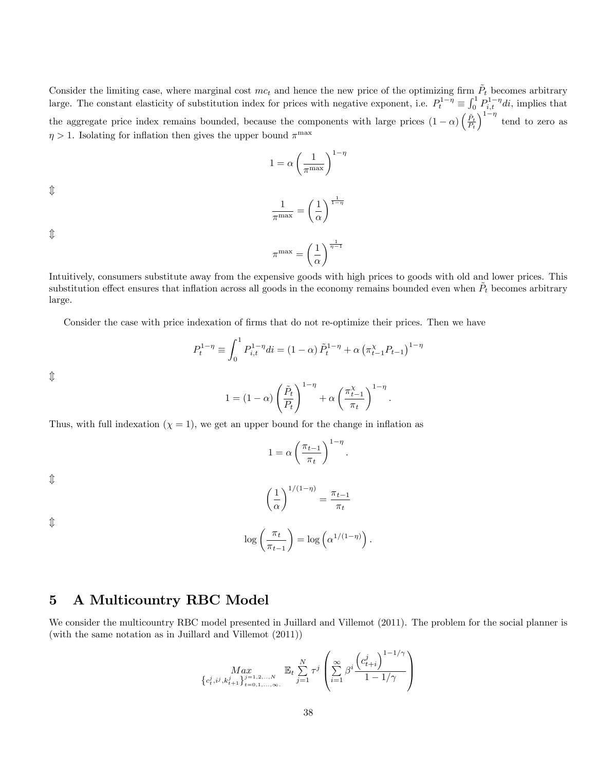Consider the limiting case, where marginal cost $mc_t$ and hence the new price of the optimizing firm $\tilde{P}_t$ becomes arbitrary large. The constant elasticity of substitution index for prices with negative exponent, i.e. $P_t^{1-\eta} \equiv \int_0^1 P_{i,t}^{1-\eta} di$, implies that the aggregate price index remains bounded, because the components with large prices $(1-\alpha)\left(\frac{\tilde{P}_t}{P_t}\right)^{1-\eta}$ tend to zero as $\eta > 1$. Isolating for inflation then gives the upper bound $\pi^{\max}$

$$1 = \alpha \left(\frac{1}{\pi^{\max}}\right)^{1-\eta}$$

$\Updownarrow$

$$\frac{1}{\pi^{\max}} = \left(\frac{1}{\alpha}\right)^{\frac{1}{1-\eta}}$$

$\Updownarrow$

$$\pi^{\max} = \left(\frac{1}{\alpha}\right)^{\frac{1}{\eta-1}}$$

Intuitively, consumers substitute away from the expensive goods with high prices to goods with old and lower prices. This substitution effect ensures that inflation across all goods in the economy remains bounded even when $\tilde{P}_t$ becomes arbitrary large.

Consider the case with price indexation of firms that do not re-optimize their prices. Then we have

$$P_t^{1-\eta} \equiv \int_0^1 P_{i,t}^{1-\eta} di = (1-\alpha)\tilde{P}_t^{1-\eta} + \alpha\left(\pi_{t-1}^{\chi} P_{t-1}\right)^{1-\eta}$$

$\Updownarrow$

$$1 = (1-\alpha)\left(\frac{\tilde{P}_t}{P_t}\right)^{1-\eta} + \alpha\left(\frac{\pi_{t-1}^{\chi}}{\pi_t}\right)^{1-\eta}.$$

Thus, with full indexation ($\chi = 1$), we get an upper bound for the change in inflation as

$$1 = \alpha\left(\frac{\pi_{t-1}}{\pi_t}\right)^{1-\eta}.$$

$\Updownarrow$

$$\left(\frac{1}{\alpha}\right)^{1/(1-\eta)} = \frac{\pi_{t-1}}{\pi_t}$$

$\Updownarrow$

$$\log\left(\frac{\pi_t}{\pi_{t-1}}\right) = \log\left(\alpha^{1/(1-\eta)}\right).$$

## 5 A Multicountry RBC Model

We consider the multicountry RBC model presented in Juillard and Villemot (2011). The problem for the social planner is (with the same notation as in Juillard and Villemot (2011))

$$\underset{\left\{c_t^j, i^j, k_{t+1}^j\right\}_{t=0,1,\ldots,\infty.}^{j=1,2,\ldots,N}}{Max} \quad \mathbb{E}_t \sum_{j=1}^{N} \tau^j \left(\sum_{i=1}^{\infty} \beta^i \frac{\left(c_{t+i}^j\right)^{1-1/\gamma}}{1-1/\gamma}\right)$$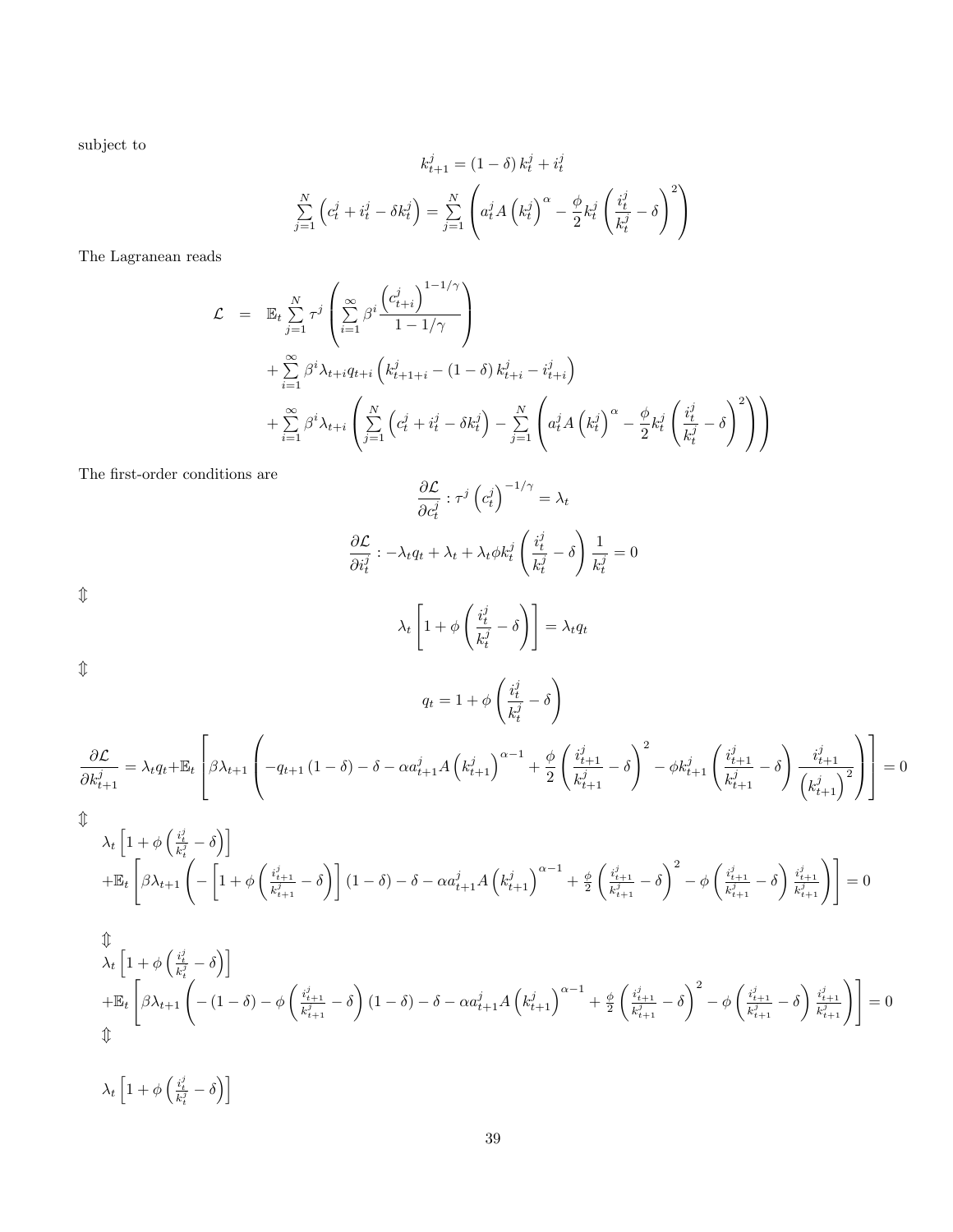subject to

$$k_{t+1}^{j} = (1-\delta) k_{t}^{j} + i_{t}^{j}$$

$$\sum_{j=1}^{N} \left( c_{t}^{j} + i_{t}^{j} - \delta k_{t}^{j} \right) = \sum_{j=1}^{N} \left( a_{t}^{j} A \left( k_{t}^{j} \right)^{\alpha} - \frac{\phi}{2} k_{t}^{j} \left( \frac{i_{t}^{j}}{k_{t}^{j}} - \delta \right)^{2} \right)$$

The Lagranean reads

$$\begin{aligned}
\mathcal{L} \quad = \quad & \mathbb{E}_{t} \sum_{j=1}^{N} \tau^{j} \left( \sum_{i=1}^{\infty} \beta^{i} \frac{\left( c_{t+i}^{j} \right)^{1-1/\gamma}}{1-1/\gamma} \right) \\
& + \sum_{i=1}^{\infty} \beta^{i} \lambda_{t+i} q_{t+i} \left( k_{t+1+i}^{j} - (1-\delta) k_{t+i}^{j} - i_{t+i}^{j} \right) \\
& + \sum_{i=1}^{\infty} \beta^{i} \lambda_{t+i} \left( \sum_{j=1}^{N} \left( c_{t}^{j} + i_{t}^{j} - \delta k_{t}^{j} \right) - \sum_{j=1}^{N} \left( a_{t}^{j} A \left( k_{t}^{j} \right)^{\alpha} - \frac{\phi}{2} k_{t}^{j} \left( \frac{i_{t}^{j}}{k_{t}^{j}} - \delta \right)^{2} \right) \right)
\end{aligned}$$

The first-order conditions are

$$\frac{\partial \mathcal{L}}{\partial c_{t}^{j}} : \tau^{j} \left( c_{t}^{j} \right)^{-1/\gamma} = \lambda_{t}$$

$$\frac{\partial \mathcal{L}}{\partial i_{t}^{j}} : -\lambda_{t} q_{t} + \lambda_{t} + \lambda_{t} \phi k_{t}^{j} \left( \frac{i_{t}^{j}}{k_{t}^{j}} - \delta \right) \frac{1}{k_{t}^{j}} = 0$$

$\Updownarrow$

$$\lambda_{t} \left[ 1 + \phi \left( \frac{i_{t}^{j}}{k_{t}^{j}} - \delta \right) \right] = \lambda_{t} q_{t}$$

$\Updownarrow$

$$q_{t} = 1 + \phi \left( \frac{i_{t}^{j}}{k_{t}^{j}} - \delta \right)$$

$$\frac{\partial \mathcal{L}}{\partial k_{t+1}^{j}} = \lambda_{t} q_{t} + \mathbb{E}_{t} \left[ \beta \lambda_{t+1} \left( -q_{t+1} (1-\delta) - \delta - \alpha a_{t+1}^{j} A \left( k_{t+1}^{j} \right)^{\alpha-1} + \frac{\phi}{2} \left( \frac{i_{t+1}^{j}}{k_{t+1}^{j}} - \delta \right)^{2} - \phi k_{t+1}^{j} \left( \frac{i_{t+1}^{j}}{k_{t+1}^{j}} - \delta \right) \frac{i_{t+1}^{j}}{\left( k_{t+1}^{j} \right)^{2}} \right) \right] = 0$$

$\Updownarrow$

$$\begin{aligned}
& \lambda_{t} \left[ 1 + \phi \left( \tfrac{i_{t}^{j}}{k_{t}^{j}} - \delta \right) \right] \\
& + \mathbb{E}_{t} \left[ \beta \lambda_{t+1} \left( - \left[ 1 + \phi \left( \tfrac{i_{t+1}^{j}}{k_{t+1}^{j}} - \delta \right) \right] (1-\delta) - \delta - \alpha a_{t+1}^{j} A \left( k_{t+1}^{j} \right)^{\alpha-1} + \tfrac{\phi}{2} \left( \tfrac{i_{t+1}^{j}}{k_{t+1}^{j}} - \delta \right)^{2} - \phi \left( \tfrac{i_{t+1}^{j}}{k_{t+1}^{j}} - \delta \right) \tfrac{i_{t+1}^{j}}{k_{t+1}^{j}} \right) \right] = 0
\end{aligned}$$

$\Updownarrow$

$$\begin{aligned}
& \lambda_{t} \left[ 1 + \phi \left( \tfrac{i_{t}^{j}}{k_{t}^{j}} - \delta \right) \right] \\
& + \mathbb{E}_{t} \left[ \beta \lambda_{t+1} \left( -(1-\delta) - \phi \left( \tfrac{i_{t+1}^{j}}{k_{t+1}^{j}} - \delta \right) (1-\delta) - \delta - \alpha a_{t+1}^{j} A \left( k_{t+1}^{j} \right)^{\alpha-1} + \tfrac{\phi}{2} \left( \tfrac{i_{t+1}^{j}}{k_{t+1}^{j}} - \delta \right)^{2} - \phi \left( \tfrac{i_{t+1}^{j}}{k_{t+1}^{j}} - \delta \right) \tfrac{i_{t+1}^{j}}{k_{t+1}^{j}} \right) \right] = 0
\end{aligned}$$

$\Updownarrow$

$$\lambda_{t} \left[ 1 + \phi \left( \tfrac{i_{t}^{j}}{k_{t}^{j}} - \delta \right) \right]$$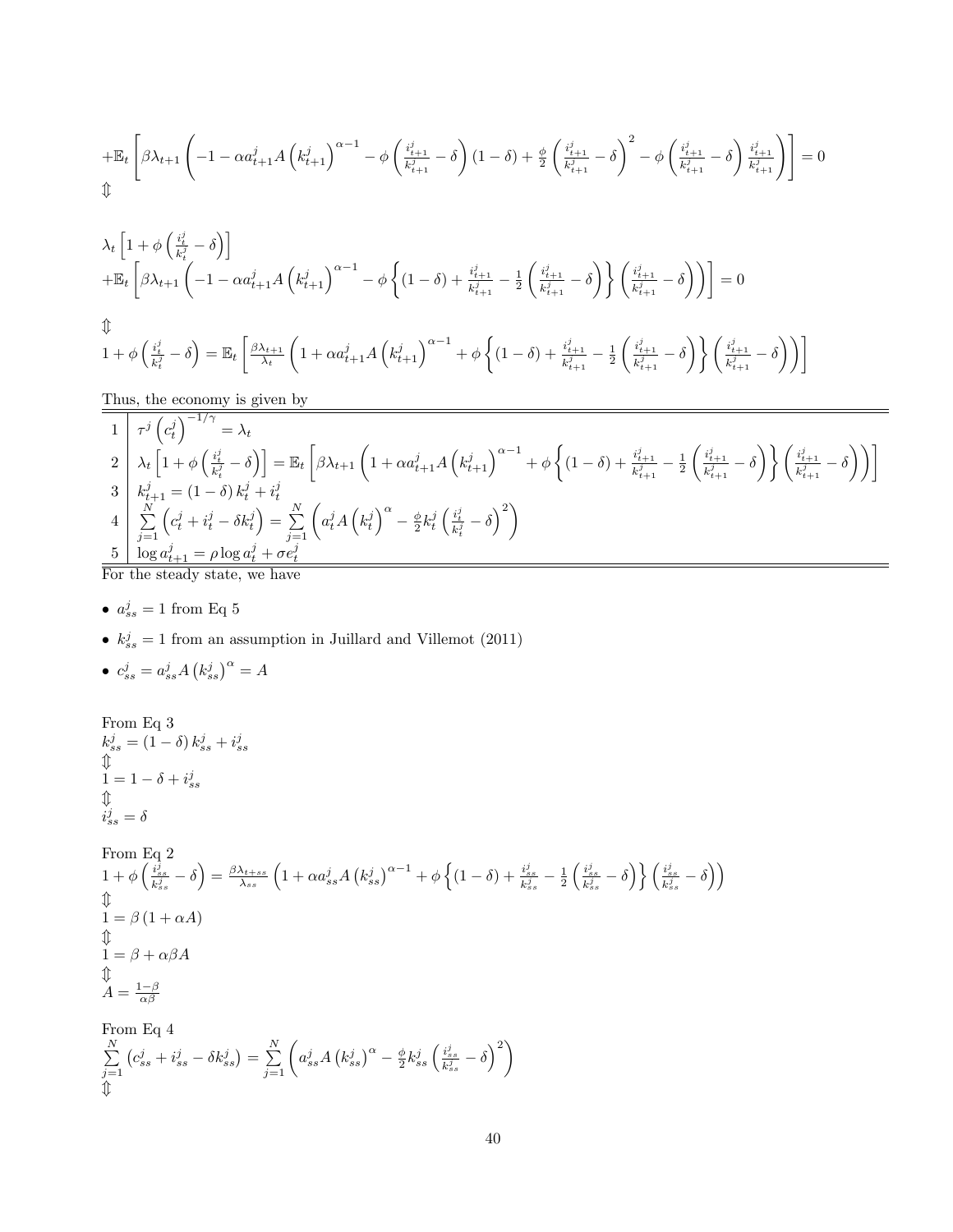$$+\mathbb{E}_t\left[\beta\lambda_{t+1}\left(-1-\alpha a^j_{t+1}A\left(k^j_{t+1}\right)^{\alpha-1}-\phi\left(\frac{i^j_{t+1}}{k^j_{t+1}}-\delta\right)(1-\delta)+\frac{\phi}{2}\left(\frac{i^j_{t+1}}{k^j_{t+1}}-\delta\right)^2-\phi\left(\frac{i^j_{t+1}}{k^j_{t+1}}-\delta\right)\frac{i^j_{t+1}}{k^j_{t+1}}\right)\right]=0$$

$\Updownarrow$

$$\lambda_t\left[1+\phi\left(\frac{i^j_t}{k^j_t}-\delta\right)\right]$$
$$+\mathbb{E}_t\left[\beta\lambda_{t+1}\left(-1-\alpha a^j_{t+1}A\left(k^j_{t+1}\right)^{\alpha-1}-\phi\left\{(1-\delta)+\frac{i^j_{t+1}}{k^j_{t+1}}-\frac{1}{2}\left(\frac{i^j_{t+1}}{k^j_{t+1}}-\delta\right)\right\}\left(\frac{i^j_{t+1}}{k^j_{t+1}}-\delta\right)\right)\right]=0$$

$\Updownarrow$

$$1+\phi\left(\frac{i^j_t}{k^j_t}-\delta\right)=\mathbb{E}_t\left[\frac{\beta\lambda_{t+1}}{\lambda_t}\left(1+\alpha a^j_{t+1}A\left(k^j_{t+1}\right)^{\alpha-1}+\phi\left\{(1-\delta)+\frac{i^j_{t+1}}{k^j_{t+1}}-\frac{1}{2}\left(\frac{i^j_{t+1}}{k^j_{t+1}}-\delta\right)\right\}\left(\frac{i^j_{t+1}}{k^j_{t+1}}-\delta\right)\right)\right]$$

Thus, the economy is given by

| | |
|---|---|
| 1 | $\tau^j\left(c^j_t\right)^{-1/\gamma}=\lambda_t$ |
| 2 | $\lambda_t\left[1+\phi\left(\frac{i^j_t}{k^j_t}-\delta\right)\right]=\mathbb{E}_t\left[\beta\lambda_{t+1}\left(1+\alpha a^j_{t+1}A\left(k^j_{t+1}\right)^{\alpha-1}+\phi\left\{(1-\delta)+\frac{i^j_{t+1}}{k^j_{t+1}}-\frac{1}{2}\left(\frac{i^j_{t+1}}{k^j_{t+1}}-\delta\right)\right\}\left(\frac{i^j_{t+1}}{k^j_{t+1}}-\delta\right)\right)\right]$ |
| 3 | $k^j_{t+1}=(1-\delta)k^j_t+i^j_t$ |
| 4 | $\sum_{j=1}^{N}\left(c^j_t+i^j_t-\delta k^j_t\right)=\sum_{j=1}^{N}\left(a^j_tA\left(k^j_t\right)^{\alpha}-\frac{\phi}{2}k^j_t\left(\frac{i^j_t}{k^j_t}-\delta\right)^2\right)$ |
| 5 | $\log a^j_{t+1}=\rho\log a^j_t+\sigma e^j_t$ |

For the steady state, we have

- $a^j_{ss}=1$ from Eq 5
- $k^j_{ss}=1$ from an assumption in Juillard and Villemot (2011)
- $c^j_{ss}=a^j_{ss}A\left(k^j_{ss}\right)^{\alpha}=A$

From Eq 3

$k^j_{ss}=(1-\delta)k^j_{ss}+i^j_{ss}$

$\Updownarrow$

$1=1-\delta+i^j_{ss}$

$\Updownarrow$

$i^j_{ss}=\delta$

From Eq 2

$$1+\phi\left(\frac{i^j_{ss}}{k^j_{ss}}-\delta\right)=\frac{\beta\lambda_{t+ss}}{\lambda_{ss}}\left(1+\alpha a^j_{ss}A\left(k^j_{ss}\right)^{\alpha-1}+\phi\left\{(1-\delta)+\frac{i^j_{ss}}{k^j_{ss}}-\frac{1}{2}\left(\frac{i^j_{ss}}{k^j_{ss}}-\delta\right)\right\}\left(\frac{i^j_{ss}}{k^j_{ss}}-\delta\right)\right)$$

$\Updownarrow$

$1=\beta(1+\alpha A)$

$\Updownarrow$

$1=\beta+\alpha\beta A$

$\Updownarrow$

$A=\frac{1-\beta}{\alpha\beta}$

From Eq 4

$$\sum_{j=1}^{N}\left(c^j_{ss}+i^j_{ss}-\delta k^j_{ss}\right)=\sum_{j=1}^{N}\left(a^j_{ss}A\left(k^j_{ss}\right)^{\alpha}-\frac{\phi}{2}k^j_{ss}\left(\frac{i^j_{ss}}{k^j_{ss}}-\delta\right)^2\right)$$

$\Updownarrow$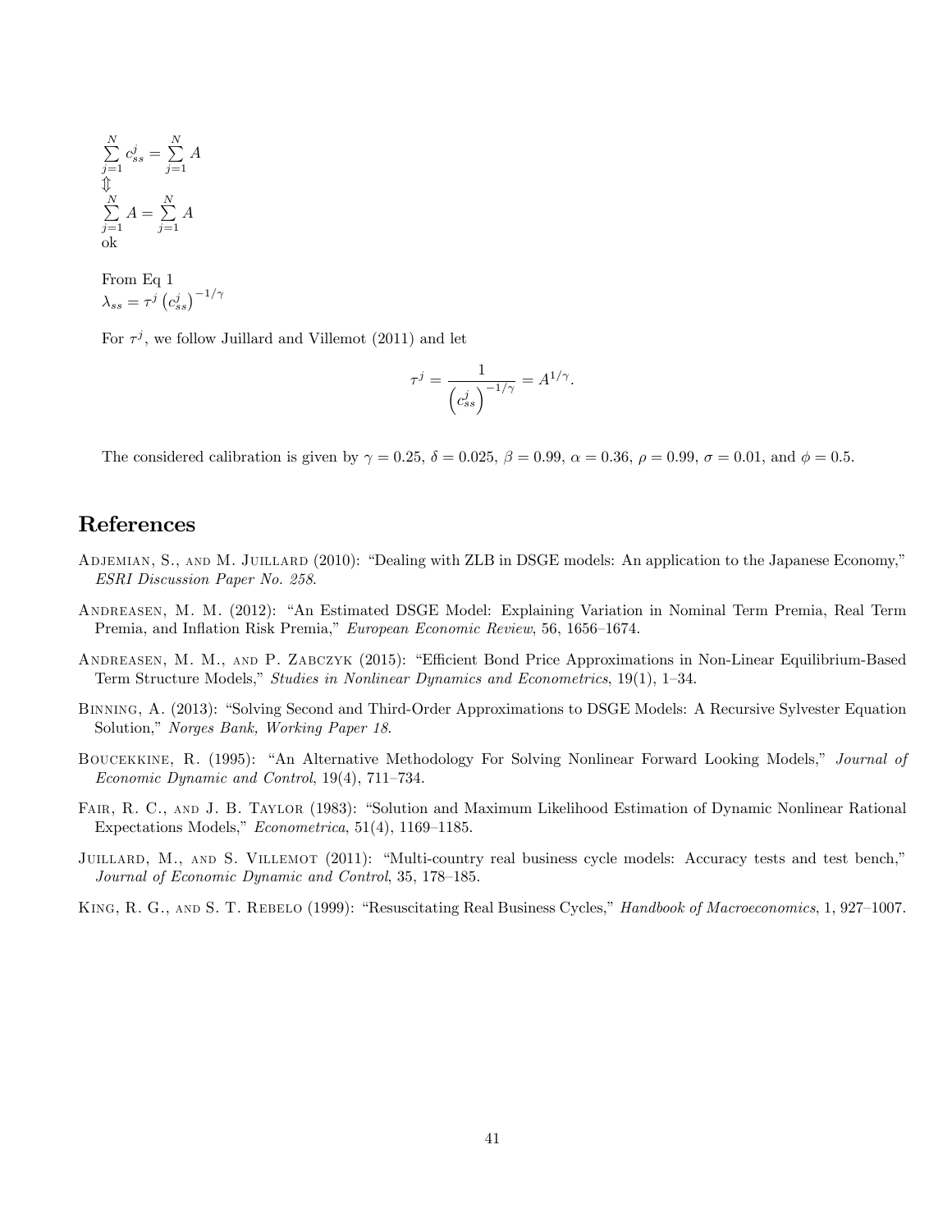$\sum_{j=1}^{N} c_{ss}^{j} = \sum_{j=1}^{N} A$
$\Updownarrow$
$\sum_{j=1}^{N} A = \sum_{j=1}^{N} A$
ok

From Eq 1
$\lambda_{ss} = \tau^{j} \left(c_{ss}^{j}\right)^{-1/\gamma}$

For $\tau^{j}$, we follow Juillard and Villemot (2011) and let

$$\tau^{j} = \frac{1}{\left(c_{ss}^{j}\right)^{-1/\gamma}} = A^{1/\gamma}.$$

The considered calibration is given by $\gamma = 0.25$, $\delta = 0.025$, $\beta = 0.99$, $\alpha = 0.36$, $\rho = 0.99$, $\sigma = 0.01$, and $\phi = 0.5$.

# References

Adjemian, S., and M. Juillard (2010): "Dealing with ZLB in DSGE models: An application to the Japanese Economy," *ESRI Discussion Paper No. 258*.

Andreasen, M. M. (2012): "An Estimated DSGE Model: Explaining Variation in Nominal Term Premia, Real Term Premia, and Inflation Risk Premia," *European Economic Review*, 56, 1656–1674.

Andreasen, M. M., and P. Zabczyk (2015): "Efficient Bond Price Approximations in Non-Linear Equilibrium-Based Term Structure Models," *Studies in Nonlinear Dynamics and Econometrics*, 19(1), 1–34.

Binning, A. (2013): "Solving Second and Third-Order Approximations to DSGE Models: A Recursive Sylvester Equation Solution," *Norges Bank, Working Paper 18*.

Boucekkine, R. (1995): "An Alternative Methodology For Solving Nonlinear Forward Looking Models," *Journal of Economic Dynamic and Control*, 19(4), 711–734.

Fair, R. C., and J. B. Taylor (1983): "Solution and Maximum Likelihood Estimation of Dynamic Nonlinear Rational Expectations Models," *Econometrica*, 51(4), 1169–1185.

Juillard, M., and S. Villemot (2011): "Multi-country real business cycle models: Accuracy tests and test bench," *Journal of Economic Dynamic and Control*, 35, 178–185.

King, R. G., and S. T. Rebelo (1999): "Resuscitating Real Business Cycles," *Handbook of Macroeconomics*, 1, 927–1007.